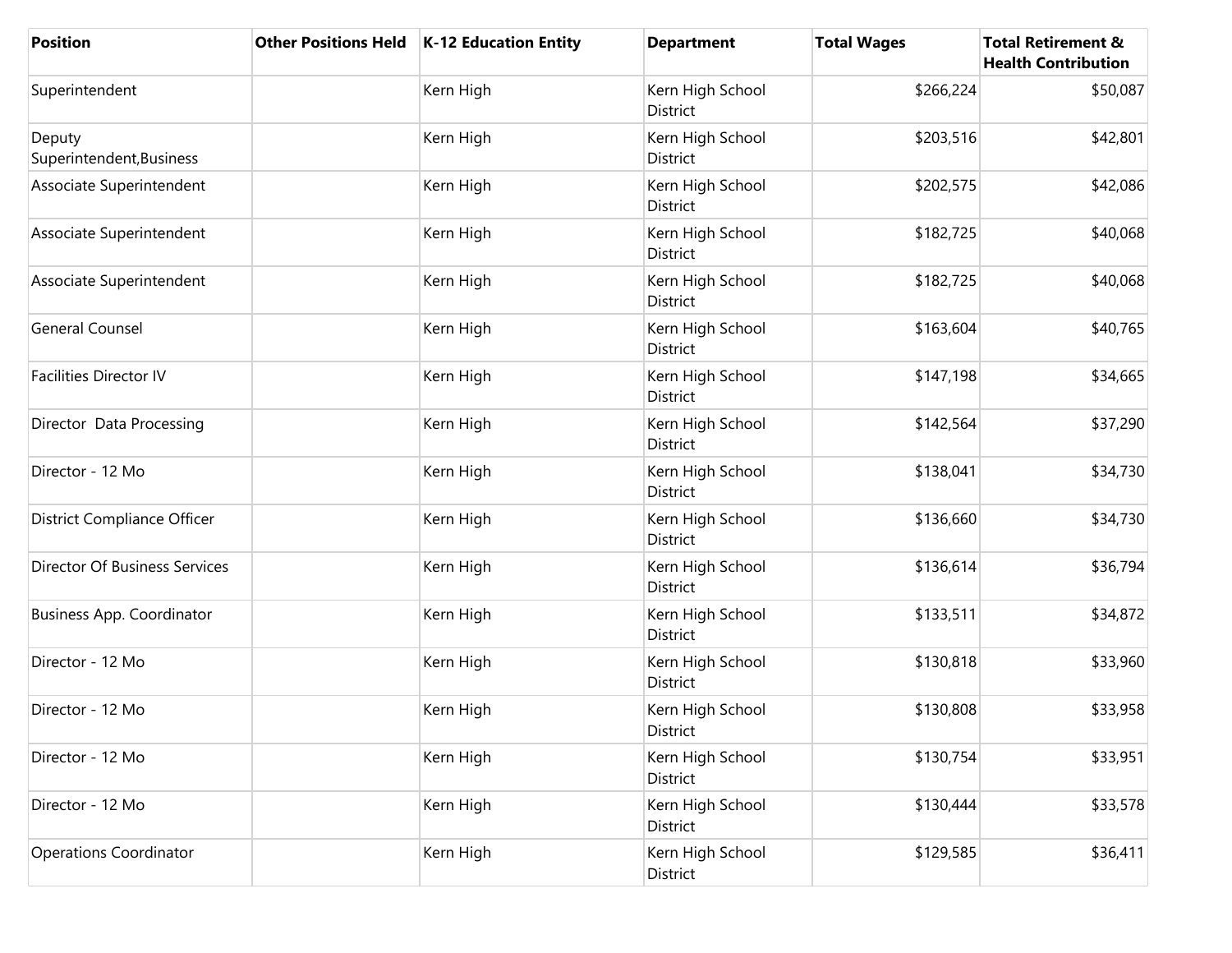| Position | Other Positions Held | K-12 Education Entity | Department | Total Wages | Total Retirement & Health Contribution |
|---|---|---|---|---|---|
| Superintendent | | Kern High | Kern High School District | $266,224 | $50,087 |
| Deputy Superintendent,Business | | Kern High | Kern High School District | $203,516 | $42,801 |
| Associate Superintendent | | Kern High | Kern High School District | $202,575 | $42,086 |
| Associate Superintendent | | Kern High | Kern High School District | $182,725 | $40,068 |
| Associate Superintendent | | Kern High | Kern High School District | $182,725 | $40,068 |
| General Counsel | | Kern High | Kern High School District | $163,604 | $40,765 |
| Facilities Director IV | | Kern High | Kern High School District | $147,198 | $34,665 |
| Director  Data Processing | | Kern High | Kern High School District | $142,564 | $37,290 |
| Director - 12 Mo | | Kern High | Kern High School District | $138,041 | $34,730 |
| District Compliance Officer | | Kern High | Kern High School District | $136,660 | $34,730 |
| Director Of Business Services | | Kern High | Kern High School District | $136,614 | $36,794 |
| Business App. Coordinator | | Kern High | Kern High School District | $133,511 | $34,872 |
| Director - 12 Mo | | Kern High | Kern High School District | $130,818 | $33,960 |
| Director - 12 Mo | | Kern High | Kern High School District | $130,808 | $33,958 |
| Director - 12 Mo | | Kern High | Kern High School District | $130,754 | $33,951 |
| Director - 12 Mo | | Kern High | Kern High School District | $130,444 | $33,578 |
| Operations Coordinator | | Kern High | Kern High School District | $129,585 | $36,411 |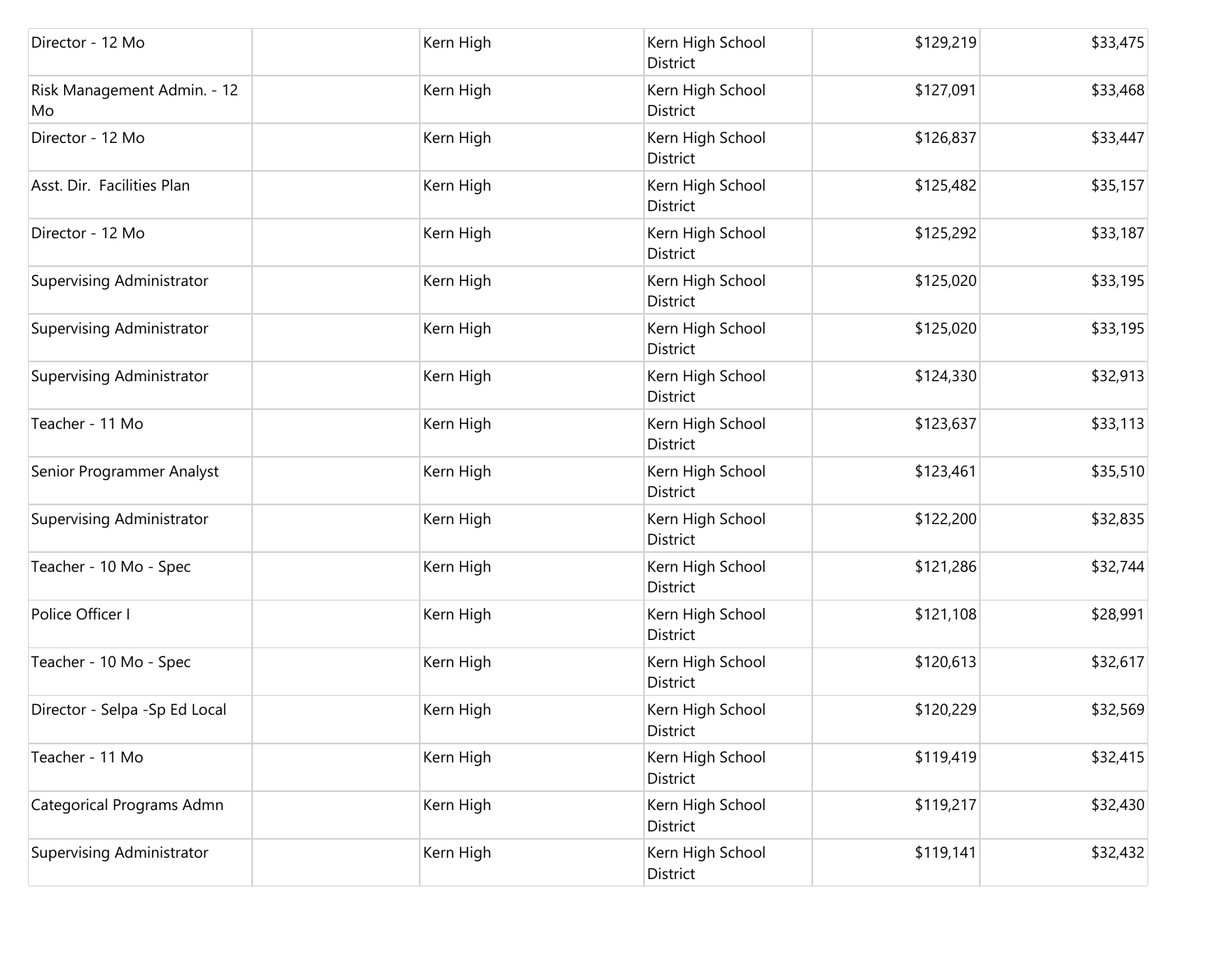| | | | | | |
|---|---|---|---|---|---|
| Director - 12 Mo | | Kern High | Kern High School District | $129,219 | $33,475 |
| Risk Management Admin. - 12 Mo | | Kern High | Kern High School District | $127,091 | $33,468 |
| Director - 12 Mo | | Kern High | Kern High School District | $126,837 | $33,447 |
| Asst. Dir. Facilities Plan | | Kern High | Kern High School District | $125,482 | $35,157 |
| Director - 12 Mo | | Kern High | Kern High School District | $125,292 | $33,187 |
| Supervising Administrator | | Kern High | Kern High School District | $125,020 | $33,195 |
| Supervising Administrator | | Kern High | Kern High School District | $125,020 | $33,195 |
| Supervising Administrator | | Kern High | Kern High School District | $124,330 | $32,913 |
| Teacher - 11 Mo | | Kern High | Kern High School District | $123,637 | $33,113 |
| Senior Programmer Analyst | | Kern High | Kern High School District | $123,461 | $35,510 |
| Supervising Administrator | | Kern High | Kern High School District | $122,200 | $32,835 |
| Teacher - 10 Mo - Spec | | Kern High | Kern High School District | $121,286 | $32,744 |
| Police Officer I | | Kern High | Kern High School District | $121,108 | $28,991 |
| Teacher - 10 Mo - Spec | | Kern High | Kern High School District | $120,613 | $32,617 |
| Director - Selpa -Sp Ed Local | | Kern High | Kern High School District | $120,229 | $32,569 |
| Teacher - 11 Mo | | Kern High | Kern High School District | $119,419 | $32,415 |
| Categorical Programs Admn | | Kern High | Kern High School District | $119,217 | $32,430 |
| Supervising Administrator | | Kern High | Kern High School District | $119,141 | $32,432 |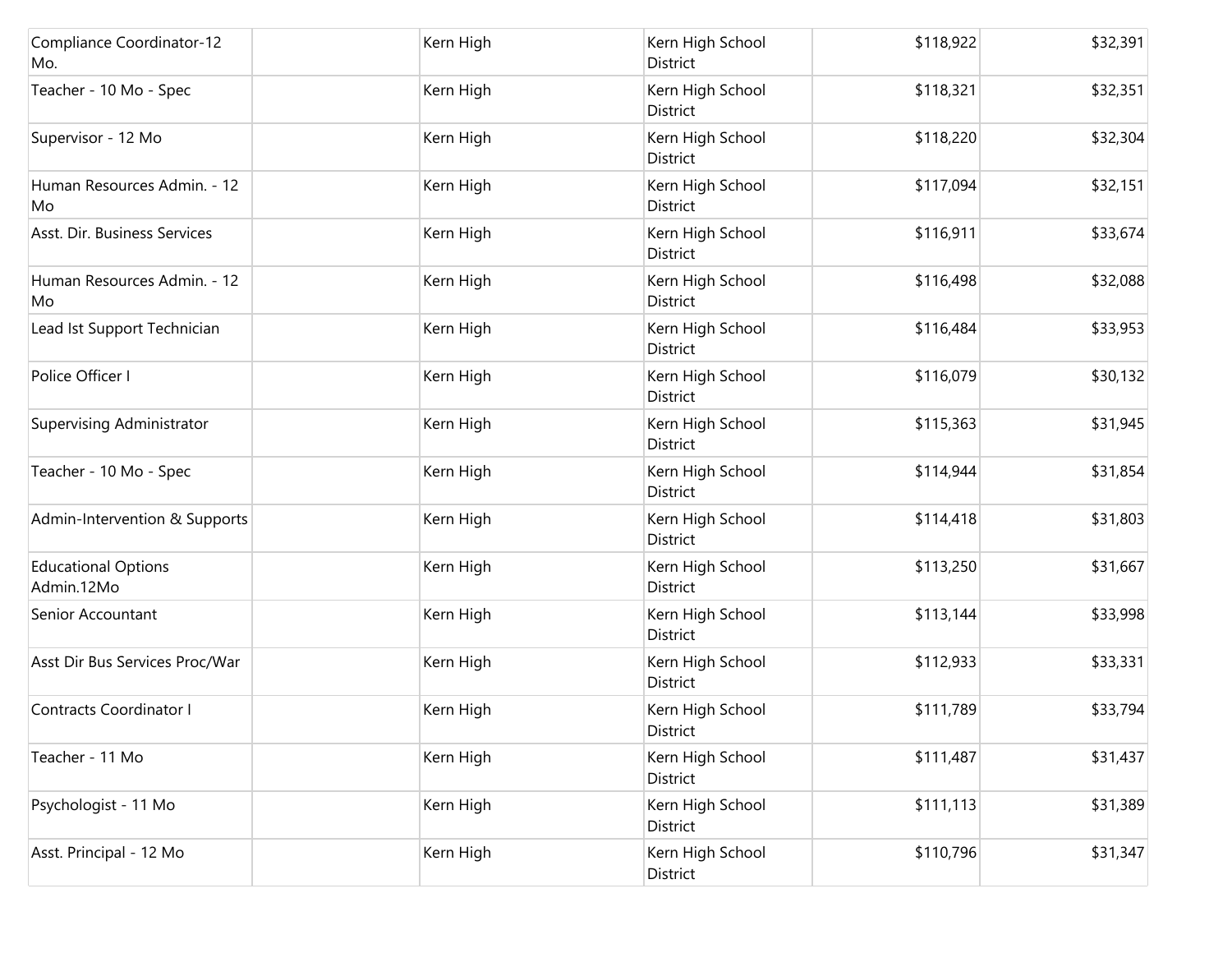| | | | | | |
|---|---|---|---|---|---|
| Compliance Coordinator-12 Mo. | | Kern High | Kern High School District | $118,922 | $32,391 |
| Teacher - 10 Mo - Spec | | Kern High | Kern High School District | $118,321 | $32,351 |
| Supervisor - 12 Mo | | Kern High | Kern High School District | $118,220 | $32,304 |
| Human Resources Admin. - 12 Mo | | Kern High | Kern High School District | $117,094 | $32,151 |
| Asst. Dir. Business Services | | Kern High | Kern High School District | $116,911 | $33,674 |
| Human Resources Admin. - 12 Mo | | Kern High | Kern High School District | $116,498 | $32,088 |
| Lead Ist Support Technician | | Kern High | Kern High School District | $116,484 | $33,953 |
| Police Officer I | | Kern High | Kern High School District | $116,079 | $30,132 |
| Supervising Administrator | | Kern High | Kern High School District | $115,363 | $31,945 |
| Teacher - 10 Mo - Spec | | Kern High | Kern High School District | $114,944 | $31,854 |
| Admin-Intervention & Supports | | Kern High | Kern High School District | $114,418 | $31,803 |
| Educational Options Admin.12Mo | | Kern High | Kern High School District | $113,250 | $31,667 |
| Senior Accountant | | Kern High | Kern High School District | $113,144 | $33,998 |
| Asst Dir Bus Services Proc/War | | Kern High | Kern High School District | $112,933 | $33,331 |
| Contracts Coordinator I | | Kern High | Kern High School District | $111,789 | $33,794 |
| Teacher - 11 Mo | | Kern High | Kern High School District | $111,487 | $31,437 |
| Psychologist - 11 Mo | | Kern High | Kern High School District | $111,113 | $31,389 |
| Asst. Principal - 12 Mo | | Kern High | Kern High School District | $110,796 | $31,347 |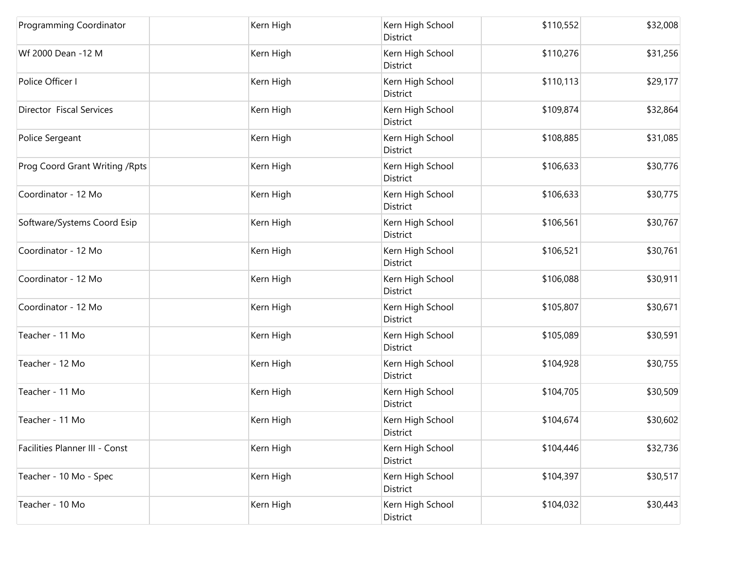| | | | | | |
|---|---|---|---|---|---|
| Programming Coordinator | | Kern High | Kern High School District | $110,552 | $32,008 |
| Wf 2000 Dean -12 M | | Kern High | Kern High School District | $110,276 | $31,256 |
| Police Officer I | | Kern High | Kern High School District | $110,113 | $29,177 |
| Director  Fiscal Services | | Kern High | Kern High School District | $109,874 | $32,864 |
| Police Sergeant | | Kern High | Kern High School District | $108,885 | $31,085 |
| Prog Coord Grant Writing /Rpts | | Kern High | Kern High School District | $106,633 | $30,776 |
| Coordinator - 12 Mo | | Kern High | Kern High School District | $106,633 | $30,775 |
| Software/Systems Coord Esip | | Kern High | Kern High School District | $106,561 | $30,767 |
| Coordinator - 12 Mo | | Kern High | Kern High School District | $106,521 | $30,761 |
| Coordinator - 12 Mo | | Kern High | Kern High School District | $106,088 | $30,911 |
| Coordinator - 12 Mo | | Kern High | Kern High School District | $105,807 | $30,671 |
| Teacher - 11 Mo | | Kern High | Kern High School District | $105,089 | $30,591 |
| Teacher - 12 Mo | | Kern High | Kern High School District | $104,928 | $30,755 |
| Teacher - 11 Mo | | Kern High | Kern High School District | $104,705 | $30,509 |
| Teacher - 11 Mo | | Kern High | Kern High School District | $104,674 | $30,602 |
| Facilities Planner III - Const | | Kern High | Kern High School District | $104,446 | $32,736 |
| Teacher - 10 Mo - Spec | | Kern High | Kern High School District | $104,397 | $30,517 |
| Teacher - 10 Mo | | Kern High | Kern High School District | $104,032 | $30,443 |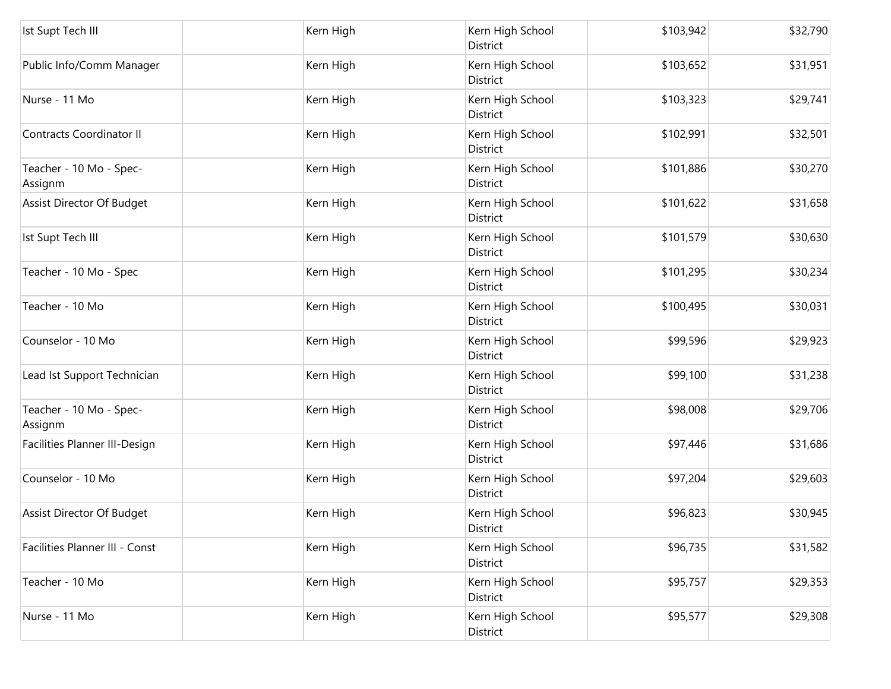| | | | | | |
|---|---|---|---|---|---|
| Ist Supt Tech III | | Kern High | Kern High School District | $103,942 | $32,790 |
| Public Info/Comm Manager | | Kern High | Kern High School District | $103,652 | $31,951 |
| Nurse - 11 Mo | | Kern High | Kern High School District | $103,323 | $29,741 |
| Contracts Coordinator II | | Kern High | Kern High School District | $102,991 | $32,501 |
| Teacher - 10 Mo - Spec-Assignm | | Kern High | Kern High School District | $101,886 | $30,270 |
| Assist Director Of Budget | | Kern High | Kern High School District | $101,622 | $31,658 |
| Ist Supt Tech III | | Kern High | Kern High School District | $101,579 | $30,630 |
| Teacher - 10 Mo - Spec | | Kern High | Kern High School District | $101,295 | $30,234 |
| Teacher - 10 Mo | | Kern High | Kern High School District | $100,495 | $30,031 |
| Counselor - 10 Mo | | Kern High | Kern High School District | $99,596 | $29,923 |
| Lead Ist Support Technician | | Kern High | Kern High School District | $99,100 | $31,238 |
| Teacher - 10 Mo - Spec-Assignm | | Kern High | Kern High School District | $98,008 | $29,706 |
| Facilities Planner III-Design | | Kern High | Kern High School District | $97,446 | $31,686 |
| Counselor - 10 Mo | | Kern High | Kern High School District | $97,204 | $29,603 |
| Assist Director Of Budget | | Kern High | Kern High School District | $96,823 | $30,945 |
| Facilities Planner III - Const | | Kern High | Kern High School District | $96,735 | $31,582 |
| Teacher - 10 Mo | | Kern High | Kern High School District | $95,757 | $29,353 |
| Nurse - 11 Mo | | Kern High | Kern High School District | $95,577 | $29,308 |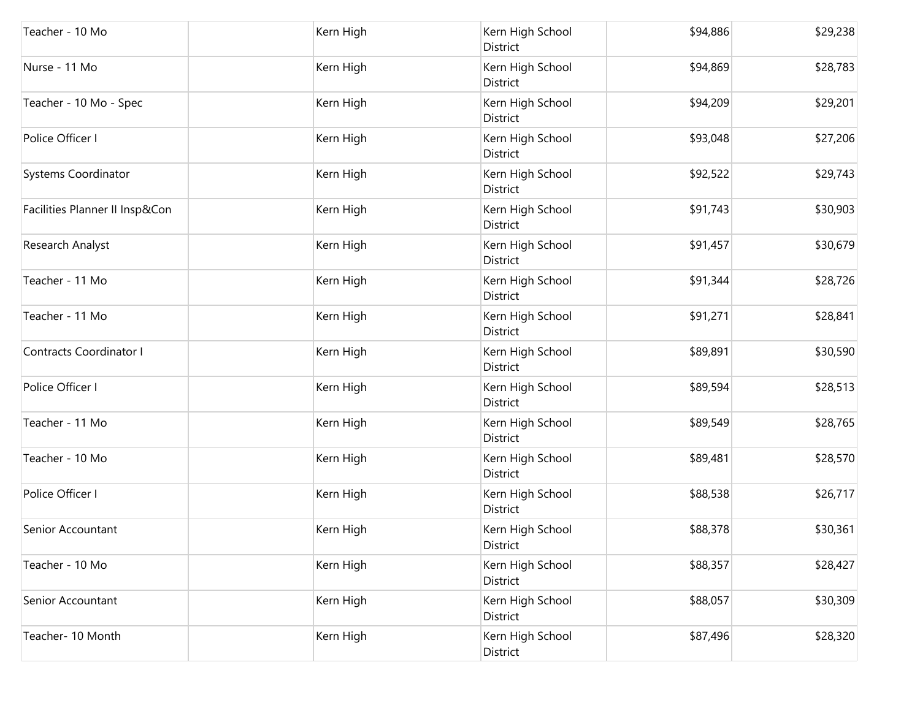| | | | | | |
|---|---|---|---|---|---|
| Teacher - 10 Mo | | Kern High | Kern High School District | $94,886 | $29,238 |
| Nurse - 11 Mo | | Kern High | Kern High School District | $94,869 | $28,783 |
| Teacher - 10 Mo - Spec | | Kern High | Kern High School District | $94,209 | $29,201 |
| Police Officer I | | Kern High | Kern High School District | $93,048 | $27,206 |
| Systems Coordinator | | Kern High | Kern High School District | $92,522 | $29,743 |
| Facilities Planner II Insp&Con | | Kern High | Kern High School District | $91,743 | $30,903 |
| Research Analyst | | Kern High | Kern High School District | $91,457 | $30,679 |
| Teacher - 11 Mo | | Kern High | Kern High School District | $91,344 | $28,726 |
| Teacher - 11 Mo | | Kern High | Kern High School District | $91,271 | $28,841 |
| Contracts Coordinator I | | Kern High | Kern High School District | $89,891 | $30,590 |
| Police Officer I | | Kern High | Kern High School District | $89,594 | $28,513 |
| Teacher - 11 Mo | | Kern High | Kern High School District | $89,549 | $28,765 |
| Teacher - 10 Mo | | Kern High | Kern High School District | $89,481 | $28,570 |
| Police Officer I | | Kern High | Kern High School District | $88,538 | $26,717 |
| Senior Accountant | | Kern High | Kern High School District | $88,378 | $30,361 |
| Teacher - 10 Mo | | Kern High | Kern High School District | $88,357 | $28,427 |
| Senior Accountant | | Kern High | Kern High School District | $88,057 | $30,309 |
| Teacher- 10 Month | | Kern High | Kern High School District | $87,496 | $28,320 |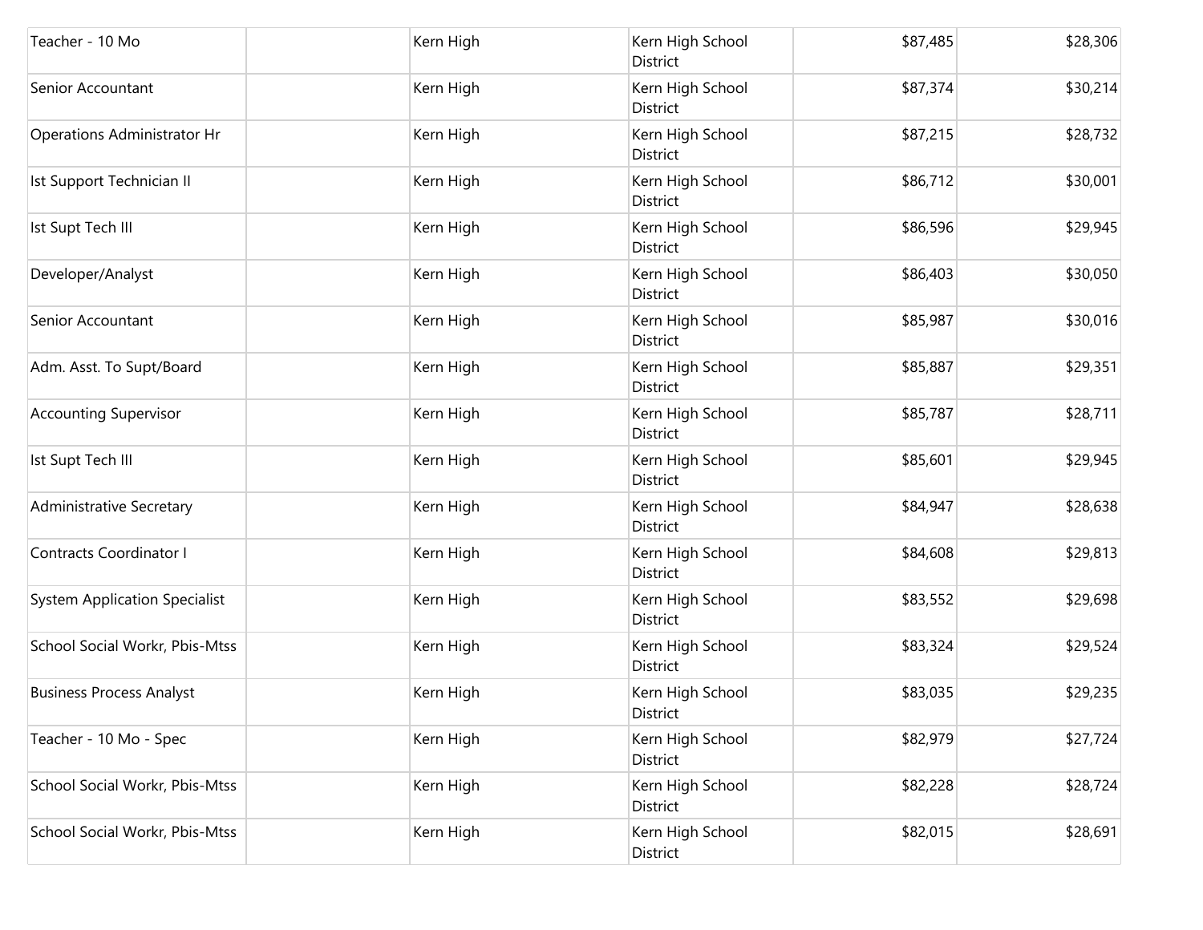| | | | | | |
|---|---|---|---|---|---|
| Teacher - 10 Mo | | Kern High | Kern High School District | $87,485 | $28,306 |
| Senior Accountant | | Kern High | Kern High School District | $87,374 | $30,214 |
| Operations Administrator Hr | | Kern High | Kern High School District | $87,215 | $28,732 |
| Ist Support Technician II | | Kern High | Kern High School District | $86,712 | $30,001 |
| Ist Supt Tech III | | Kern High | Kern High School District | $86,596 | $29,945 |
| Developer/Analyst | | Kern High | Kern High School District | $86,403 | $30,050 |
| Senior Accountant | | Kern High | Kern High School District | $85,987 | $30,016 |
| Adm. Asst. To Supt/Board | | Kern High | Kern High School District | $85,887 | $29,351 |
| Accounting Supervisor | | Kern High | Kern High School District | $85,787 | $28,711 |
| Ist Supt Tech III | | Kern High | Kern High School District | $85,601 | $29,945 |
| Administrative Secretary | | Kern High | Kern High School District | $84,947 | $28,638 |
| Contracts Coordinator I | | Kern High | Kern High School District | $84,608 | $29,813 |
| System Application Specialist | | Kern High | Kern High School District | $83,552 | $29,698 |
| School Social Workr, Pbis-Mtss | | Kern High | Kern High School District | $83,324 | $29,524 |
| Business Process Analyst | | Kern High | Kern High School District | $83,035 | $29,235 |
| Teacher - 10 Mo - Spec | | Kern High | Kern High School District | $82,979 | $27,724 |
| School Social Workr, Pbis-Mtss | | Kern High | Kern High School District | $82,228 | $28,724 |
| School Social Workr, Pbis-Mtss | | Kern High | Kern High School District | $82,015 | $28,691 |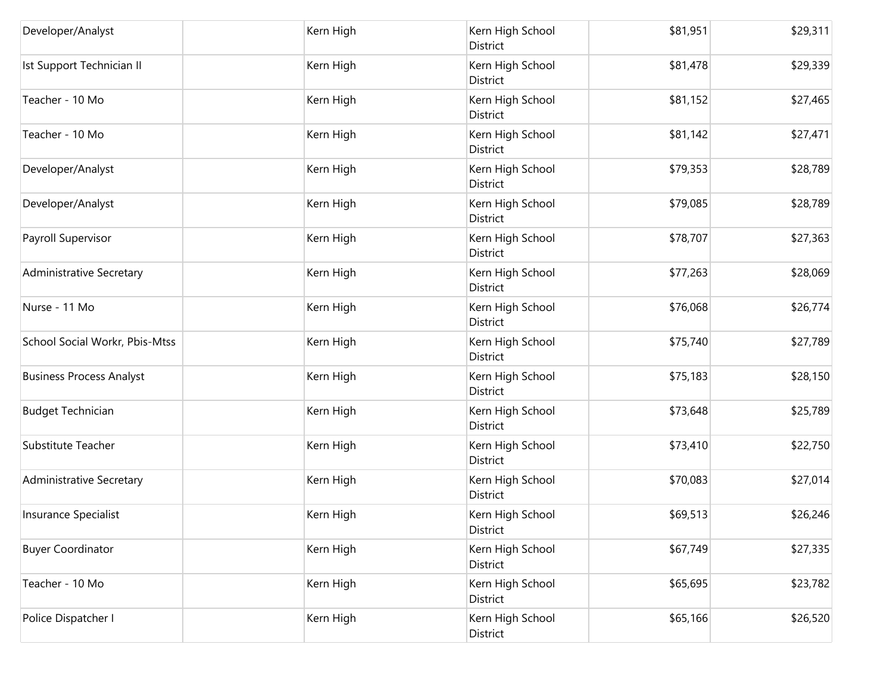| | | | | | |
|---|---|---|---|---|---|
| Developer/Analyst | | Kern High | Kern High School District | $81,951 | $29,311 |
| Ist Support Technician II | | Kern High | Kern High School District | $81,478 | $29,339 |
| Teacher - 10 Mo | | Kern High | Kern High School District | $81,152 | $27,465 |
| Teacher - 10 Mo | | Kern High | Kern High School District | $81,142 | $27,471 |
| Developer/Analyst | | Kern High | Kern High School District | $79,353 | $28,789 |
| Developer/Analyst | | Kern High | Kern High School District | $79,085 | $28,789 |
| Payroll Supervisor | | Kern High | Kern High School District | $78,707 | $27,363 |
| Administrative Secretary | | Kern High | Kern High School District | $77,263 | $28,069 |
| Nurse - 11 Mo | | Kern High | Kern High School District | $76,068 | $26,774 |
| School Social Workr, Pbis-Mtss | | Kern High | Kern High School District | $75,740 | $27,789 |
| Business Process Analyst | | Kern High | Kern High School District | $75,183 | $28,150 |
| Budget Technician | | Kern High | Kern High School District | $73,648 | $25,789 |
| Substitute Teacher | | Kern High | Kern High School District | $73,410 | $22,750 |
| Administrative Secretary | | Kern High | Kern High School District | $70,083 | $27,014 |
| Insurance Specialist | | Kern High | Kern High School District | $69,513 | $26,246 |
| Buyer Coordinator | | Kern High | Kern High School District | $67,749 | $27,335 |
| Teacher - 10 Mo | | Kern High | Kern High School District | $65,695 | $23,782 |
| Police Dispatcher I | | Kern High | Kern High School District | $65,166 | $26,520 |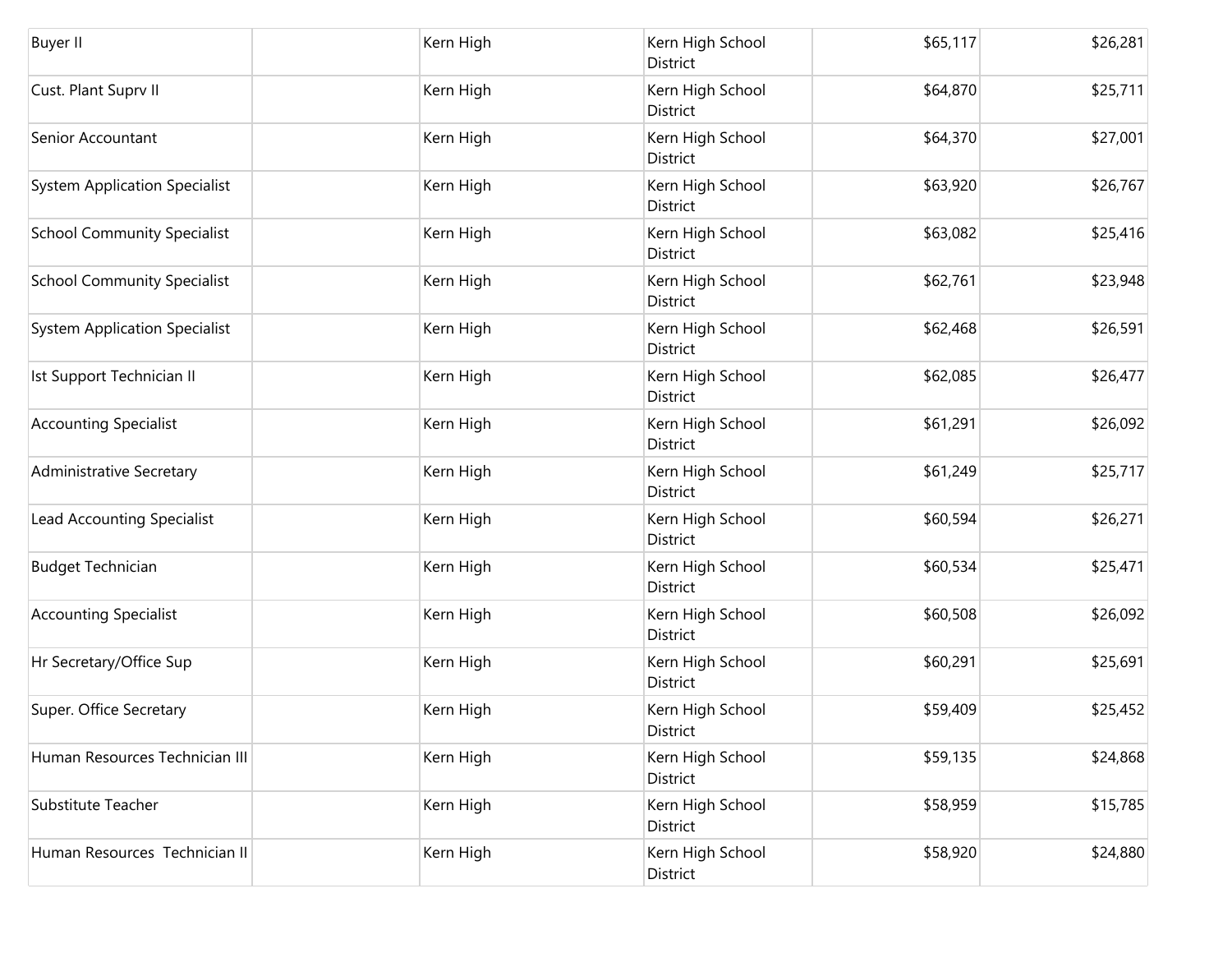| | | | | | |
|---|---|---|---|---|---|
| Buyer II | | Kern High | Kern High School District | $65,117 | $26,281 |
| Cust. Plant Suprv II | | Kern High | Kern High School District | $64,870 | $25,711 |
| Senior Accountant | | Kern High | Kern High School District | $64,370 | $27,001 |
| System Application Specialist | | Kern High | Kern High School District | $63,920 | $26,767 |
| School Community Specialist | | Kern High | Kern High School District | $63,082 | $25,416 |
| School Community Specialist | | Kern High | Kern High School District | $62,761 | $23,948 |
| System Application Specialist | | Kern High | Kern High School District | $62,468 | $26,591 |
| Ist Support Technician II | | Kern High | Kern High School District | $62,085 | $26,477 |
| Accounting Specialist | | Kern High | Kern High School District | $61,291 | $26,092 |
| Administrative Secretary | | Kern High | Kern High School District | $61,249 | $25,717 |
| Lead Accounting Specialist | | Kern High | Kern High School District | $60,594 | $26,271 |
| Budget Technician | | Kern High | Kern High School District | $60,534 | $25,471 |
| Accounting Specialist | | Kern High | Kern High School District | $60,508 | $26,092 |
| Hr Secretary/Office Sup | | Kern High | Kern High School District | $60,291 | $25,691 |
| Super. Office Secretary | | Kern High | Kern High School District | $59,409 | $25,452 |
| Human Resources Technician III | | Kern High | Kern High School District | $59,135 | $24,868 |
| Substitute Teacher | | Kern High | Kern High School District | $58,959 | $15,785 |
| Human Resources Technician II | | Kern High | Kern High School District | $58,920 | $24,880 |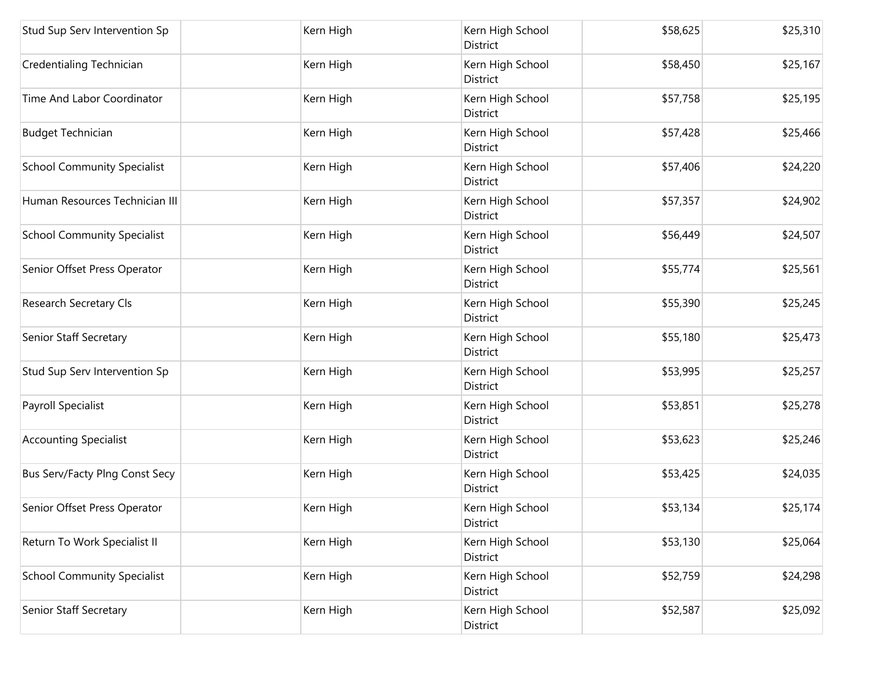| | | | | | |
|---|---|---|---|---|---|
| Stud Sup Serv Intervention Sp | | Kern High | Kern High School District | $58,625 | $25,310 |
| Credentialing Technician | | Kern High | Kern High School District | $58,450 | $25,167 |
| Time And Labor Coordinator | | Kern High | Kern High School District | $57,758 | $25,195 |
| Budget Technician | | Kern High | Kern High School District | $57,428 | $25,466 |
| School Community Specialist | | Kern High | Kern High School District | $57,406 | $24,220 |
| Human Resources Technician III | | Kern High | Kern High School District | $57,357 | $24,902 |
| School Community Specialist | | Kern High | Kern High School District | $56,449 | $24,507 |
| Senior Offset Press Operator | | Kern High | Kern High School District | $55,774 | $25,561 |
| Research Secretary Cls | | Kern High | Kern High School District | $55,390 | $25,245 |
| Senior Staff Secretary | | Kern High | Kern High School District | $55,180 | $25,473 |
| Stud Sup Serv Intervention Sp | | Kern High | Kern High School District | $53,995 | $25,257 |
| Payroll Specialist | | Kern High | Kern High School District | $53,851 | $25,278 |
| Accounting Specialist | | Kern High | Kern High School District | $53,623 | $25,246 |
| Bus Serv/Facty Plng Const Secy | | Kern High | Kern High School District | $53,425 | $24,035 |
| Senior Offset Press Operator | | Kern High | Kern High School District | $53,134 | $25,174 |
| Return To Work Specialist II | | Kern High | Kern High School District | $53,130 | $25,064 |
| School Community Specialist | | Kern High | Kern High School District | $52,759 | $24,298 |
| Senior Staff Secretary | | Kern High | Kern High School District | $52,587 | $25,092 |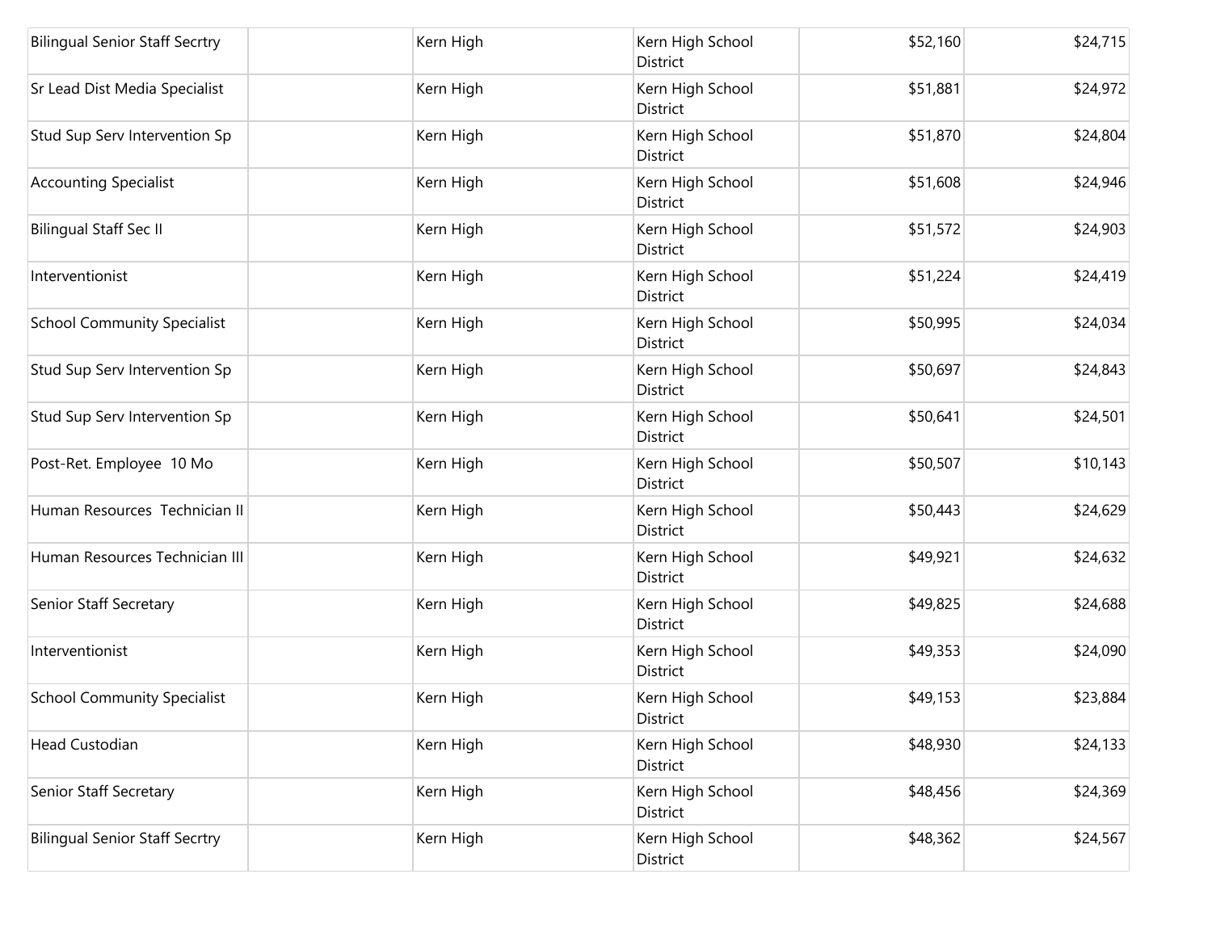| | | | | | |
|---|---|---|---|---|---|
| Bilingual Senior Staff Secrtry | | Kern High | Kern High School District | $52,160 | $24,715 |
| Sr Lead Dist Media Specialist | | Kern High | Kern High School District | $51,881 | $24,972 |
| Stud Sup Serv Intervention Sp | | Kern High | Kern High School District | $51,870 | $24,804 |
| Accounting Specialist | | Kern High | Kern High School District | $51,608 | $24,946 |
| Bilingual Staff Sec II | | Kern High | Kern High School District | $51,572 | $24,903 |
| Interventionist | | Kern High | Kern High School District | $51,224 | $24,419 |
| School Community Specialist | | Kern High | Kern High School District | $50,995 | $24,034 |
| Stud Sup Serv Intervention Sp | | Kern High | Kern High School District | $50,697 | $24,843 |
| Stud Sup Serv Intervention Sp | | Kern High | Kern High School District | $50,641 | $24,501 |
| Post-Ret. Employee 10 Mo | | Kern High | Kern High School District | $50,507 | $10,143 |
| Human Resources Technician II | | Kern High | Kern High School District | $50,443 | $24,629 |
| Human Resources Technician III | | Kern High | Kern High School District | $49,921 | $24,632 |
| Senior Staff Secretary | | Kern High | Kern High School District | $49,825 | $24,688 |
| Interventionist | | Kern High | Kern High School District | $49,353 | $24,090 |
| School Community Specialist | | Kern High | Kern High School District | $49,153 | $23,884 |
| Head Custodian | | Kern High | Kern High School District | $48,930 | $24,133 |
| Senior Staff Secretary | | Kern High | Kern High School District | $48,456 | $24,369 |
| Bilingual Senior Staff Secrtry | | Kern High | Kern High School District | $48,362 | $24,567 |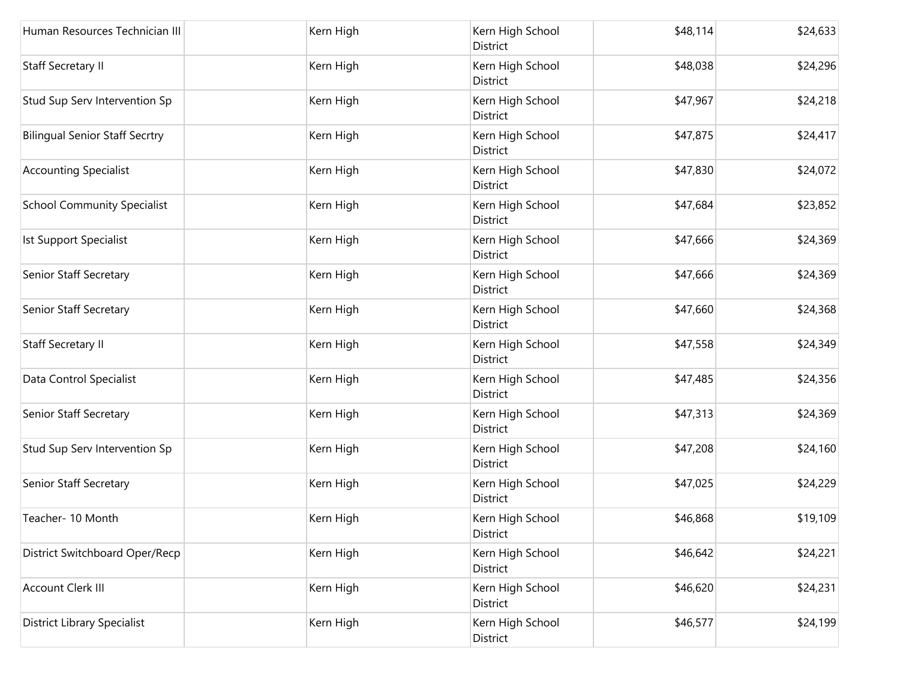| Human Resources Technician III | | Kern High | Kern High School District | $48,114 | $24,633 |
|---|---|---|---|---|---|
| Staff Secretary II | | Kern High | Kern High School District | $48,038 | $24,296 |
| Stud Sup Serv Intervention Sp | | Kern High | Kern High School District | $47,967 | $24,218 |
| Bilingual Senior Staff Secrtry | | Kern High | Kern High School District | $47,875 | $24,417 |
| Accounting Specialist | | Kern High | Kern High School District | $47,830 | $24,072 |
| School Community Specialist | | Kern High | Kern High School District | $47,684 | $23,852 |
| Ist Support Specialist | | Kern High | Kern High School District | $47,666 | $24,369 |
| Senior Staff Secretary | | Kern High | Kern High School District | $47,666 | $24,369 |
| Senior Staff Secretary | | Kern High | Kern High School District | $47,660 | $24,368 |
| Staff Secretary II | | Kern High | Kern High School District | $47,558 | $24,349 |
| Data Control Specialist | | Kern High | Kern High School District | $47,485 | $24,356 |
| Senior Staff Secretary | | Kern High | Kern High School District | $47,313 | $24,369 |
| Stud Sup Serv Intervention Sp | | Kern High | Kern High School District | $47,208 | $24,160 |
| Senior Staff Secretary | | Kern High | Kern High School District | $47,025 | $24,229 |
| Teacher- 10 Month | | Kern High | Kern High School District | $46,868 | $19,109 |
| District Switchboard Oper/Recp | | Kern High | Kern High School District | $46,642 | $24,221 |
| Account Clerk III | | Kern High | Kern High School District | $46,620 | $24,231 |
| District Library Specialist | | Kern High | Kern High School District | $46,577 | $24,199 |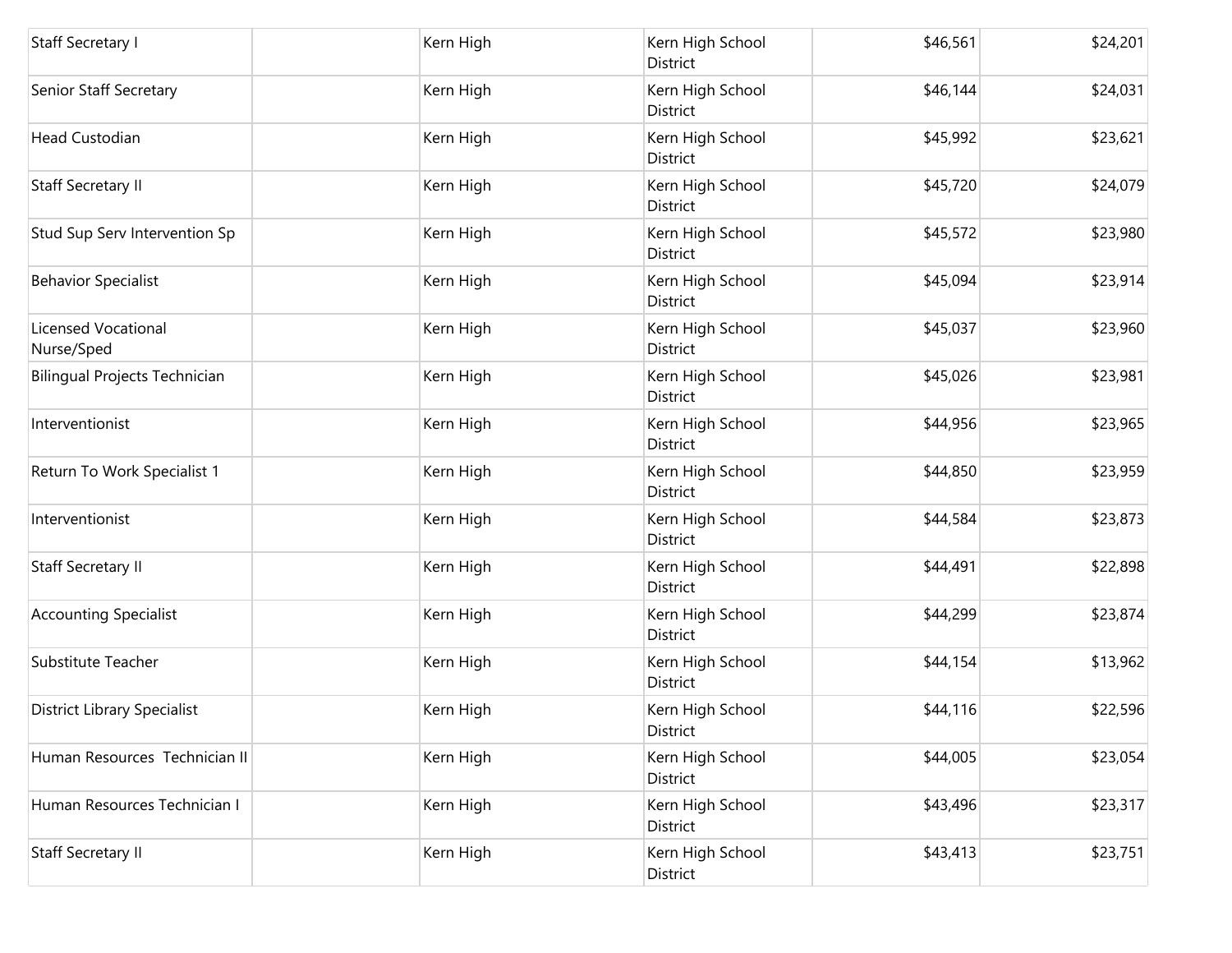| | | | | | |
|---|---|---|---|---|---|
| Staff Secretary I | | Kern High | Kern High School District | $46,561 | $24,201 |
| Senior Staff Secretary | | Kern High | Kern High School District | $46,144 | $24,031 |
| Head Custodian | | Kern High | Kern High School District | $45,992 | $23,621 |
| Staff Secretary II | | Kern High | Kern High School District | $45,720 | $24,079 |
| Stud Sup Serv Intervention Sp | | Kern High | Kern High School District | $45,572 | $23,980 |
| Behavior Specialist | | Kern High | Kern High School District | $45,094 | $23,914 |
| Licensed Vocational Nurse/Sped | | Kern High | Kern High School District | $45,037 | $23,960 |
| Bilingual Projects Technician | | Kern High | Kern High School District | $45,026 | $23,981 |
| Interventionist | | Kern High | Kern High School District | $44,956 | $23,965 |
| Return To Work Specialist 1 | | Kern High | Kern High School District | $44,850 | $23,959 |
| Interventionist | | Kern High | Kern High School District | $44,584 | $23,873 |
| Staff Secretary II | | Kern High | Kern High School District | $44,491 | $22,898 |
| Accounting Specialist | | Kern High | Kern High School District | $44,299 | $23,874 |
| Substitute Teacher | | Kern High | Kern High School District | $44,154 | $13,962 |
| District Library Specialist | | Kern High | Kern High School District | $44,116 | $22,596 |
| Human Resources Technician II | | Kern High | Kern High School District | $44,005 | $23,054 |
| Human Resources Technician I | | Kern High | Kern High School District | $43,496 | $23,317 |
| Staff Secretary II | | Kern High | Kern High School District | $43,413 | $23,751 |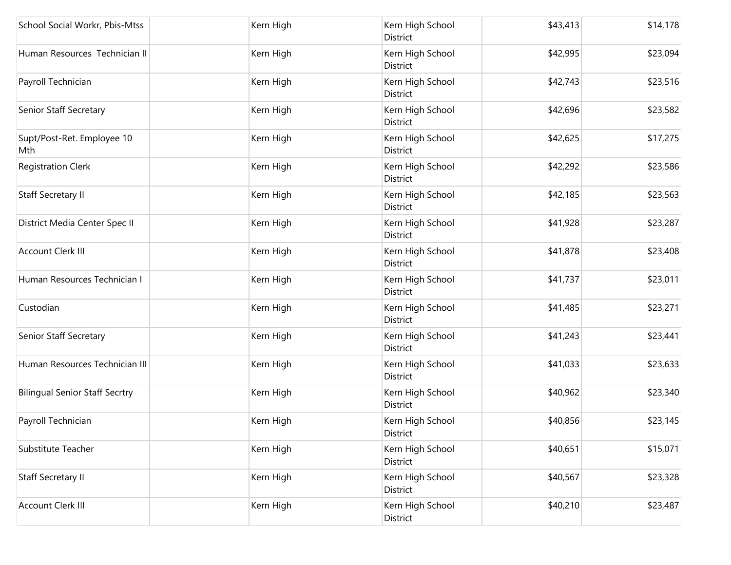| | | | | | |
|---|---|---|---|---|---|
| School Social Workr, Pbis-Mtss | | Kern High | Kern High School District | $43,413 | $14,178 |
| Human Resources  Technician II | | Kern High | Kern High School District | $42,995 | $23,094 |
| Payroll Technician | | Kern High | Kern High School District | $42,743 | $23,516 |
| Senior Staff Secretary | | Kern High | Kern High School District | $42,696 | $23,582 |
| Supt/Post-Ret. Employee 10 Mth | | Kern High | Kern High School District | $42,625 | $17,275 |
| Registration Clerk | | Kern High | Kern High School District | $42,292 | $23,586 |
| Staff Secretary II | | Kern High | Kern High School District | $42,185 | $23,563 |
| District Media Center Spec II | | Kern High | Kern High School District | $41,928 | $23,287 |
| Account Clerk III | | Kern High | Kern High School District | $41,878 | $23,408 |
| Human Resources Technician I | | Kern High | Kern High School District | $41,737 | $23,011 |
| Custodian | | Kern High | Kern High School District | $41,485 | $23,271 |
| Senior Staff Secretary | | Kern High | Kern High School District | $41,243 | $23,441 |
| Human Resources Technician III | | Kern High | Kern High School District | $41,033 | $23,633 |
| Bilingual Senior Staff Secrtry | | Kern High | Kern High School District | $40,962 | $23,340 |
| Payroll Technician | | Kern High | Kern High School District | $40,856 | $23,145 |
| Substitute Teacher | | Kern High | Kern High School District | $40,651 | $15,071 |
| Staff Secretary II | | Kern High | Kern High School District | $40,567 | $23,328 |
| Account Clerk III | | Kern High | Kern High School District | $40,210 | $23,487 |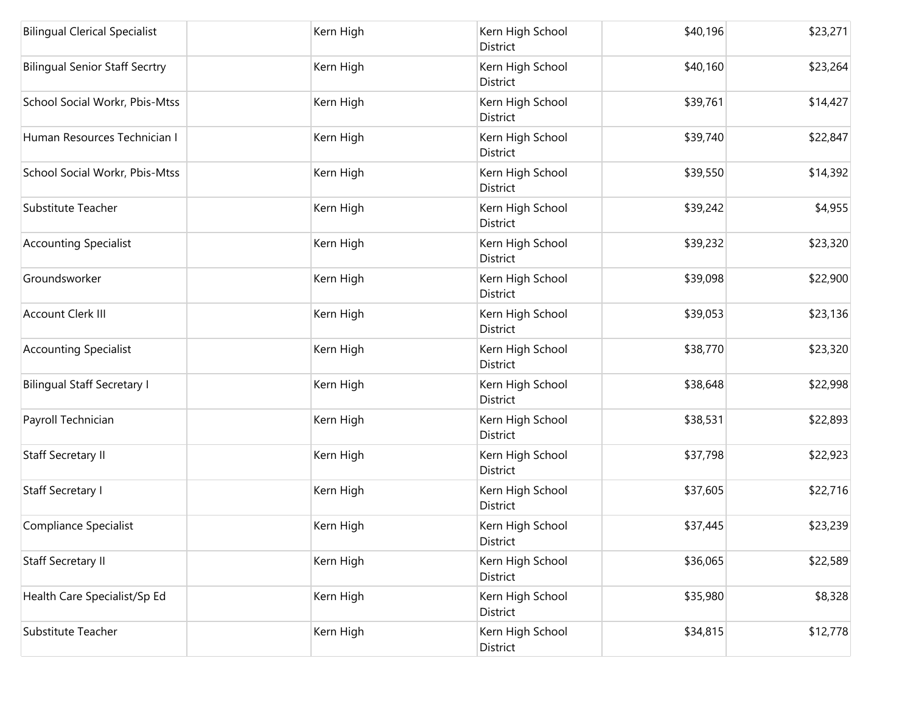| | | | | | |
|---|---|---|---|---|---|
| Bilingual Clerical Specialist | | Kern High | Kern High School District | $40,196 | $23,271 |
| Bilingual Senior Staff Secrtry | | Kern High | Kern High School District | $40,160 | $23,264 |
| School Social Workr, Pbis-Mtss | | Kern High | Kern High School District | $39,761 | $14,427 |
| Human Resources Technician I | | Kern High | Kern High School District | $39,740 | $22,847 |
| School Social Workr, Pbis-Mtss | | Kern High | Kern High School District | $39,550 | $14,392 |
| Substitute Teacher | | Kern High | Kern High School District | $39,242 | $4,955 |
| Accounting Specialist | | Kern High | Kern High School District | $39,232 | $23,320 |
| Groundsworker | | Kern High | Kern High School District | $39,098 | $22,900 |
| Account Clerk III | | Kern High | Kern High School District | $39,053 | $23,136 |
| Accounting Specialist | | Kern High | Kern High School District | $38,770 | $23,320 |
| Bilingual Staff Secretary I | | Kern High | Kern High School District | $38,648 | $22,998 |
| Payroll Technician | | Kern High | Kern High School District | $38,531 | $22,893 |
| Staff Secretary II | | Kern High | Kern High School District | $37,798 | $22,923 |
| Staff Secretary I | | Kern High | Kern High School District | $37,605 | $22,716 |
| Compliance Specialist | | Kern High | Kern High School District | $37,445 | $23,239 |
| Staff Secretary II | | Kern High | Kern High School District | $36,065 | $22,589 |
| Health Care Specialist/Sp Ed | | Kern High | Kern High School District | $35,980 | $8,328 |
| Substitute Teacher | | Kern High | Kern High School District | $34,815 | $12,778 |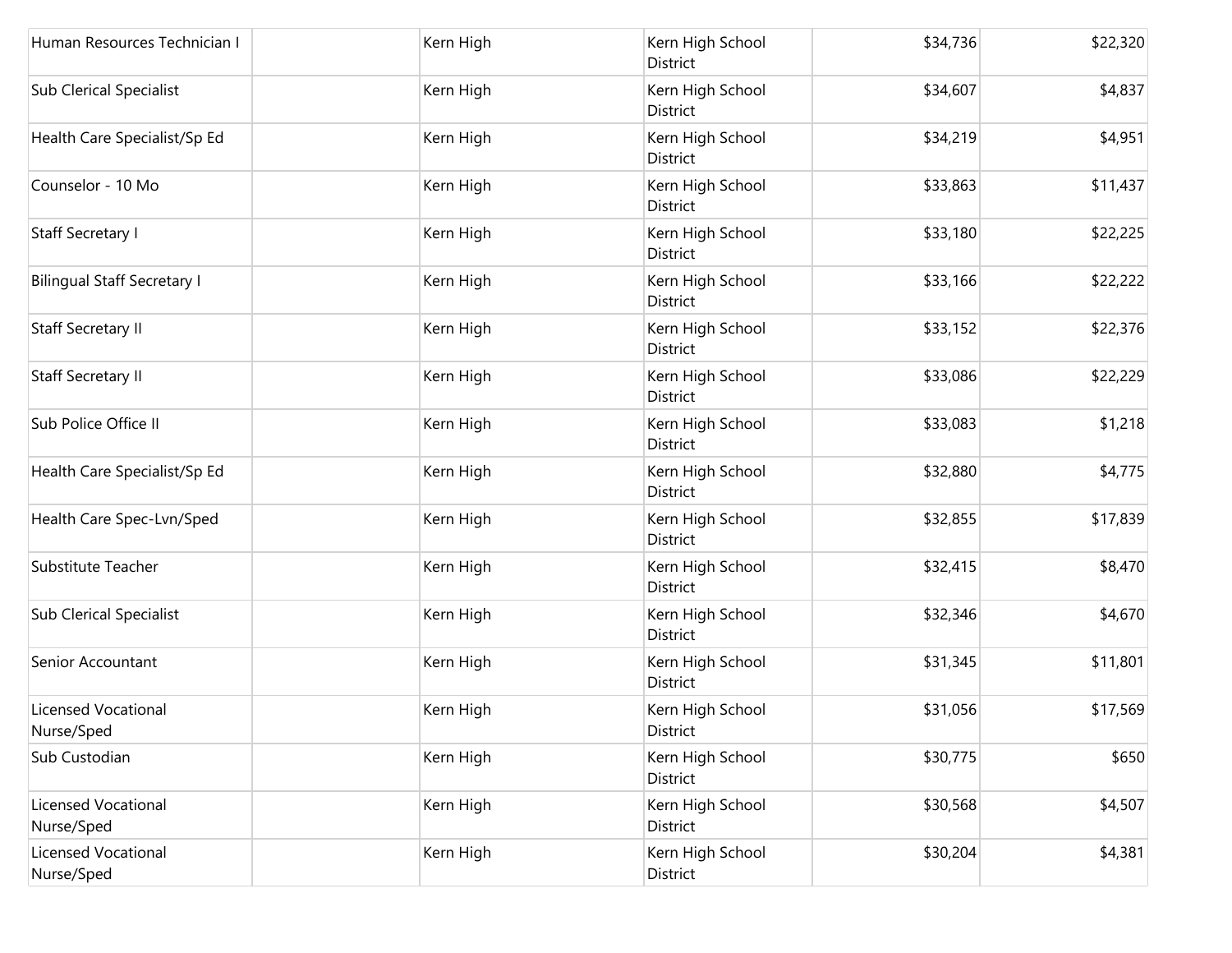| | | | | | |
|---|---|---|---|---|---|
| Human Resources Technician I | | Kern High | Kern High School District | $34,736 | $22,320 |
| Sub Clerical Specialist | | Kern High | Kern High School District | $34,607 | $4,837 |
| Health Care Specialist/Sp Ed | | Kern High | Kern High School District | $34,219 | $4,951 |
| Counselor - 10 Mo | | Kern High | Kern High School District | $33,863 | $11,437 |
| Staff Secretary I | | Kern High | Kern High School District | $33,180 | $22,225 |
| Bilingual Staff Secretary I | | Kern High | Kern High School District | $33,166 | $22,222 |
| Staff Secretary II | | Kern High | Kern High School District | $33,152 | $22,376 |
| Staff Secretary II | | Kern High | Kern High School District | $33,086 | $22,229 |
| Sub Police Office II | | Kern High | Kern High School District | $33,083 | $1,218 |
| Health Care Specialist/Sp Ed | | Kern High | Kern High School District | $32,880 | $4,775 |
| Health Care Spec-Lvn/Sped | | Kern High | Kern High School District | $32,855 | $17,839 |
| Substitute Teacher | | Kern High | Kern High School District | $32,415 | $8,470 |
| Sub Clerical Specialist | | Kern High | Kern High School District | $32,346 | $4,670 |
| Senior Accountant | | Kern High | Kern High School District | $31,345 | $11,801 |
| Licensed Vocational Nurse/Sped | | Kern High | Kern High School District | $31,056 | $17,569 |
| Sub Custodian | | Kern High | Kern High School District | $30,775 | $650 |
| Licensed Vocational Nurse/Sped | | Kern High | Kern High School District | $30,568 | $4,507 |
| Licensed Vocational Nurse/Sped | | Kern High | Kern High School District | $30,204 | $4,381 |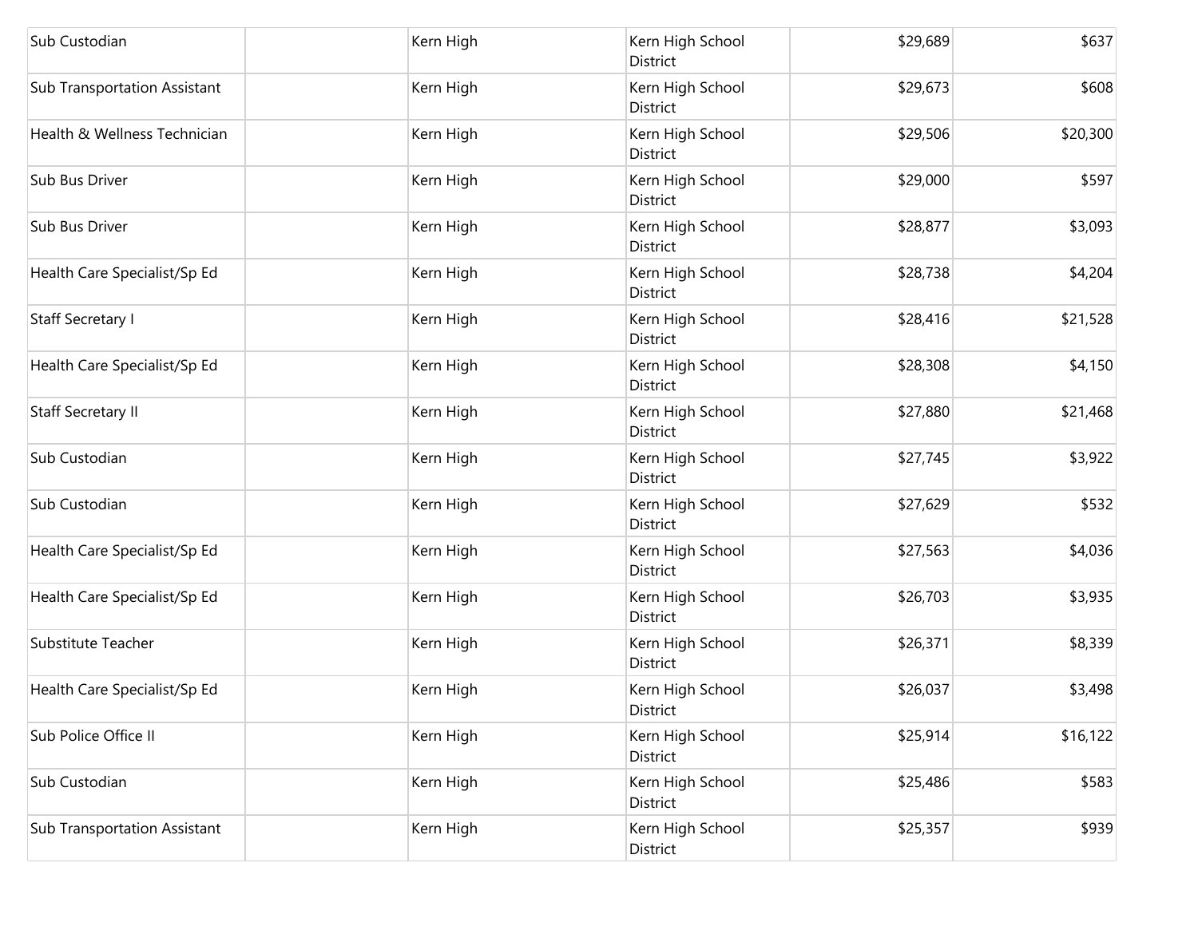| | | | | | |
|---|---|---|---|---|---|
| Sub Custodian | | Kern High | Kern High School District | $29,689 | $637 |
| Sub Transportation Assistant | | Kern High | Kern High School District | $29,673 | $608 |
| Health & Wellness Technician | | Kern High | Kern High School District | $29,506 | $20,300 |
| Sub Bus Driver | | Kern High | Kern High School District | $29,000 | $597 |
| Sub Bus Driver | | Kern High | Kern High School District | $28,877 | $3,093 |
| Health Care Specialist/Sp Ed | | Kern High | Kern High School District | $28,738 | $4,204 |
| Staff Secretary I | | Kern High | Kern High School District | $28,416 | $21,528 |
| Health Care Specialist/Sp Ed | | Kern High | Kern High School District | $28,308 | $4,150 |
| Staff Secretary II | | Kern High | Kern High School District | $27,880 | $21,468 |
| Sub Custodian | | Kern High | Kern High School District | $27,745 | $3,922 |
| Sub Custodian | | Kern High | Kern High School District | $27,629 | $532 |
| Health Care Specialist/Sp Ed | | Kern High | Kern High School District | $27,563 | $4,036 |
| Health Care Specialist/Sp Ed | | Kern High | Kern High School District | $26,703 | $3,935 |
| Substitute Teacher | | Kern High | Kern High School District | $26,371 | $8,339 |
| Health Care Specialist/Sp Ed | | Kern High | Kern High School District | $26,037 | $3,498 |
| Sub Police Office II | | Kern High | Kern High School District | $25,914 | $16,122 |
| Sub Custodian | | Kern High | Kern High School District | $25,486 | $583 |
| Sub Transportation Assistant | | Kern High | Kern High School District | $25,357 | $939 |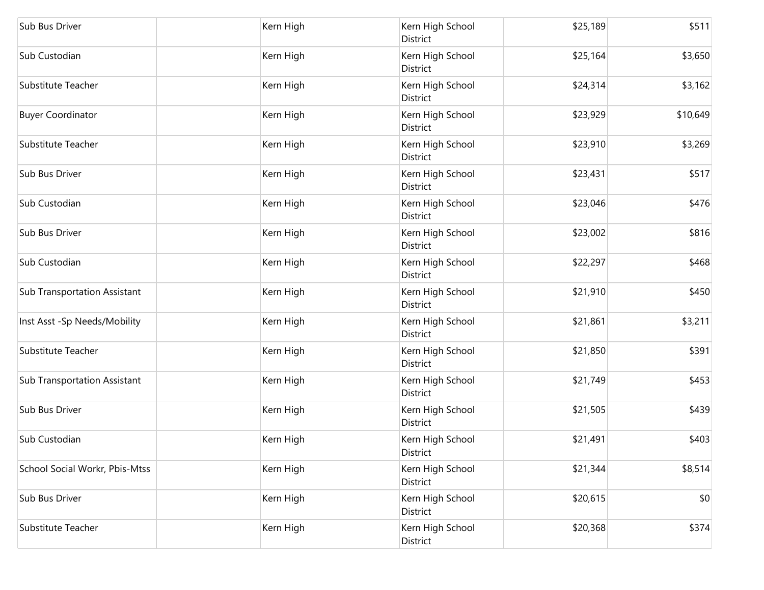| | | | | | |
|---|---|---|---|---|---|
| Sub Bus Driver | | Kern High | Kern High School District | $25,189 | $511 |
| Sub Custodian | | Kern High | Kern High School District | $25,164 | $3,650 |
| Substitute Teacher | | Kern High | Kern High School District | $24,314 | $3,162 |
| Buyer Coordinator | | Kern High | Kern High School District | $23,929 | $10,649 |
| Substitute Teacher | | Kern High | Kern High School District | $23,910 | $3,269 |
| Sub Bus Driver | | Kern High | Kern High School District | $23,431 | $517 |
| Sub Custodian | | Kern High | Kern High School District | $23,046 | $476 |
| Sub Bus Driver | | Kern High | Kern High School District | $23,002 | $816 |
| Sub Custodian | | Kern High | Kern High School District | $22,297 | $468 |
| Sub Transportation Assistant | | Kern High | Kern High School District | $21,910 | $450 |
| Inst Asst -Sp Needs/Mobility | | Kern High | Kern High School District | $21,861 | $3,211 |
| Substitute Teacher | | Kern High | Kern High School District | $21,850 | $391 |
| Sub Transportation Assistant | | Kern High | Kern High School District | $21,749 | $453 |
| Sub Bus Driver | | Kern High | Kern High School District | $21,505 | $439 |
| Sub Custodian | | Kern High | Kern High School District | $21,491 | $403 |
| School Social Workr, Pbis-Mtss | | Kern High | Kern High School District | $21,344 | $8,514 |
| Sub Bus Driver | | Kern High | Kern High School District | $20,615 | $0 |
| Substitute Teacher | | Kern High | Kern High School District | $20,368 | $374 |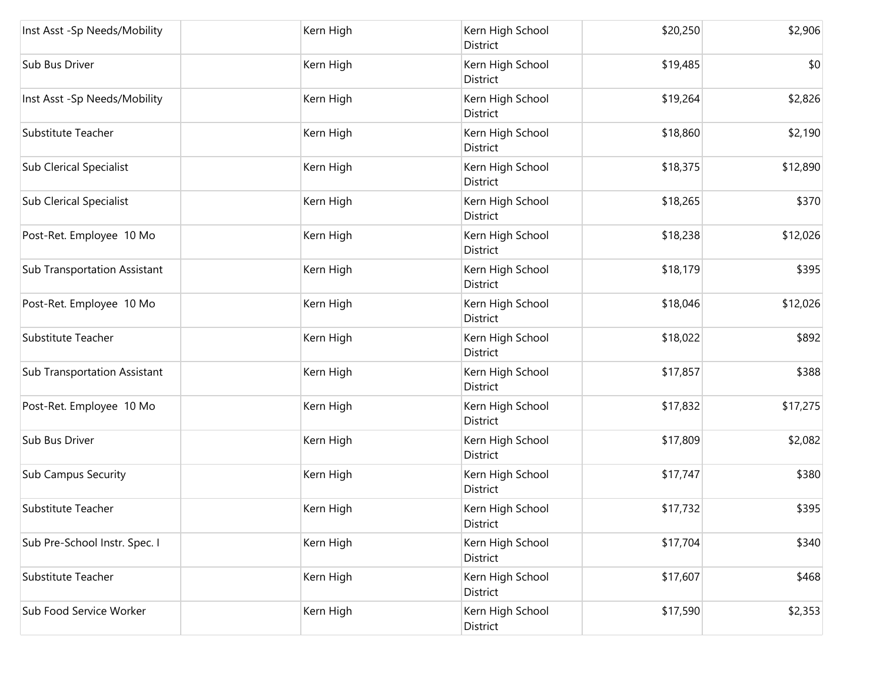| | | | | | |
|---|---|---|---|---|---|
| Inst Asst -Sp Needs/Mobility | | Kern High | Kern High School District | $20,250 | $2,906 |
| Sub Bus Driver | | Kern High | Kern High School District | $19,485 | $0 |
| Inst Asst -Sp Needs/Mobility | | Kern High | Kern High School District | $19,264 | $2,826 |
| Substitute Teacher | | Kern High | Kern High School District | $18,860 | $2,190 |
| Sub Clerical Specialist | | Kern High | Kern High School District | $18,375 | $12,890 |
| Sub Clerical Specialist | | Kern High | Kern High School District | $18,265 | $370 |
| Post-Ret. Employee 10 Mo | | Kern High | Kern High School District | $18,238 | $12,026 |
| Sub Transportation Assistant | | Kern High | Kern High School District | $18,179 | $395 |
| Post-Ret. Employee 10 Mo | | Kern High | Kern High School District | $18,046 | $12,026 |
| Substitute Teacher | | Kern High | Kern High School District | $18,022 | $892 |
| Sub Transportation Assistant | | Kern High | Kern High School District | $17,857 | $388 |
| Post-Ret. Employee 10 Mo | | Kern High | Kern High School District | $17,832 | $17,275 |
| Sub Bus Driver | | Kern High | Kern High School District | $17,809 | $2,082 |
| Sub Campus Security | | Kern High | Kern High School District | $17,747 | $380 |
| Substitute Teacher | | Kern High | Kern High School District | $17,732 | $395 |
| Sub Pre-School Instr. Spec. I | | Kern High | Kern High School District | $17,704 | $340 |
| Substitute Teacher | | Kern High | Kern High School District | $17,607 | $468 |
| Sub Food Service Worker | | Kern High | Kern High School District | $17,590 | $2,353 |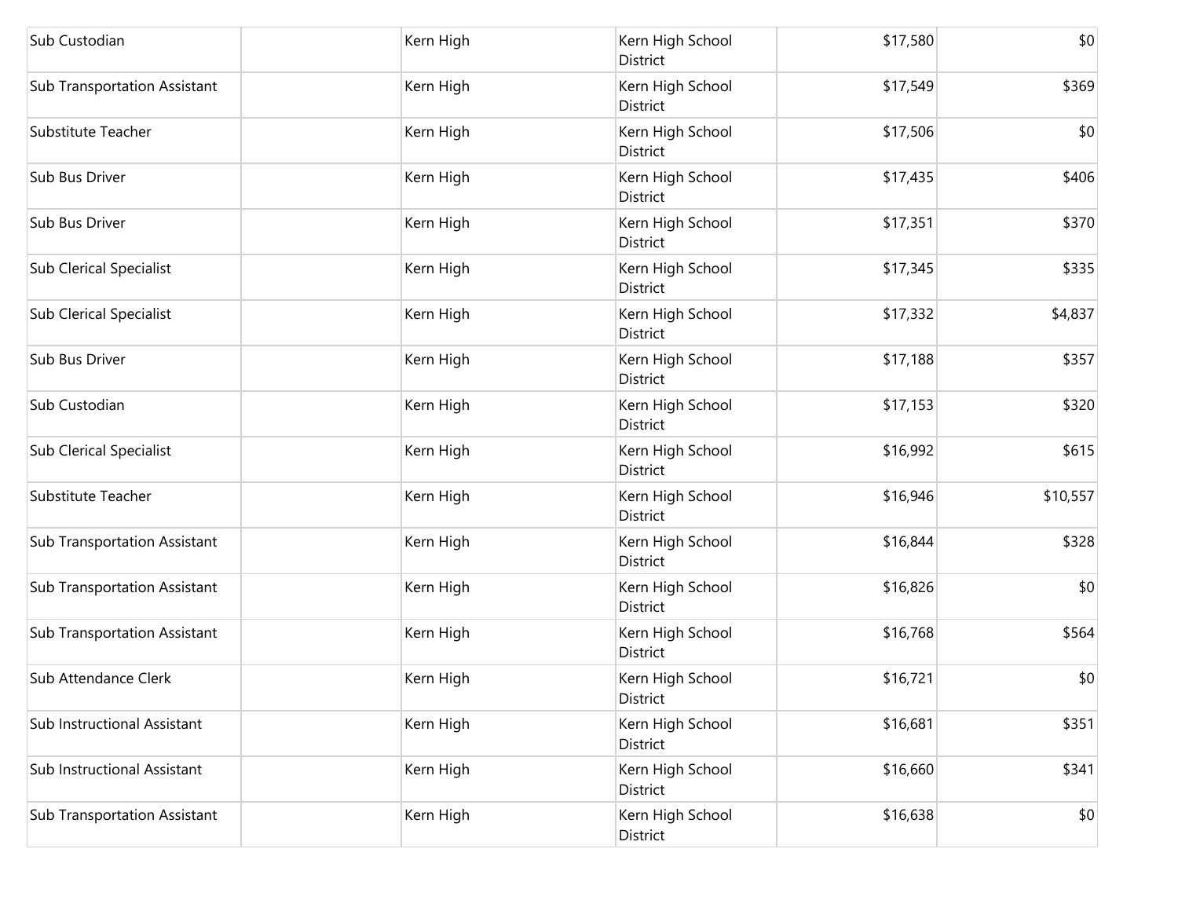| | | | | | |
|---|---|---|---|---|---|
| Sub Custodian | | Kern High | Kern High School District | $17,580 | $0 |
| Sub Transportation Assistant | | Kern High | Kern High School District | $17,549 | $369 |
| Substitute Teacher | | Kern High | Kern High School District | $17,506 | $0 |
| Sub Bus Driver | | Kern High | Kern High School District | $17,435 | $406 |
| Sub Bus Driver | | Kern High | Kern High School District | $17,351 | $370 |
| Sub Clerical Specialist | | Kern High | Kern High School District | $17,345 | $335 |
| Sub Clerical Specialist | | Kern High | Kern High School District | $17,332 | $4,837 |
| Sub Bus Driver | | Kern High | Kern High School District | $17,188 | $357 |
| Sub Custodian | | Kern High | Kern High School District | $17,153 | $320 |
| Sub Clerical Specialist | | Kern High | Kern High School District | $16,992 | $615 |
| Substitute Teacher | | Kern High | Kern High School District | $16,946 | $10,557 |
| Sub Transportation Assistant | | Kern High | Kern High School District | $16,844 | $328 |
| Sub Transportation Assistant | | Kern High | Kern High School District | $16,826 | $0 |
| Sub Transportation Assistant | | Kern High | Kern High School District | $16,768 | $564 |
| Sub Attendance Clerk | | Kern High | Kern High School District | $16,721 | $0 |
| Sub Instructional Assistant | | Kern High | Kern High School District | $16,681 | $351 |
| Sub Instructional Assistant | | Kern High | Kern High School District | $16,660 | $341 |
| Sub Transportation Assistant | | Kern High | Kern High School District | $16,638 | $0 |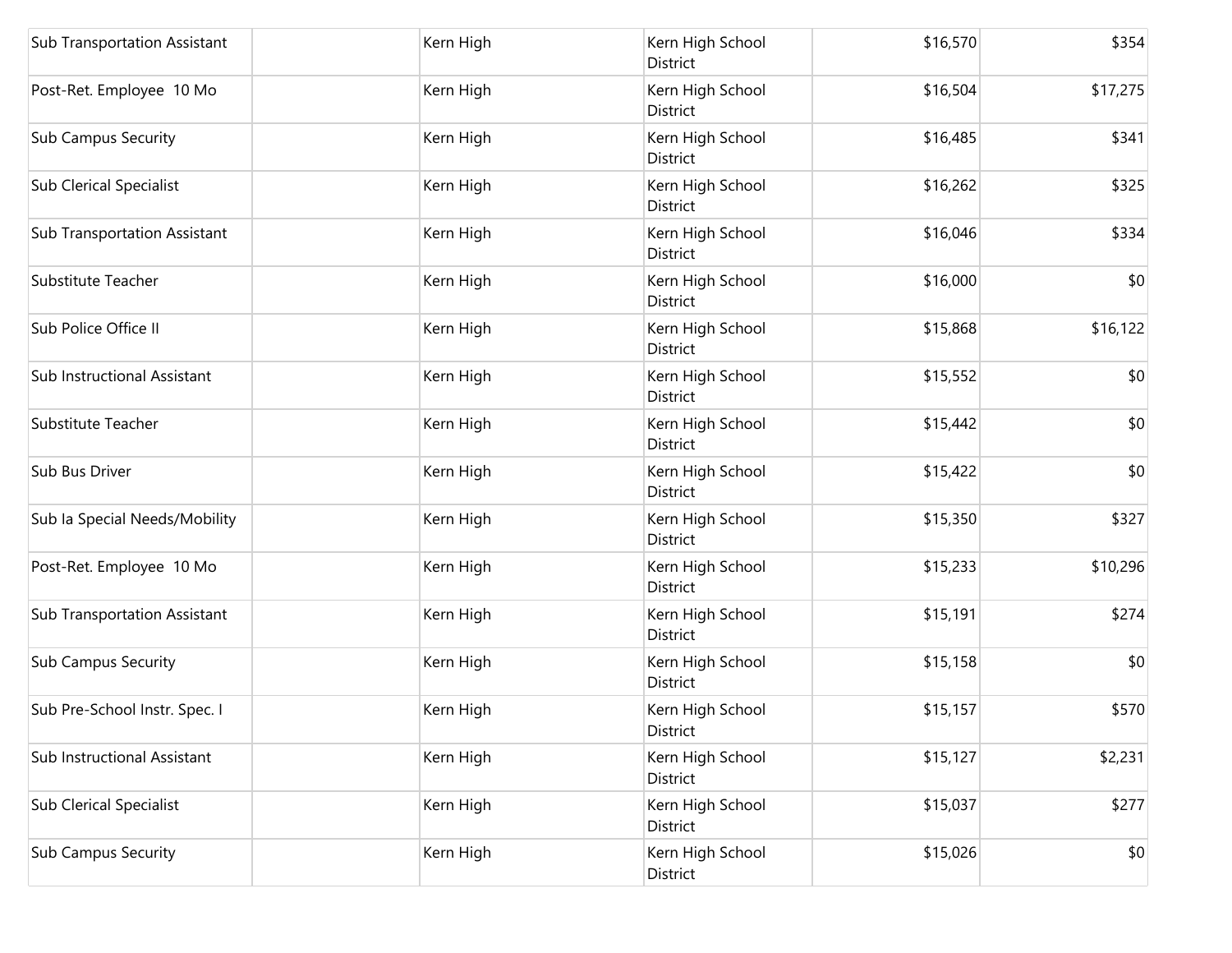| | | | | | |
|---|---|---|---|---|---|
| Sub Transportation Assistant | | Kern High | Kern High School District | $16,570 | $354 |
| Post-Ret. Employee 10 Mo | | Kern High | Kern High School District | $16,504 | $17,275 |
| Sub Campus Security | | Kern High | Kern High School District | $16,485 | $341 |
| Sub Clerical Specialist | | Kern High | Kern High School District | $16,262 | $325 |
| Sub Transportation Assistant | | Kern High | Kern High School District | $16,046 | $334 |
| Substitute Teacher | | Kern High | Kern High School District | $16,000 | $0 |
| Sub Police Office II | | Kern High | Kern High School District | $15,868 | $16,122 |
| Sub Instructional Assistant | | Kern High | Kern High School District | $15,552 | $0 |
| Substitute Teacher | | Kern High | Kern High School District | $15,442 | $0 |
| Sub Bus Driver | | Kern High | Kern High School District | $15,422 | $0 |
| Sub Ia Special Needs/Mobility | | Kern High | Kern High School District | $15,350 | $327 |
| Post-Ret. Employee 10 Mo | | Kern High | Kern High School District | $15,233 | $10,296 |
| Sub Transportation Assistant | | Kern High | Kern High School District | $15,191 | $274 |
| Sub Campus Security | | Kern High | Kern High School District | $15,158 | $0 |
| Sub Pre-School Instr. Spec. I | | Kern High | Kern High School District | $15,157 | $570 |
| Sub Instructional Assistant | | Kern High | Kern High School District | $15,127 | $2,231 |
| Sub Clerical Specialist | | Kern High | Kern High School District | $15,037 | $277 |
| Sub Campus Security | | Kern High | Kern High School District | $15,026 | $0 |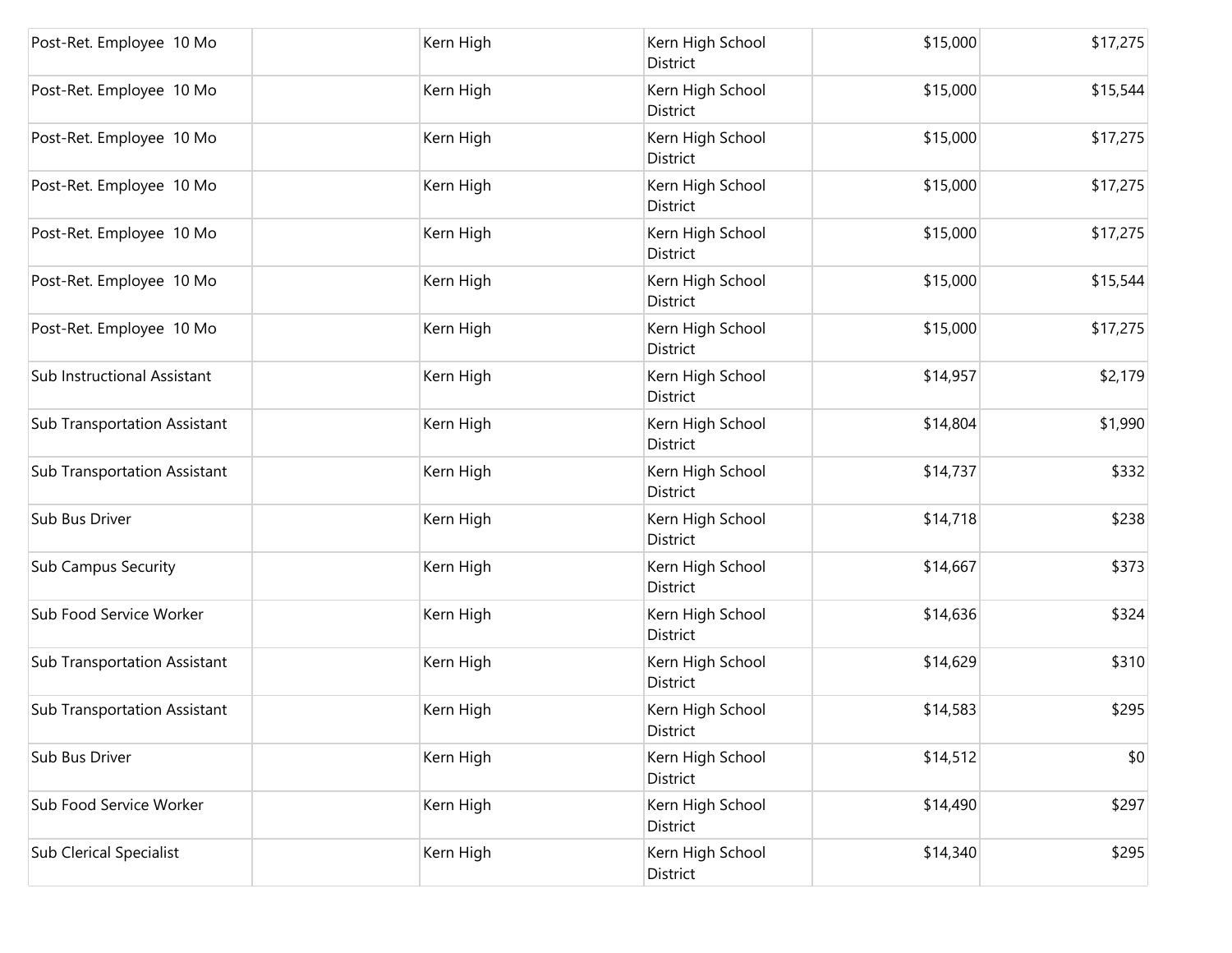| | | | | | |
|---|---|---|---|---|---|
| Post-Ret. Employee 10 Mo | | Kern High | Kern High School District | $15,000 | $17,275 |
| Post-Ret. Employee 10 Mo | | Kern High | Kern High School District | $15,000 | $15,544 |
| Post-Ret. Employee 10 Mo | | Kern High | Kern High School District | $15,000 | $17,275 |
| Post-Ret. Employee 10 Mo | | Kern High | Kern High School District | $15,000 | $17,275 |
| Post-Ret. Employee 10 Mo | | Kern High | Kern High School District | $15,000 | $17,275 |
| Post-Ret. Employee 10 Mo | | Kern High | Kern High School District | $15,000 | $15,544 |
| Post-Ret. Employee 10 Mo | | Kern High | Kern High School District | $15,000 | $17,275 |
| Sub Instructional Assistant | | Kern High | Kern High School District | $14,957 | $2,179 |
| Sub Transportation Assistant | | Kern High | Kern High School District | $14,804 | $1,990 |
| Sub Transportation Assistant | | Kern High | Kern High School District | $14,737 | $332 |
| Sub Bus Driver | | Kern High | Kern High School District | $14,718 | $238 |
| Sub Campus Security | | Kern High | Kern High School District | $14,667 | $373 |
| Sub Food Service Worker | | Kern High | Kern High School District | $14,636 | $324 |
| Sub Transportation Assistant | | Kern High | Kern High School District | $14,629 | $310 |
| Sub Transportation Assistant | | Kern High | Kern High School District | $14,583 | $295 |
| Sub Bus Driver | | Kern High | Kern High School District | $14,512 | $0 |
| Sub Food Service Worker | | Kern High | Kern High School District | $14,490 | $297 |
| Sub Clerical Specialist | | Kern High | Kern High School District | $14,340 | $295 |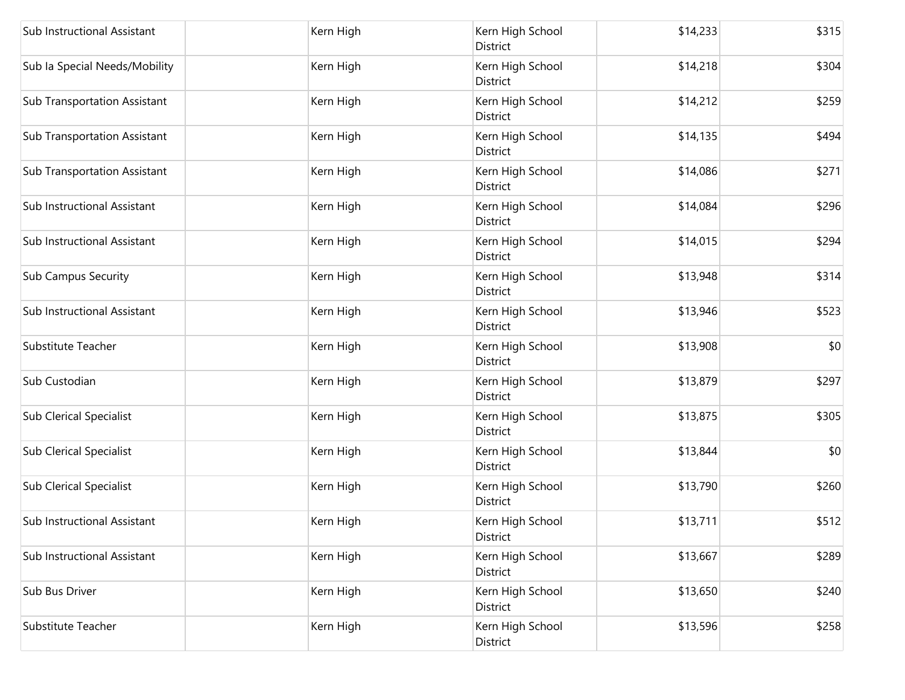| | | | | | |
|---|---|---|---|---|---|
| Sub Instructional Assistant | | Kern High | Kern High School District | $14,233 | $315 |
| Sub Ia Special Needs/Mobility | | Kern High | Kern High School District | $14,218 | $304 |
| Sub Transportation Assistant | | Kern High | Kern High School District | $14,212 | $259 |
| Sub Transportation Assistant | | Kern High | Kern High School District | $14,135 | $494 |
| Sub Transportation Assistant | | Kern High | Kern High School District | $14,086 | $271 |
| Sub Instructional Assistant | | Kern High | Kern High School District | $14,084 | $296 |
| Sub Instructional Assistant | | Kern High | Kern High School District | $14,015 | $294 |
| Sub Campus Security | | Kern High | Kern High School District | $13,948 | $314 |
| Sub Instructional Assistant | | Kern High | Kern High School District | $13,946 | $523 |
| Substitute Teacher | | Kern High | Kern High School District | $13,908 | $0 |
| Sub Custodian | | Kern High | Kern High School District | $13,879 | $297 |
| Sub Clerical Specialist | | Kern High | Kern High School District | $13,875 | $305 |
| Sub Clerical Specialist | | Kern High | Kern High School District | $13,844 | $0 |
| Sub Clerical Specialist | | Kern High | Kern High School District | $13,790 | $260 |
| Sub Instructional Assistant | | Kern High | Kern High School District | $13,711 | $512 |
| Sub Instructional Assistant | | Kern High | Kern High School District | $13,667 | $289 |
| Sub Bus Driver | | Kern High | Kern High School District | $13,650 | $240 |
| Substitute Teacher | | Kern High | Kern High School District | $13,596 | $258 |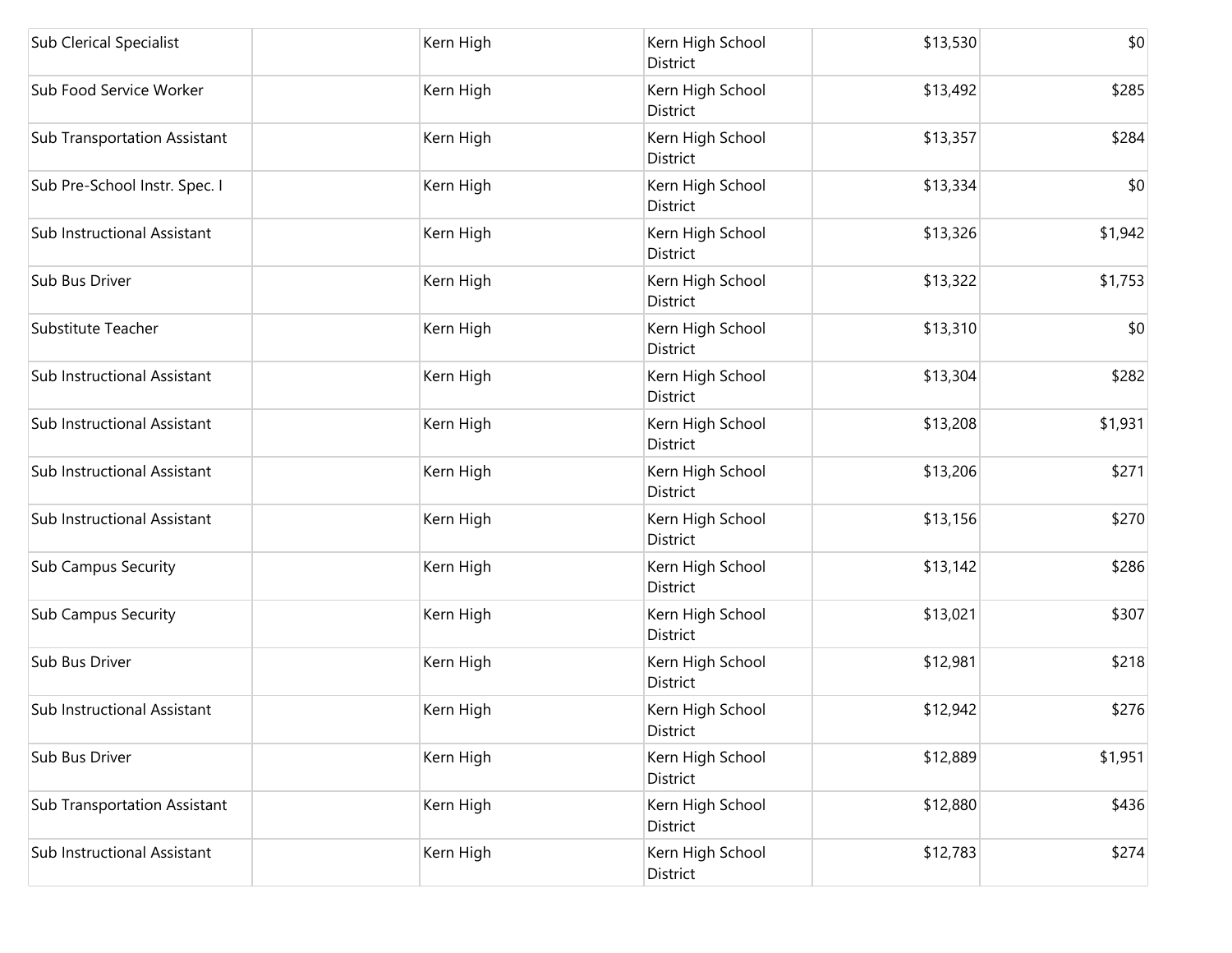| | | | | | |
|---|---|---|---|---|---|
| Sub Clerical Specialist | | Kern High | Kern High School District | $13,530 | $0 |
| Sub Food Service Worker | | Kern High | Kern High School District | $13,492 | $285 |
| Sub Transportation Assistant | | Kern High | Kern High School District | $13,357 | $284 |
| Sub Pre-School Instr. Spec. I | | Kern High | Kern High School District | $13,334 | $0 |
| Sub Instructional Assistant | | Kern High | Kern High School District | $13,326 | $1,942 |
| Sub Bus Driver | | Kern High | Kern High School District | $13,322 | $1,753 |
| Substitute Teacher | | Kern High | Kern High School District | $13,310 | $0 |
| Sub Instructional Assistant | | Kern High | Kern High School District | $13,304 | $282 |
| Sub Instructional Assistant | | Kern High | Kern High School District | $13,208 | $1,931 |
| Sub Instructional Assistant | | Kern High | Kern High School District | $13,206 | $271 |
| Sub Instructional Assistant | | Kern High | Kern High School District | $13,156 | $270 |
| Sub Campus Security | | Kern High | Kern High School District | $13,142 | $286 |
| Sub Campus Security | | Kern High | Kern High School District | $13,021 | $307 |
| Sub Bus Driver | | Kern High | Kern High School District | $12,981 | $218 |
| Sub Instructional Assistant | | Kern High | Kern High School District | $12,942 | $276 |
| Sub Bus Driver | | Kern High | Kern High School District | $12,889 | $1,951 |
| Sub Transportation Assistant | | Kern High | Kern High School District | $12,880 | $436 |
| Sub Instructional Assistant | | Kern High | Kern High School District | $12,783 | $274 |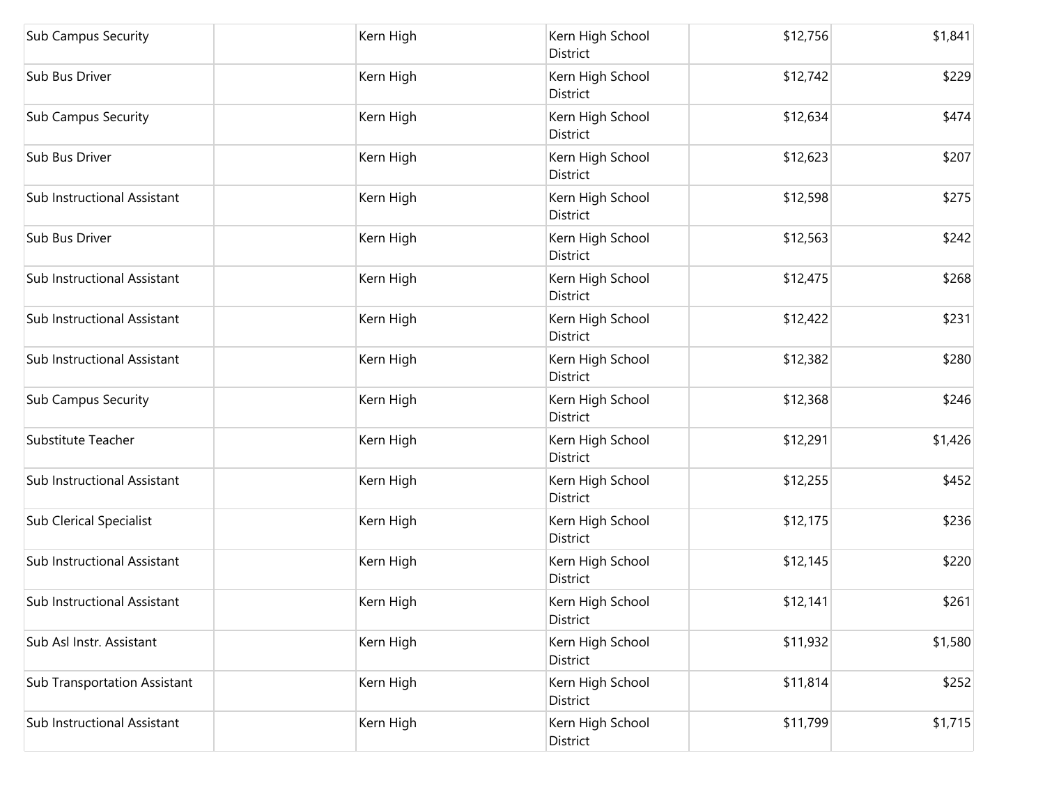| | | | | | |
|---|---|---|---|---|---|
| Sub Campus Security | | Kern High | Kern High School District | $12,756 | $1,841 |
| Sub Bus Driver | | Kern High | Kern High School District | $12,742 | $229 |
| Sub Campus Security | | Kern High | Kern High School District | $12,634 | $474 |
| Sub Bus Driver | | Kern High | Kern High School District | $12,623 | $207 |
| Sub Instructional Assistant | | Kern High | Kern High School District | $12,598 | $275 |
| Sub Bus Driver | | Kern High | Kern High School District | $12,563 | $242 |
| Sub Instructional Assistant | | Kern High | Kern High School District | $12,475 | $268 |
| Sub Instructional Assistant | | Kern High | Kern High School District | $12,422 | $231 |
| Sub Instructional Assistant | | Kern High | Kern High School District | $12,382 | $280 |
| Sub Campus Security | | Kern High | Kern High School District | $12,368 | $246 |
| Substitute Teacher | | Kern High | Kern High School District | $12,291 | $1,426 |
| Sub Instructional Assistant | | Kern High | Kern High School District | $12,255 | $452 |
| Sub Clerical Specialist | | Kern High | Kern High School District | $12,175 | $236 |
| Sub Instructional Assistant | | Kern High | Kern High School District | $12,145 | $220 |
| Sub Instructional Assistant | | Kern High | Kern High School District | $12,141 | $261 |
| Sub Asl Instr. Assistant | | Kern High | Kern High School District | $11,932 | $1,580 |
| Sub Transportation Assistant | | Kern High | Kern High School District | $11,814 | $252 |
| Sub Instructional Assistant | | Kern High | Kern High School District | $11,799 | $1,715 |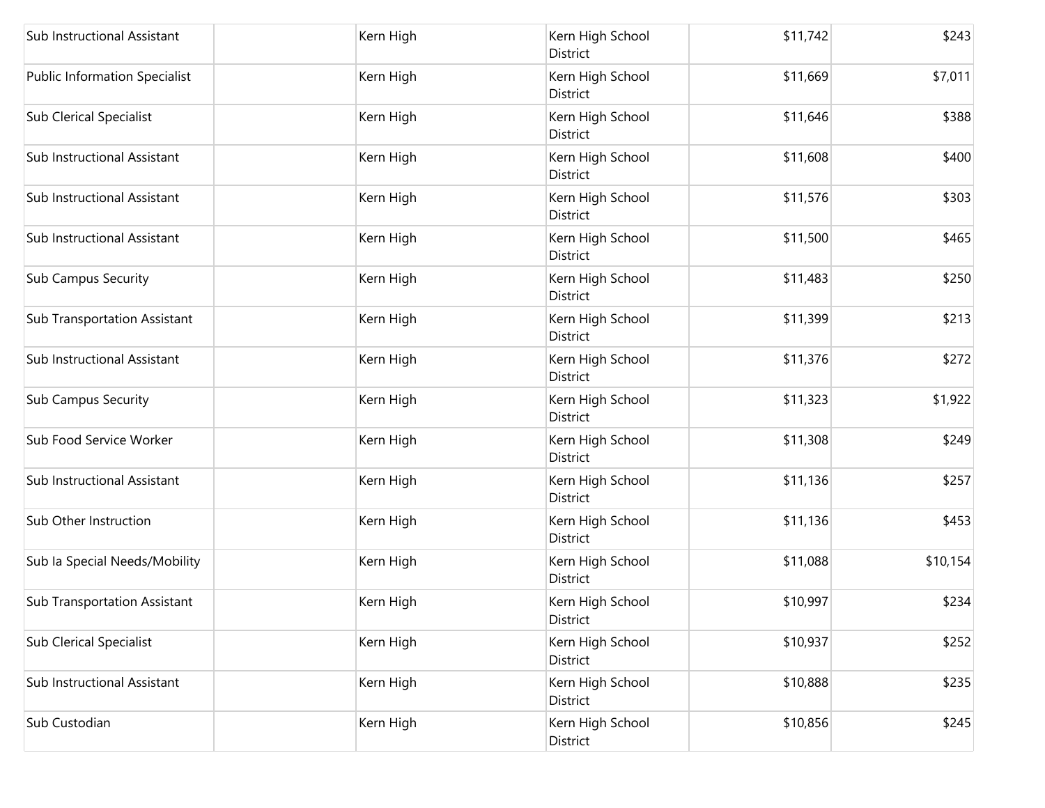| | | | | | |
|---|---|---|---|---|---|
| Sub Instructional Assistant | | Kern High | Kern High School District | $11,742 | $243 |
| Public Information Specialist | | Kern High | Kern High School District | $11,669 | $7,011 |
| Sub Clerical Specialist | | Kern High | Kern High School District | $11,646 | $388 |
| Sub Instructional Assistant | | Kern High | Kern High School District | $11,608 | $400 |
| Sub Instructional Assistant | | Kern High | Kern High School District | $11,576 | $303 |
| Sub Instructional Assistant | | Kern High | Kern High School District | $11,500 | $465 |
| Sub Campus Security | | Kern High | Kern High School District | $11,483 | $250 |
| Sub Transportation Assistant | | Kern High | Kern High School District | $11,399 | $213 |
| Sub Instructional Assistant | | Kern High | Kern High School District | $11,376 | $272 |
| Sub Campus Security | | Kern High | Kern High School District | $11,323 | $1,922 |
| Sub Food Service Worker | | Kern High | Kern High School District | $11,308 | $249 |
| Sub Instructional Assistant | | Kern High | Kern High School District | $11,136 | $257 |
| Sub Other Instruction | | Kern High | Kern High School District | $11,136 | $453 |
| Sub Ia Special Needs/Mobility | | Kern High | Kern High School District | $11,088 | $10,154 |
| Sub Transportation Assistant | | Kern High | Kern High School District | $10,997 | $234 |
| Sub Clerical Specialist | | Kern High | Kern High School District | $10,937 | $252 |
| Sub Instructional Assistant | | Kern High | Kern High School District | $10,888 | $235 |
| Sub Custodian | | Kern High | Kern High School District | $10,856 | $245 |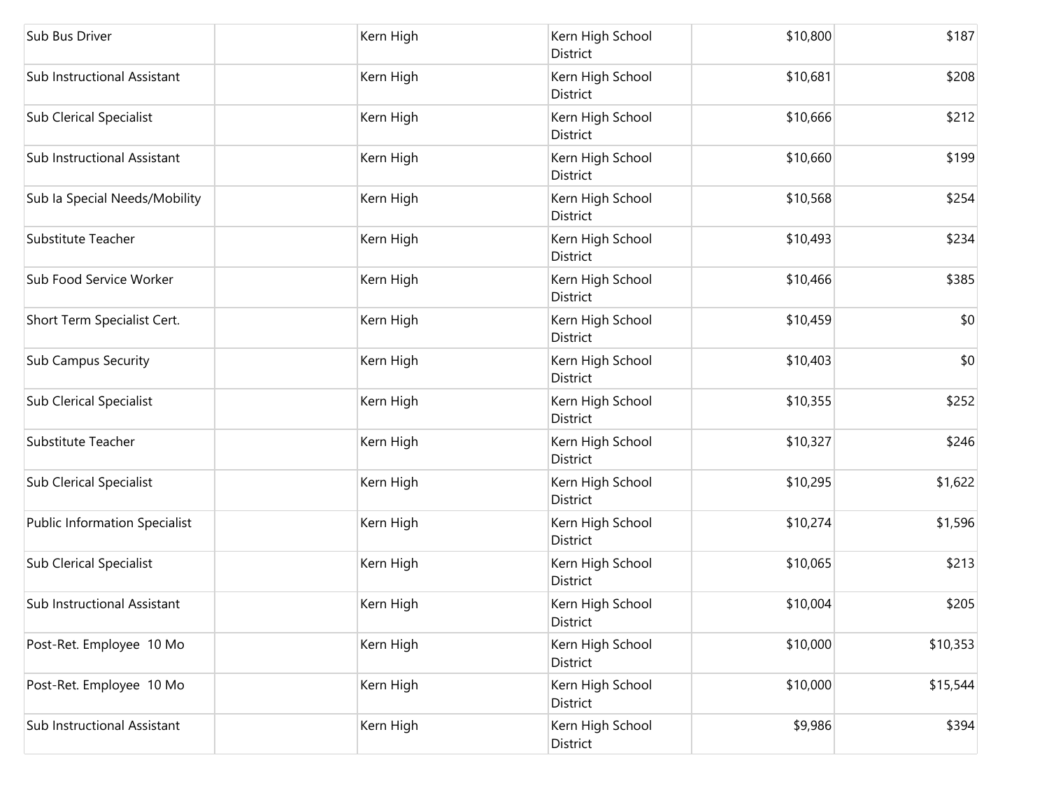| | | | | | |
|---|---|---|---|---|---|
| Sub Bus Driver | | Kern High | Kern High School District | $10,800 | $187 |
| Sub Instructional Assistant | | Kern High | Kern High School District | $10,681 | $208 |
| Sub Clerical Specialist | | Kern High | Kern High School District | $10,666 | $212 |
| Sub Instructional Assistant | | Kern High | Kern High School District | $10,660 | $199 |
| Sub Ia Special Needs/Mobility | | Kern High | Kern High School District | $10,568 | $254 |
| Substitute Teacher | | Kern High | Kern High School District | $10,493 | $234 |
| Sub Food Service Worker | | Kern High | Kern High School District | $10,466 | $385 |
| Short Term Specialist Cert. | | Kern High | Kern High School District | $10,459 | $0 |
| Sub Campus Security | | Kern High | Kern High School District | $10,403 | $0 |
| Sub Clerical Specialist | | Kern High | Kern High School District | $10,355 | $252 |
| Substitute Teacher | | Kern High | Kern High School District | $10,327 | $246 |
| Sub Clerical Specialist | | Kern High | Kern High School District | $10,295 | $1,622 |
| Public Information Specialist | | Kern High | Kern High School District | $10,274 | $1,596 |
| Sub Clerical Specialist | | Kern High | Kern High School District | $10,065 | $213 |
| Sub Instructional Assistant | | Kern High | Kern High School District | $10,004 | $205 |
| Post-Ret. Employee 10 Mo | | Kern High | Kern High School District | $10,000 | $10,353 |
| Post-Ret. Employee 10 Mo | | Kern High | Kern High School District | $10,000 | $15,544 |
| Sub Instructional Assistant | | Kern High | Kern High School District | $9,986 | $394 |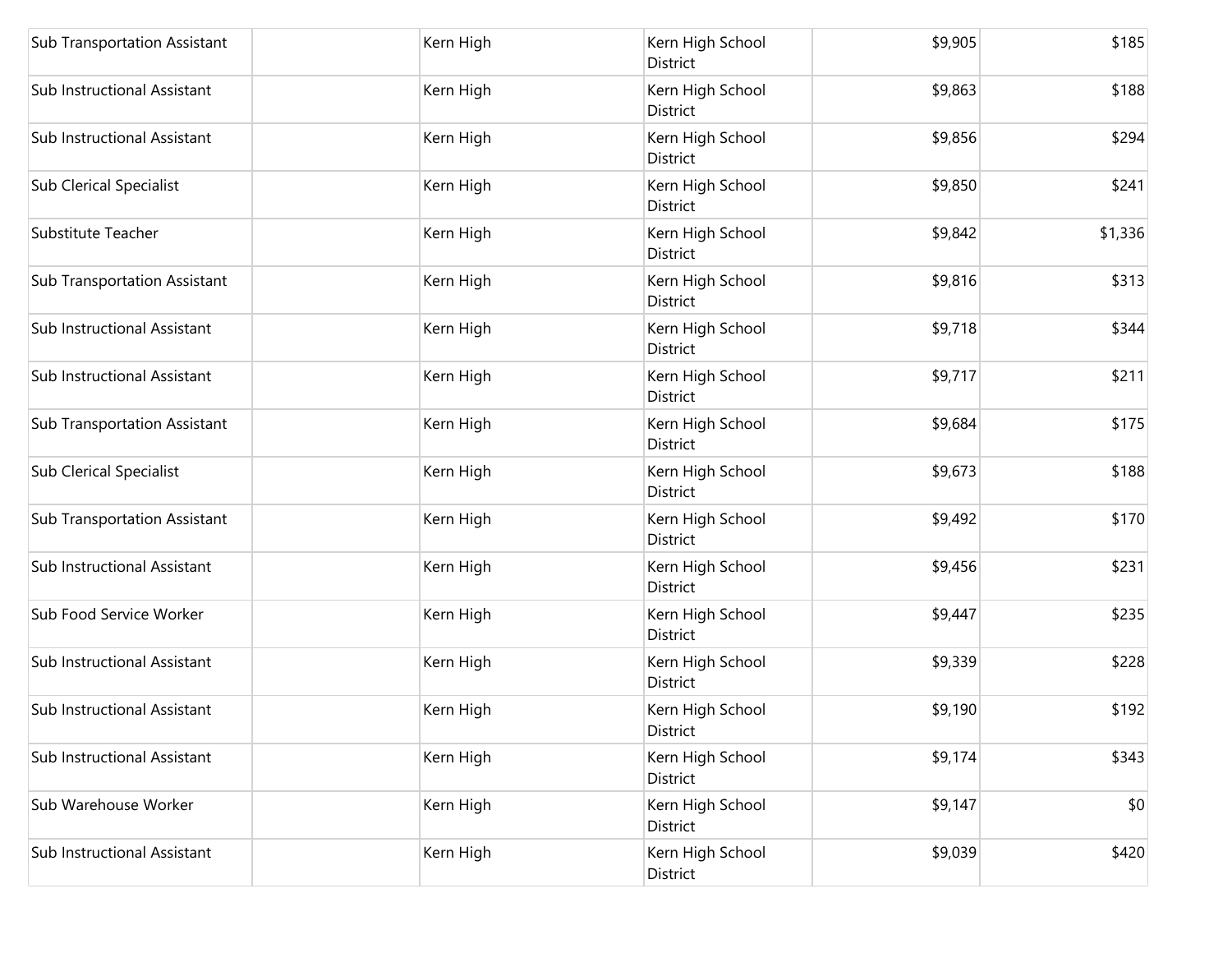| | | | | | |
|---|---|---|---|---|---|
| Sub Transportation Assistant | | Kern High | Kern High School District | $9,905 | $185 |
| Sub Instructional Assistant | | Kern High | Kern High School District | $9,863 | $188 |
| Sub Instructional Assistant | | Kern High | Kern High School District | $9,856 | $294 |
| Sub Clerical Specialist | | Kern High | Kern High School District | $9,850 | $241 |
| Substitute Teacher | | Kern High | Kern High School District | $9,842 | $1,336 |
| Sub Transportation Assistant | | Kern High | Kern High School District | $9,816 | $313 |
| Sub Instructional Assistant | | Kern High | Kern High School District | $9,718 | $344 |
| Sub Instructional Assistant | | Kern High | Kern High School District | $9,717 | $211 |
| Sub Transportation Assistant | | Kern High | Kern High School District | $9,684 | $175 |
| Sub Clerical Specialist | | Kern High | Kern High School District | $9,673 | $188 |
| Sub Transportation Assistant | | Kern High | Kern High School District | $9,492 | $170 |
| Sub Instructional Assistant | | Kern High | Kern High School District | $9,456 | $231 |
| Sub Food Service Worker | | Kern High | Kern High School District | $9,447 | $235 |
| Sub Instructional Assistant | | Kern High | Kern High School District | $9,339 | $228 |
| Sub Instructional Assistant | | Kern High | Kern High School District | $9,190 | $192 |
| Sub Instructional Assistant | | Kern High | Kern High School District | $9,174 | $343 |
| Sub Warehouse Worker | | Kern High | Kern High School District | $9,147 | $0 |
| Sub Instructional Assistant | | Kern High | Kern High School District | $9,039 | $420 |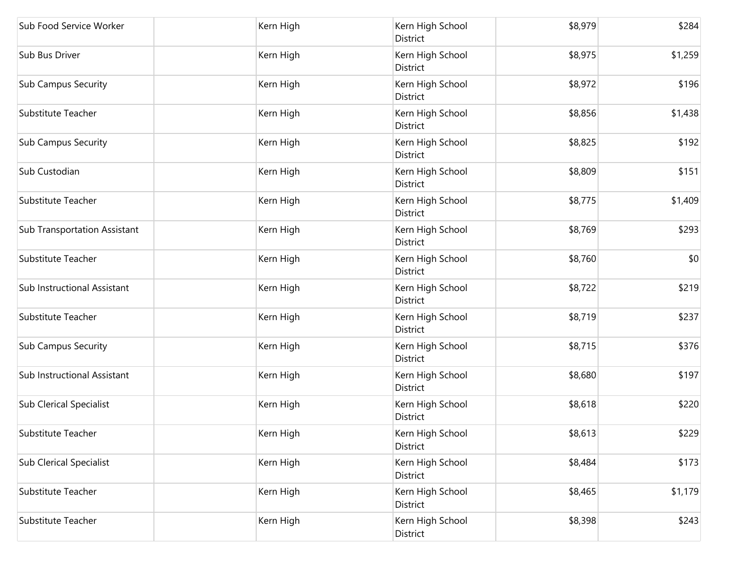| | | | | | |
|---|---|---|---|---|---|
| Sub Food Service Worker | | Kern High | Kern High School District | $8,979 | $284 |
| Sub Bus Driver | | Kern High | Kern High School District | $8,975 | $1,259 |
| Sub Campus Security | | Kern High | Kern High School District | $8,972 | $196 |
| Substitute Teacher | | Kern High | Kern High School District | $8,856 | $1,438 |
| Sub Campus Security | | Kern High | Kern High School District | $8,825 | $192 |
| Sub Custodian | | Kern High | Kern High School District | $8,809 | $151 |
| Substitute Teacher | | Kern High | Kern High School District | $8,775 | $1,409 |
| Sub Transportation Assistant | | Kern High | Kern High School District | $8,769 | $293 |
| Substitute Teacher | | Kern High | Kern High School District | $8,760 | $0 |
| Sub Instructional Assistant | | Kern High | Kern High School District | $8,722 | $219 |
| Substitute Teacher | | Kern High | Kern High School District | $8,719 | $237 |
| Sub Campus Security | | Kern High | Kern High School District | $8,715 | $376 |
| Sub Instructional Assistant | | Kern High | Kern High School District | $8,680 | $197 |
| Sub Clerical Specialist | | Kern High | Kern High School District | $8,618 | $220 |
| Substitute Teacher | | Kern High | Kern High School District | $8,613 | $229 |
| Sub Clerical Specialist | | Kern High | Kern High School District | $8,484 | $173 |
| Substitute Teacher | | Kern High | Kern High School District | $8,465 | $1,179 |
| Substitute Teacher | | Kern High | Kern High School District | $8,398 | $243 |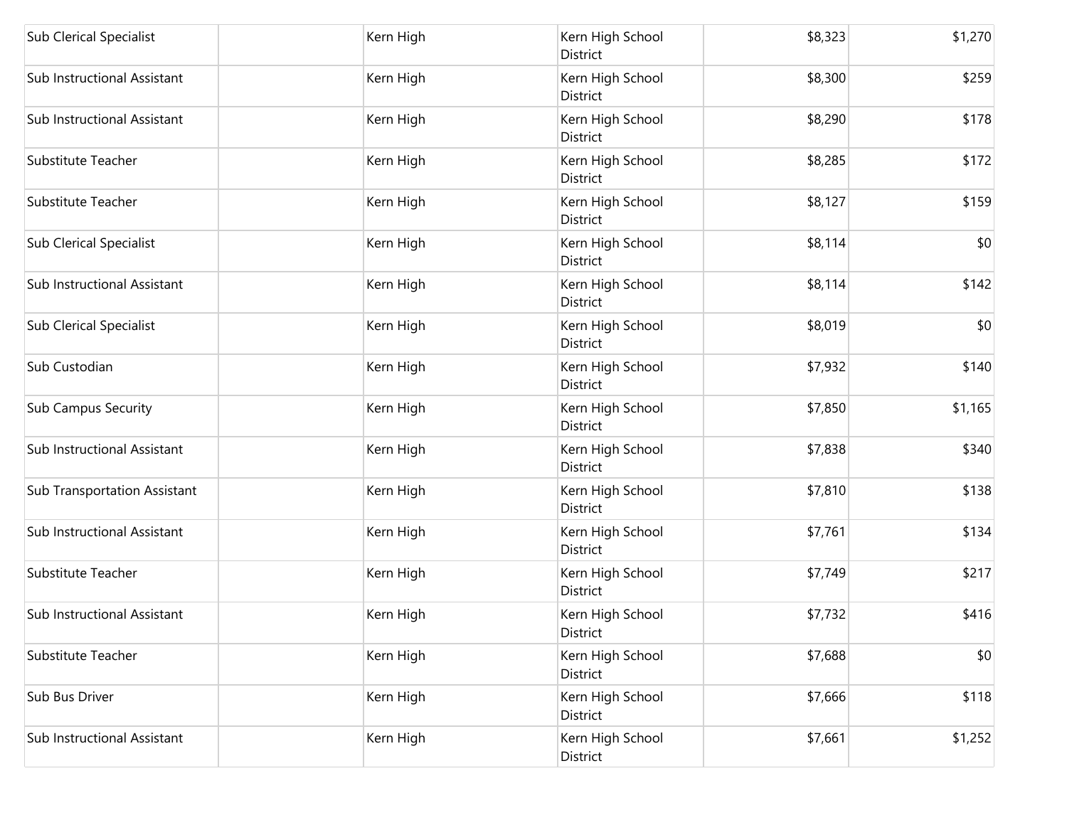| | | | | | |
|---|---|---|---|---|---|
| Sub Clerical Specialist | | Kern High | Kern High School District | $8,323 | $1,270 |
| Sub Instructional Assistant | | Kern High | Kern High School District | $8,300 | $259 |
| Sub Instructional Assistant | | Kern High | Kern High School District | $8,290 | $178 |
| Substitute Teacher | | Kern High | Kern High School District | $8,285 | $172 |
| Substitute Teacher | | Kern High | Kern High School District | $8,127 | $159 |
| Sub Clerical Specialist | | Kern High | Kern High School District | $8,114 | $0 |
| Sub Instructional Assistant | | Kern High | Kern High School District | $8,114 | $142 |
| Sub Clerical Specialist | | Kern High | Kern High School District | $8,019 | $0 |
| Sub Custodian | | Kern High | Kern High School District | $7,932 | $140 |
| Sub Campus Security | | Kern High | Kern High School District | $7,850 | $1,165 |
| Sub Instructional Assistant | | Kern High | Kern High School District | $7,838 | $340 |
| Sub Transportation Assistant | | Kern High | Kern High School District | $7,810 | $138 |
| Sub Instructional Assistant | | Kern High | Kern High School District | $7,761 | $134 |
| Substitute Teacher | | Kern High | Kern High School District | $7,749 | $217 |
| Sub Instructional Assistant | | Kern High | Kern High School District | $7,732 | $416 |
| Substitute Teacher | | Kern High | Kern High School District | $7,688 | $0 |
| Sub Bus Driver | | Kern High | Kern High School District | $7,666 | $118 |
| Sub Instructional Assistant | | Kern High | Kern High School District | $7,661 | $1,252 |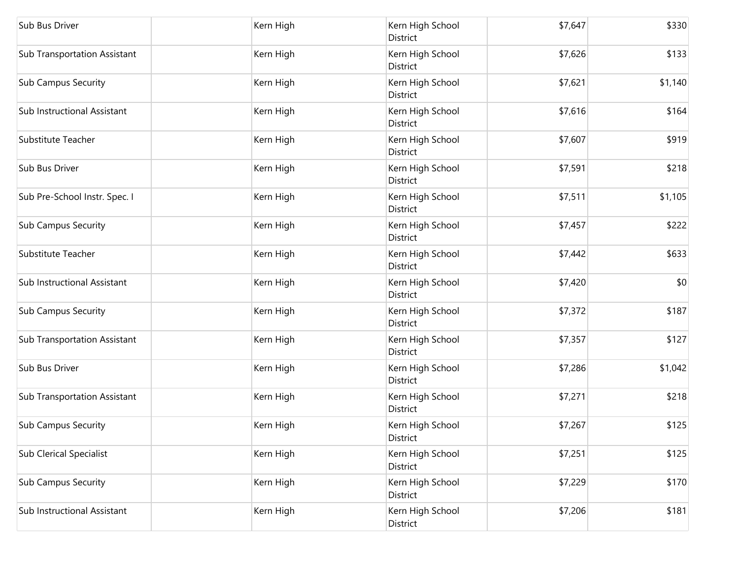| | | | | | |
|---|---|---|---|---|---|
| Sub Bus Driver | | Kern High | Kern High School District | $7,647 | $330 |
| Sub Transportation Assistant | | Kern High | Kern High School District | $7,626 | $133 |
| Sub Campus Security | | Kern High | Kern High School District | $7,621 | $1,140 |
| Sub Instructional Assistant | | Kern High | Kern High School District | $7,616 | $164 |
| Substitute Teacher | | Kern High | Kern High School District | $7,607 | $919 |
| Sub Bus Driver | | Kern High | Kern High School District | $7,591 | $218 |
| Sub Pre-School Instr. Spec. I | | Kern High | Kern High School District | $7,511 | $1,105 |
| Sub Campus Security | | Kern High | Kern High School District | $7,457 | $222 |
| Substitute Teacher | | Kern High | Kern High School District | $7,442 | $633 |
| Sub Instructional Assistant | | Kern High | Kern High School District | $7,420 | $0 |
| Sub Campus Security | | Kern High | Kern High School District | $7,372 | $187 |
| Sub Transportation Assistant | | Kern High | Kern High School District | $7,357 | $127 |
| Sub Bus Driver | | Kern High | Kern High School District | $7,286 | $1,042 |
| Sub Transportation Assistant | | Kern High | Kern High School District | $7,271 | $218 |
| Sub Campus Security | | Kern High | Kern High School District | $7,267 | $125 |
| Sub Clerical Specialist | | Kern High | Kern High School District | $7,251 | $125 |
| Sub Campus Security | | Kern High | Kern High School District | $7,229 | $170 |
| Sub Instructional Assistant | | Kern High | Kern High School District | $7,206 | $181 |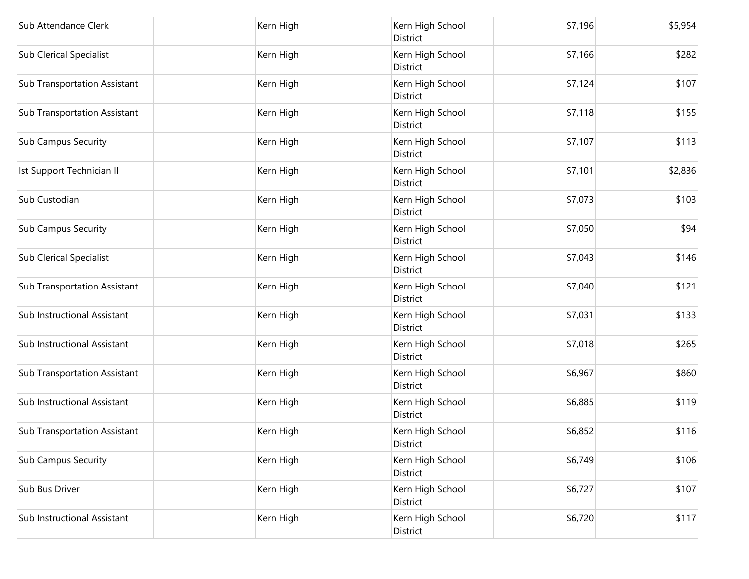| | | | | | |
|---|---|---|---|---|---|
| Sub Attendance Clerk | | Kern High | Kern High School District | $7,196 | $5,954 |
| Sub Clerical Specialist | | Kern High | Kern High School District | $7,166 | $282 |
| Sub Transportation Assistant | | Kern High | Kern High School District | $7,124 | $107 |
| Sub Transportation Assistant | | Kern High | Kern High School District | $7,118 | $155 |
| Sub Campus Security | | Kern High | Kern High School District | $7,107 | $113 |
| Ist Support Technician II | | Kern High | Kern High School District | $7,101 | $2,836 |
| Sub Custodian | | Kern High | Kern High School District | $7,073 | $103 |
| Sub Campus Security | | Kern High | Kern High School District | $7,050 | $94 |
| Sub Clerical Specialist | | Kern High | Kern High School District | $7,043 | $146 |
| Sub Transportation Assistant | | Kern High | Kern High School District | $7,040 | $121 |
| Sub Instructional Assistant | | Kern High | Kern High School District | $7,031 | $133 |
| Sub Instructional Assistant | | Kern High | Kern High School District | $7,018 | $265 |
| Sub Transportation Assistant | | Kern High | Kern High School District | $6,967 | $860 |
| Sub Instructional Assistant | | Kern High | Kern High School District | $6,885 | $119 |
| Sub Transportation Assistant | | Kern High | Kern High School District | $6,852 | $116 |
| Sub Campus Security | | Kern High | Kern High School District | $6,749 | $106 |
| Sub Bus Driver | | Kern High | Kern High School District | $6,727 | $107 |
| Sub Instructional Assistant | | Kern High | Kern High School District | $6,720 | $117 |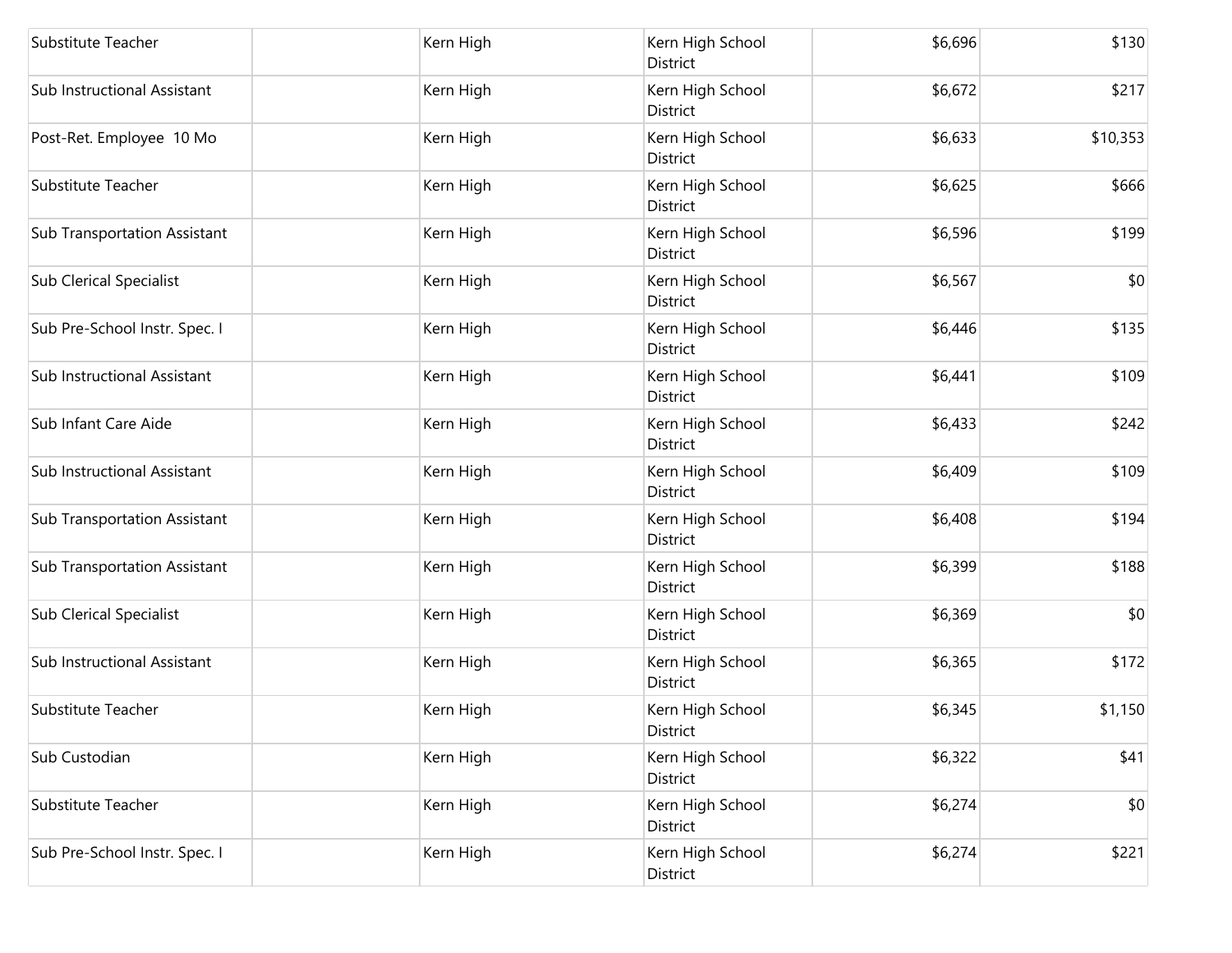| | | | | | |
|---|---|---|---|---|---|
| Substitute Teacher | | Kern High | Kern High School District | $6,696 | $130 |
| Sub Instructional Assistant | | Kern High | Kern High School District | $6,672 | $217 |
| Post-Ret. Employee 10 Mo | | Kern High | Kern High School District | $6,633 | $10,353 |
| Substitute Teacher | | Kern High | Kern High School District | $6,625 | $666 |
| Sub Transportation Assistant | | Kern High | Kern High School District | $6,596 | $199 |
| Sub Clerical Specialist | | Kern High | Kern High School District | $6,567 | $0 |
| Sub Pre-School Instr. Spec. I | | Kern High | Kern High School District | $6,446 | $135 |
| Sub Instructional Assistant | | Kern High | Kern High School District | $6,441 | $109 |
| Sub Infant Care Aide | | Kern High | Kern High School District | $6,433 | $242 |
| Sub Instructional Assistant | | Kern High | Kern High School District | $6,409 | $109 |
| Sub Transportation Assistant | | Kern High | Kern High School District | $6,408 | $194 |
| Sub Transportation Assistant | | Kern High | Kern High School District | $6,399 | $188 |
| Sub Clerical Specialist | | Kern High | Kern High School District | $6,369 | $0 |
| Sub Instructional Assistant | | Kern High | Kern High School District | $6,365 | $172 |
| Substitute Teacher | | Kern High | Kern High School District | $6,345 | $1,150 |
| Sub Custodian | | Kern High | Kern High School District | $6,322 | $41 |
| Substitute Teacher | | Kern High | Kern High School District | $6,274 | $0 |
| Sub Pre-School Instr. Spec. I | | Kern High | Kern High School District | $6,274 | $221 |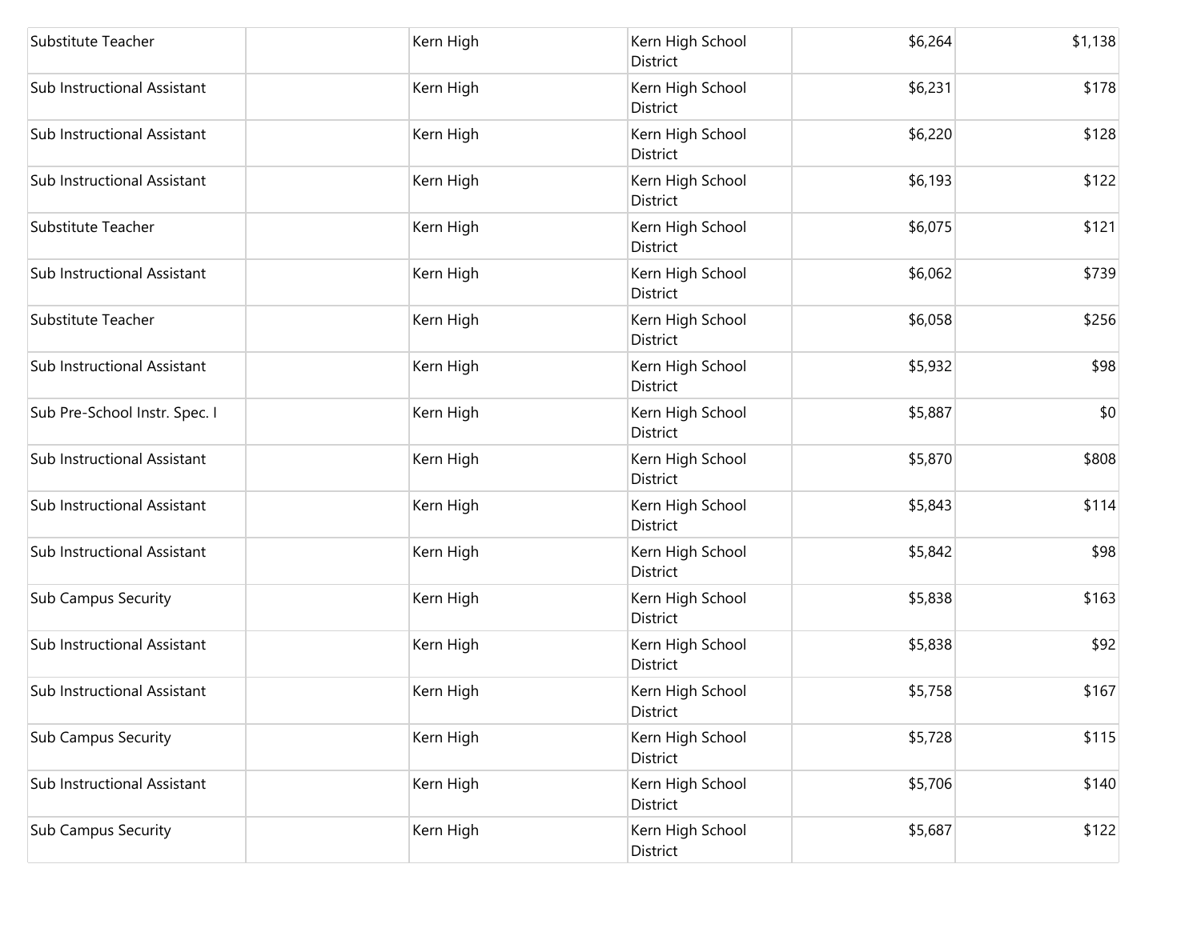| | | | | | |
|---|---|---|---|---|---|
| Substitute Teacher | | Kern High | Kern High School District | $6,264 | $1,138 |
| Sub Instructional Assistant | | Kern High | Kern High School District | $6,231 | $178 |
| Sub Instructional Assistant | | Kern High | Kern High School District | $6,220 | $128 |
| Sub Instructional Assistant | | Kern High | Kern High School District | $6,193 | $122 |
| Substitute Teacher | | Kern High | Kern High School District | $6,075 | $121 |
| Sub Instructional Assistant | | Kern High | Kern High School District | $6,062 | $739 |
| Substitute Teacher | | Kern High | Kern High School District | $6,058 | $256 |
| Sub Instructional Assistant | | Kern High | Kern High School District | $5,932 | $98 |
| Sub Pre-School Instr. Spec. I | | Kern High | Kern High School District | $5,887 | $0 |
| Sub Instructional Assistant | | Kern High | Kern High School District | $5,870 | $808 |
| Sub Instructional Assistant | | Kern High | Kern High School District | $5,843 | $114 |
| Sub Instructional Assistant | | Kern High | Kern High School District | $5,842 | $98 |
| Sub Campus Security | | Kern High | Kern High School District | $5,838 | $163 |
| Sub Instructional Assistant | | Kern High | Kern High School District | $5,838 | $92 |
| Sub Instructional Assistant | | Kern High | Kern High School District | $5,758 | $167 |
| Sub Campus Security | | Kern High | Kern High School District | $5,728 | $115 |
| Sub Instructional Assistant | | Kern High | Kern High School District | $5,706 | $140 |
| Sub Campus Security | | Kern High | Kern High School District | $5,687 | $122 |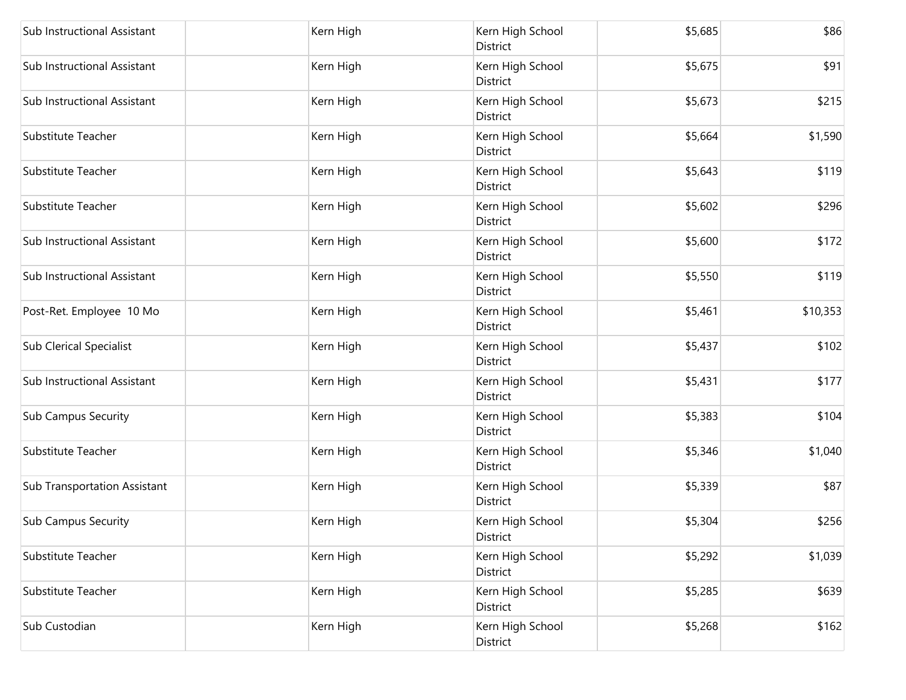| | | | | | |
|---|---|---|---|---|---|
| Sub Instructional Assistant | | Kern High | Kern High School District | $5,685 | $86 |
| Sub Instructional Assistant | | Kern High | Kern High School District | $5,675 | $91 |
| Sub Instructional Assistant | | Kern High | Kern High School District | $5,673 | $215 |
| Substitute Teacher | | Kern High | Kern High School District | $5,664 | $1,590 |
| Substitute Teacher | | Kern High | Kern High School District | $5,643 | $119 |
| Substitute Teacher | | Kern High | Kern High School District | $5,602 | $296 |
| Sub Instructional Assistant | | Kern High | Kern High School District | $5,600 | $172 |
| Sub Instructional Assistant | | Kern High | Kern High School District | $5,550 | $119 |
| Post-Ret. Employee 10 Mo | | Kern High | Kern High School District | $5,461 | $10,353 |
| Sub Clerical Specialist | | Kern High | Kern High School District | $5,437 | $102 |
| Sub Instructional Assistant | | Kern High | Kern High School District | $5,431 | $177 |
| Sub Campus Security | | Kern High | Kern High School District | $5,383 | $104 |
| Substitute Teacher | | Kern High | Kern High School District | $5,346 | $1,040 |
| Sub Transportation Assistant | | Kern High | Kern High School District | $5,339 | $87 |
| Sub Campus Security | | Kern High | Kern High School District | $5,304 | $256 |
| Substitute Teacher | | Kern High | Kern High School District | $5,292 | $1,039 |
| Substitute Teacher | | Kern High | Kern High School District | $5,285 | $639 |
| Sub Custodian | | Kern High | Kern High School District | $5,268 | $162 |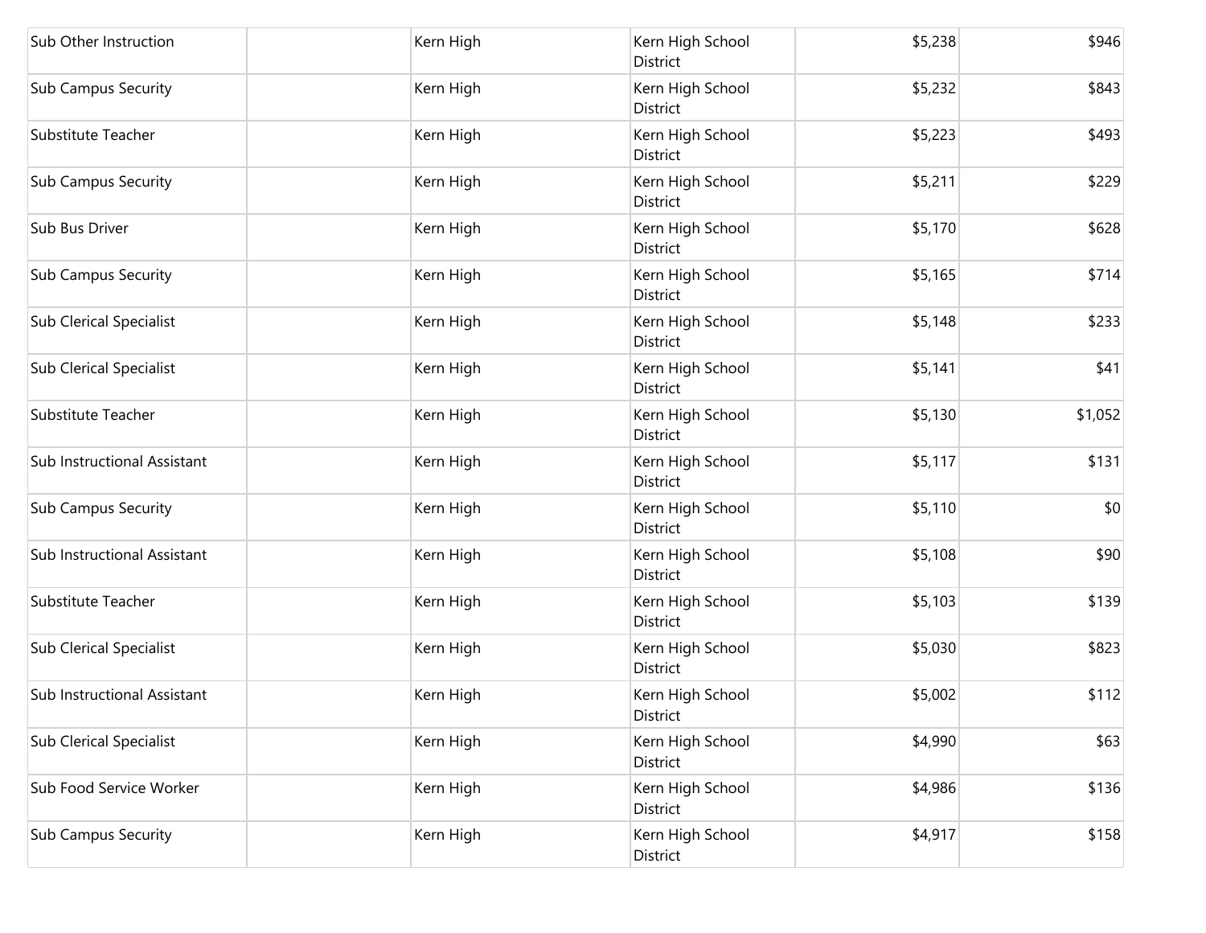| | | | | | |
|---|---|---|---|---|---|
| Sub Other Instruction | | Kern High | Kern High School District | $5,238 | $946 |
| Sub Campus Security | | Kern High | Kern High School District | $5,232 | $843 |
| Substitute Teacher | | Kern High | Kern High School District | $5,223 | $493 |
| Sub Campus Security | | Kern High | Kern High School District | $5,211 | $229 |
| Sub Bus Driver | | Kern High | Kern High School District | $5,170 | $628 |
| Sub Campus Security | | Kern High | Kern High School District | $5,165 | $714 |
| Sub Clerical Specialist | | Kern High | Kern High School District | $5,148 | $233 |
| Sub Clerical Specialist | | Kern High | Kern High School District | $5,141 | $41 |
| Substitute Teacher | | Kern High | Kern High School District | $5,130 | $1,052 |
| Sub Instructional Assistant | | Kern High | Kern High School District | $5,117 | $131 |
| Sub Campus Security | | Kern High | Kern High School District | $5,110 | $0 |
| Sub Instructional Assistant | | Kern High | Kern High School District | $5,108 | $90 |
| Substitute Teacher | | Kern High | Kern High School District | $5,103 | $139 |
| Sub Clerical Specialist | | Kern High | Kern High School District | $5,030 | $823 |
| Sub Instructional Assistant | | Kern High | Kern High School District | $5,002 | $112 |
| Sub Clerical Specialist | | Kern High | Kern High School District | $4,990 | $63 |
| Sub Food Service Worker | | Kern High | Kern High School District | $4,986 | $136 |
| Sub Campus Security | | Kern High | Kern High School District | $4,917 | $158 |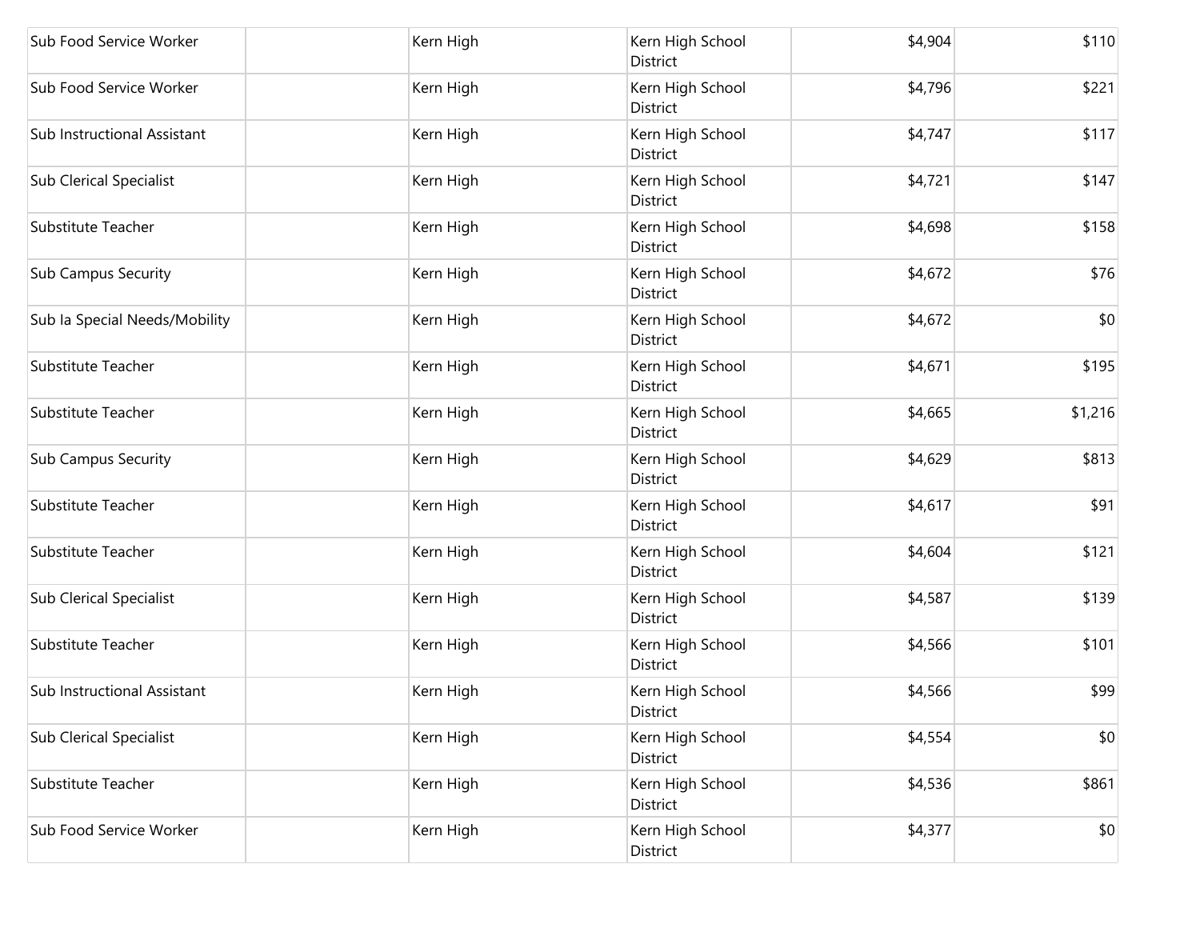| | | | | | |
|---|---|---|---|---|---|
| Sub Food Service Worker | | Kern High | Kern High School District | $4,904 | $110 |
| Sub Food Service Worker | | Kern High | Kern High School District | $4,796 | $221 |
| Sub Instructional Assistant | | Kern High | Kern High School District | $4,747 | $117 |
| Sub Clerical Specialist | | Kern High | Kern High School District | $4,721 | $147 |
| Substitute Teacher | | Kern High | Kern High School District | $4,698 | $158 |
| Sub Campus Security | | Kern High | Kern High School District | $4,672 | $76 |
| Sub Ia Special Needs/Mobility | | Kern High | Kern High School District | $4,672 | $0 |
| Substitute Teacher | | Kern High | Kern High School District | $4,671 | $195 |
| Substitute Teacher | | Kern High | Kern High School District | $4,665 | $1,216 |
| Sub Campus Security | | Kern High | Kern High School District | $4,629 | $813 |
| Substitute Teacher | | Kern High | Kern High School District | $4,617 | $91 |
| Substitute Teacher | | Kern High | Kern High School District | $4,604 | $121 |
| Sub Clerical Specialist | | Kern High | Kern High School District | $4,587 | $139 |
| Substitute Teacher | | Kern High | Kern High School District | $4,566 | $101 |
| Sub Instructional Assistant | | Kern High | Kern High School District | $4,566 | $99 |
| Sub Clerical Specialist | | Kern High | Kern High School District | $4,554 | $0 |
| Substitute Teacher | | Kern High | Kern High School District | $4,536 | $861 |
| Sub Food Service Worker | | Kern High | Kern High School District | $4,377 | $0 |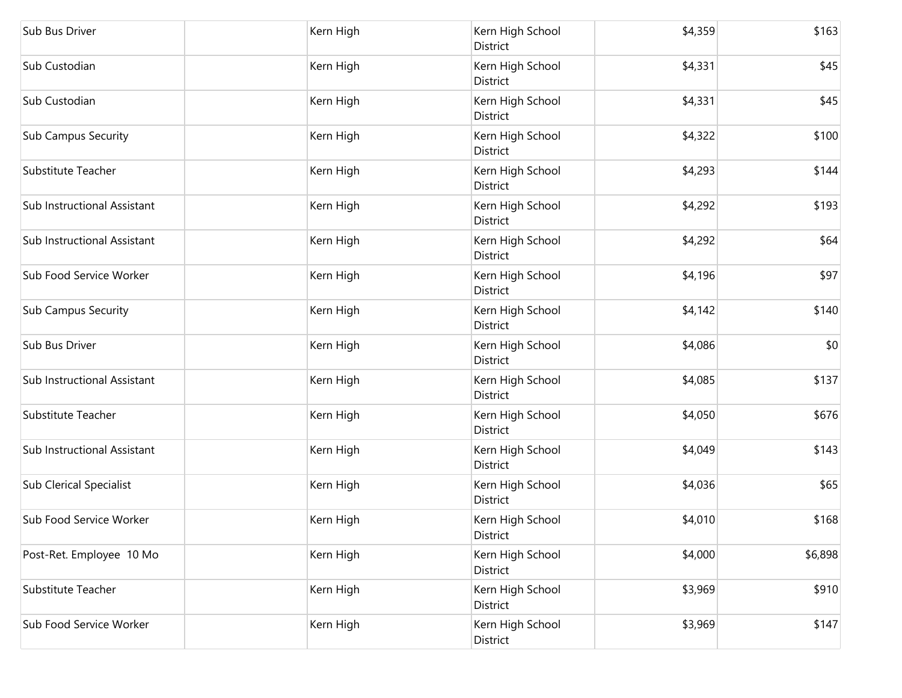| | | | | | |
|---|---|---|---|---|---|
| Sub Bus Driver | | Kern High | Kern High School District | $4,359 | $163 |
| Sub Custodian | | Kern High | Kern High School District | $4,331 | $45 |
| Sub Custodian | | Kern High | Kern High School District | $4,331 | $45 |
| Sub Campus Security | | Kern High | Kern High School District | $4,322 | $100 |
| Substitute Teacher | | Kern High | Kern High School District | $4,293 | $144 |
| Sub Instructional Assistant | | Kern High | Kern High School District | $4,292 | $193 |
| Sub Instructional Assistant | | Kern High | Kern High School District | $4,292 | $64 |
| Sub Food Service Worker | | Kern High | Kern High School District | $4,196 | $97 |
| Sub Campus Security | | Kern High | Kern High School District | $4,142 | $140 |
| Sub Bus Driver | | Kern High | Kern High School District | $4,086 | $0 |
| Sub Instructional Assistant | | Kern High | Kern High School District | $4,085 | $137 |
| Substitute Teacher | | Kern High | Kern High School District | $4,050 | $676 |
| Sub Instructional Assistant | | Kern High | Kern High School District | $4,049 | $143 |
| Sub Clerical Specialist | | Kern High | Kern High School District | $4,036 | $65 |
| Sub Food Service Worker | | Kern High | Kern High School District | $4,010 | $168 |
| Post-Ret. Employee 10 Mo | | Kern High | Kern High School District | $4,000 | $6,898 |
| Substitute Teacher | | Kern High | Kern High School District | $3,969 | $910 |
| Sub Food Service Worker | | Kern High | Kern High School District | $3,969 | $147 |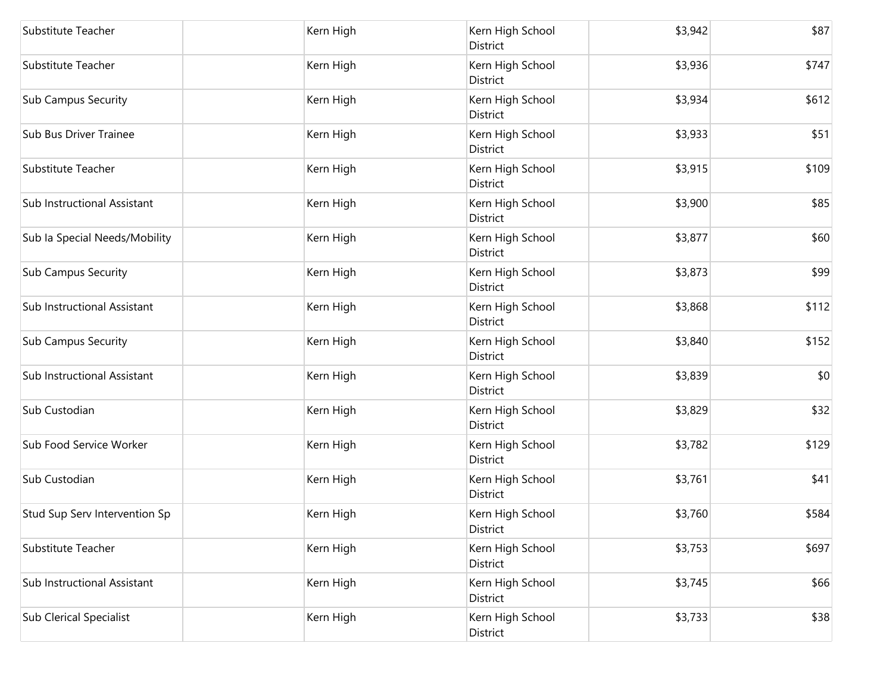| | | | | | |
|---|---|---|---|---|---|
| Substitute Teacher | | Kern High | Kern High School District | $3,942 | $87 |
| Substitute Teacher | | Kern High | Kern High School District | $3,936 | $747 |
| Sub Campus Security | | Kern High | Kern High School District | $3,934 | $612 |
| Sub Bus Driver Trainee | | Kern High | Kern High School District | $3,933 | $51 |
| Substitute Teacher | | Kern High | Kern High School District | $3,915 | $109 |
| Sub Instructional Assistant | | Kern High | Kern High School District | $3,900 | $85 |
| Sub Ia Special Needs/Mobility | | Kern High | Kern High School District | $3,877 | $60 |
| Sub Campus Security | | Kern High | Kern High School District | $3,873 | $99 |
| Sub Instructional Assistant | | Kern High | Kern High School District | $3,868 | $112 |
| Sub Campus Security | | Kern High | Kern High School District | $3,840 | $152 |
| Sub Instructional Assistant | | Kern High | Kern High School District | $3,839 | $0 |
| Sub Custodian | | Kern High | Kern High School District | $3,829 | $32 |
| Sub Food Service Worker | | Kern High | Kern High School District | $3,782 | $129 |
| Sub Custodian | | Kern High | Kern High School District | $3,761 | $41 |
| Stud Sup Serv Intervention Sp | | Kern High | Kern High School District | $3,760 | $584 |
| Substitute Teacher | | Kern High | Kern High School District | $3,753 | $697 |
| Sub Instructional Assistant | | Kern High | Kern High School District | $3,745 | $66 |
| Sub Clerical Specialist | | Kern High | Kern High School District | $3,733 | $38 |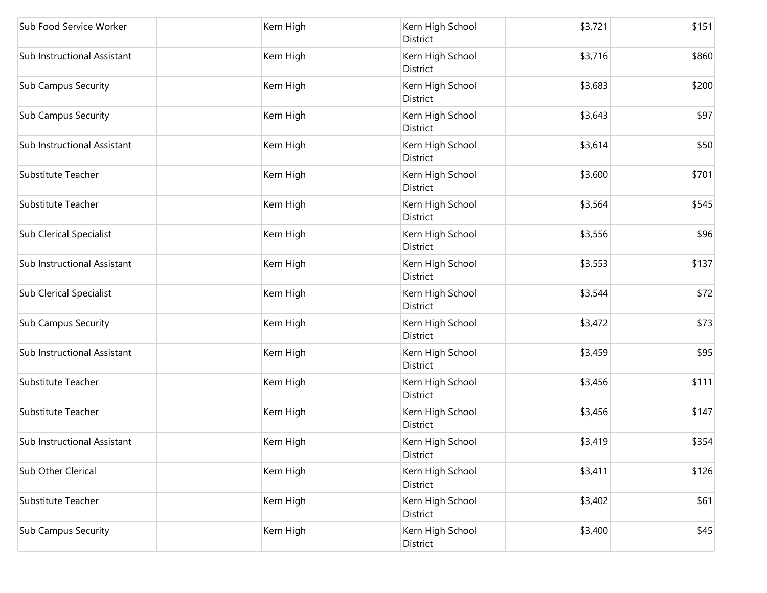| | | | | | |
|---|---|---|---|---|---|
| Sub Food Service Worker | | Kern High | Kern High School District | $3,721 | $151 |
| Sub Instructional Assistant | | Kern High | Kern High School District | $3,716 | $860 |
| Sub Campus Security | | Kern High | Kern High School District | $3,683 | $200 |
| Sub Campus Security | | Kern High | Kern High School District | $3,643 | $97 |
| Sub Instructional Assistant | | Kern High | Kern High School District | $3,614 | $50 |
| Substitute Teacher | | Kern High | Kern High School District | $3,600 | $701 |
| Substitute Teacher | | Kern High | Kern High School District | $3,564 | $545 |
| Sub Clerical Specialist | | Kern High | Kern High School District | $3,556 | $96 |
| Sub Instructional Assistant | | Kern High | Kern High School District | $3,553 | $137 |
| Sub Clerical Specialist | | Kern High | Kern High School District | $3,544 | $72 |
| Sub Campus Security | | Kern High | Kern High School District | $3,472 | $73 |
| Sub Instructional Assistant | | Kern High | Kern High School District | $3,459 | $95 |
| Substitute Teacher | | Kern High | Kern High School District | $3,456 | $111 |
| Substitute Teacher | | Kern High | Kern High School District | $3,456 | $147 |
| Sub Instructional Assistant | | Kern High | Kern High School District | $3,419 | $354 |
| Sub Other Clerical | | Kern High | Kern High School District | $3,411 | $126 |
| Substitute Teacher | | Kern High | Kern High School District | $3,402 | $61 |
| Sub Campus Security | | Kern High | Kern High School District | $3,400 | $45 |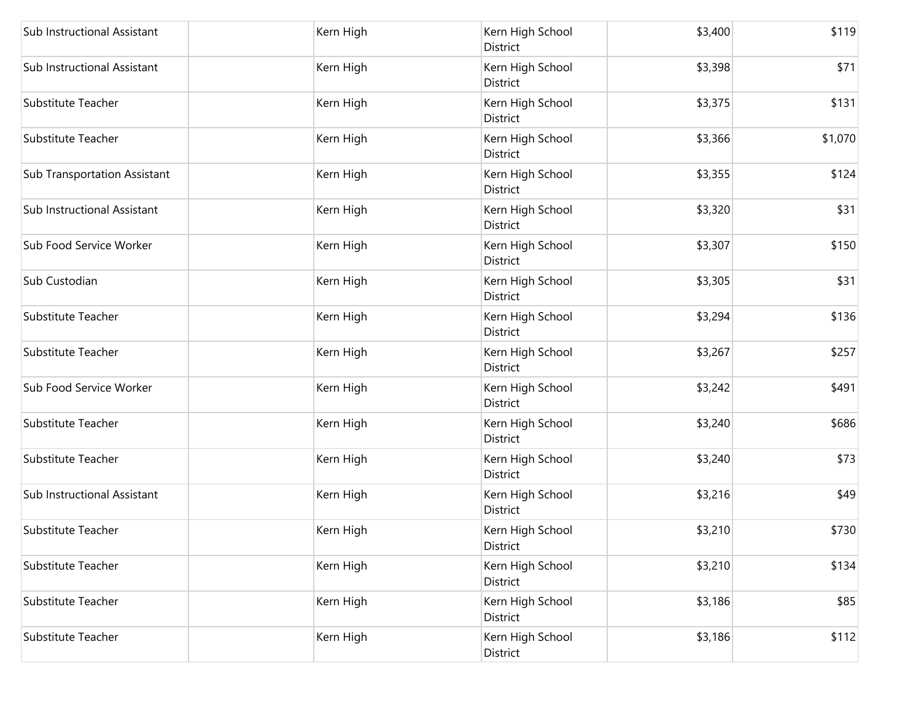| | | | | | |
|---|---|---|---|---|---|
| Sub Instructional Assistant | | Kern High | Kern High School District | $3,400 | $119 |
| Sub Instructional Assistant | | Kern High | Kern High School District | $3,398 | $71 |
| Substitute Teacher | | Kern High | Kern High School District | $3,375 | $131 |
| Substitute Teacher | | Kern High | Kern High School District | $3,366 | $1,070 |
| Sub Transportation Assistant | | Kern High | Kern High School District | $3,355 | $124 |
| Sub Instructional Assistant | | Kern High | Kern High School District | $3,320 | $31 |
| Sub Food Service Worker | | Kern High | Kern High School District | $3,307 | $150 |
| Sub Custodian | | Kern High | Kern High School District | $3,305 | $31 |
| Substitute Teacher | | Kern High | Kern High School District | $3,294 | $136 |
| Substitute Teacher | | Kern High | Kern High School District | $3,267 | $257 |
| Sub Food Service Worker | | Kern High | Kern High School District | $3,242 | $491 |
| Substitute Teacher | | Kern High | Kern High School District | $3,240 | $686 |
| Substitute Teacher | | Kern High | Kern High School District | $3,240 | $73 |
| Sub Instructional Assistant | | Kern High | Kern High School District | $3,216 | $49 |
| Substitute Teacher | | Kern High | Kern High School District | $3,210 | $730 |
| Substitute Teacher | | Kern High | Kern High School District | $3,210 | $134 |
| Substitute Teacher | | Kern High | Kern High School District | $3,186 | $85 |
| Substitute Teacher | | Kern High | Kern High School District | $3,186 | $112 |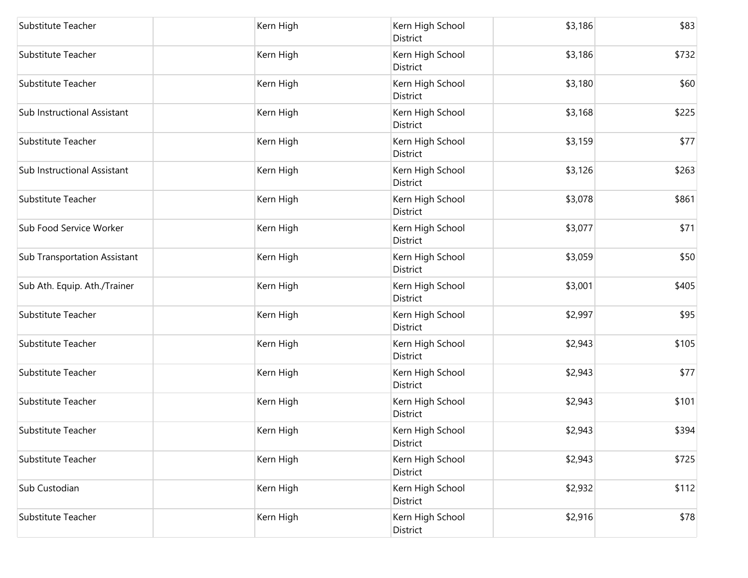| | | | | | |
|---|---|---|---|---|---|
| Substitute Teacher | | Kern High | Kern High School District | $3,186 | $83 |
| Substitute Teacher | | Kern High | Kern High School District | $3,186 | $732 |
| Substitute Teacher | | Kern High | Kern High School District | $3,180 | $60 |
| Sub Instructional Assistant | | Kern High | Kern High School District | $3,168 | $225 |
| Substitute Teacher | | Kern High | Kern High School District | $3,159 | $77 |
| Sub Instructional Assistant | | Kern High | Kern High School District | $3,126 | $263 |
| Substitute Teacher | | Kern High | Kern High School District | $3,078 | $861 |
| Sub Food Service Worker | | Kern High | Kern High School District | $3,077 | $71 |
| Sub Transportation Assistant | | Kern High | Kern High School District | $3,059 | $50 |
| Sub Ath. Equip. Ath./Trainer | | Kern High | Kern High School District | $3,001 | $405 |
| Substitute Teacher | | Kern High | Kern High School District | $2,997 | $95 |
| Substitute Teacher | | Kern High | Kern High School District | $2,943 | $105 |
| Substitute Teacher | | Kern High | Kern High School District | $2,943 | $77 |
| Substitute Teacher | | Kern High | Kern High School District | $2,943 | $101 |
| Substitute Teacher | | Kern High | Kern High School District | $2,943 | $394 |
| Substitute Teacher | | Kern High | Kern High School District | $2,943 | $725 |
| Sub Custodian | | Kern High | Kern High School District | $2,932 | $112 |
| Substitute Teacher | | Kern High | Kern High School District | $2,916 | $78 |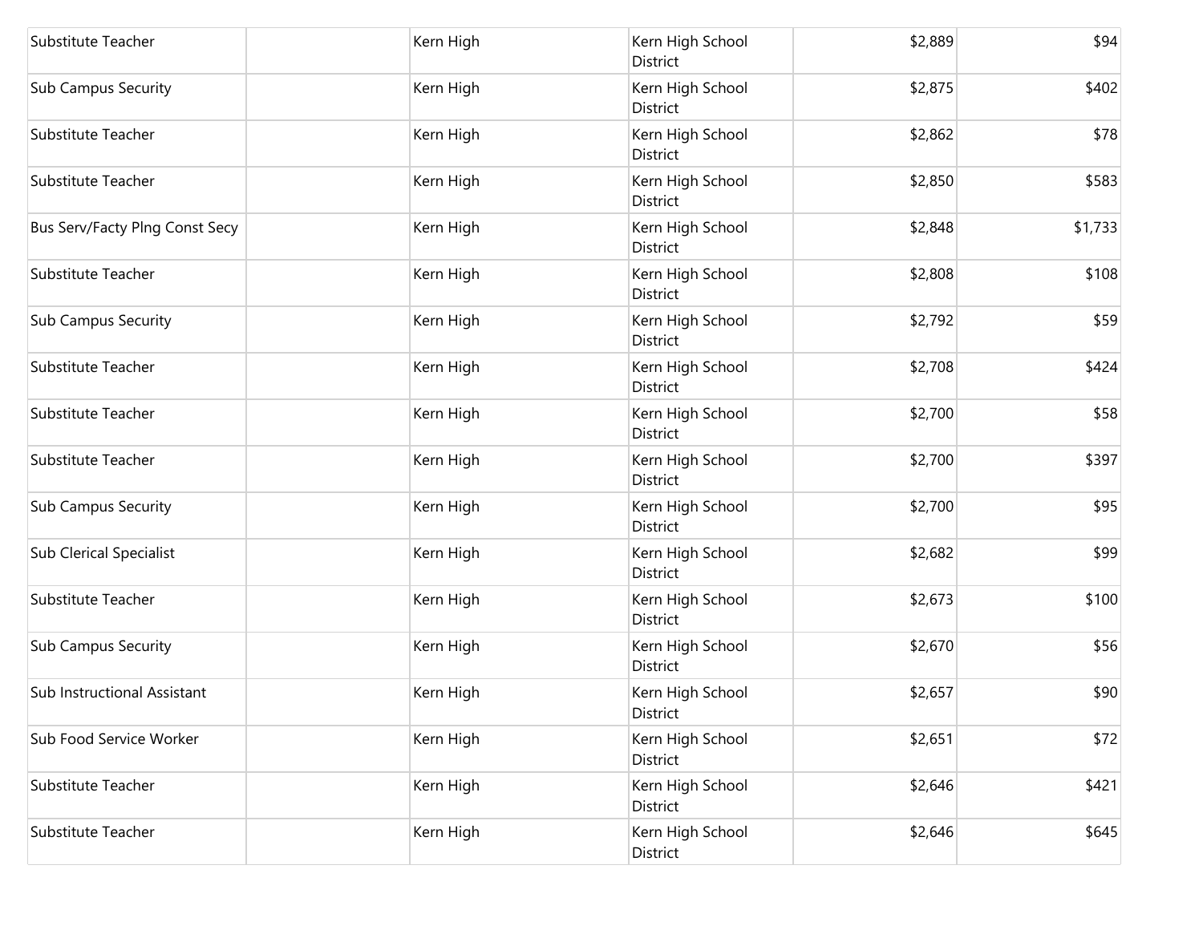| | | | | | |
|---|---|---|---|---|---|
| Substitute Teacher | | Kern High | Kern High School District | $2,889 | $94 |
| Sub Campus Security | | Kern High | Kern High School District | $2,875 | $402 |
| Substitute Teacher | | Kern High | Kern High School District | $2,862 | $78 |
| Substitute Teacher | | Kern High | Kern High School District | $2,850 | $583 |
| Bus Serv/Facty Plng Const Secy | | Kern High | Kern High School District | $2,848 | $1,733 |
| Substitute Teacher | | Kern High | Kern High School District | $2,808 | $108 |
| Sub Campus Security | | Kern High | Kern High School District | $2,792 | $59 |
| Substitute Teacher | | Kern High | Kern High School District | $2,708 | $424 |
| Substitute Teacher | | Kern High | Kern High School District | $2,700 | $58 |
| Substitute Teacher | | Kern High | Kern High School District | $2,700 | $397 |
| Sub Campus Security | | Kern High | Kern High School District | $2,700 | $95 |
| Sub Clerical Specialist | | Kern High | Kern High School District | $2,682 | $99 |
| Substitute Teacher | | Kern High | Kern High School District | $2,673 | $100 |
| Sub Campus Security | | Kern High | Kern High School District | $2,670 | $56 |
| Sub Instructional Assistant | | Kern High | Kern High School District | $2,657 | $90 |
| Sub Food Service Worker | | Kern High | Kern High School District | $2,651 | $72 |
| Substitute Teacher | | Kern High | Kern High School District | $2,646 | $421 |
| Substitute Teacher | | Kern High | Kern High School District | $2,646 | $645 |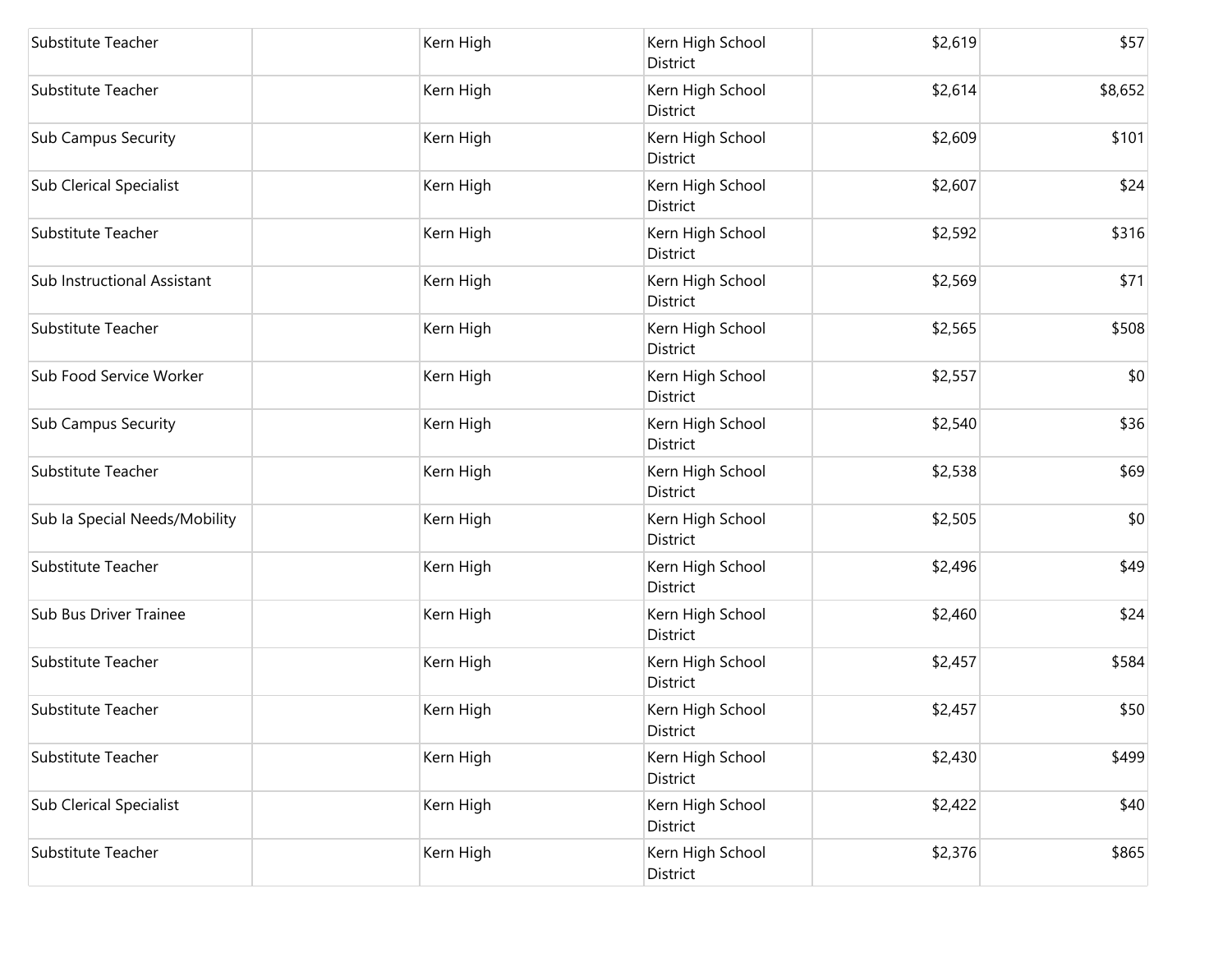| | | | | | |
|---|---|---|---|---|---|
| Substitute Teacher | | Kern High | Kern High School District | $2,619 | $57 |
| Substitute Teacher | | Kern High | Kern High School District | $2,614 | $8,652 |
| Sub Campus Security | | Kern High | Kern High School District | $2,609 | $101 |
| Sub Clerical Specialist | | Kern High | Kern High School District | $2,607 | $24 |
| Substitute Teacher | | Kern High | Kern High School District | $2,592 | $316 |
| Sub Instructional Assistant | | Kern High | Kern High School District | $2,569 | $71 |
| Substitute Teacher | | Kern High | Kern High School District | $2,565 | $508 |
| Sub Food Service Worker | | Kern High | Kern High School District | $2,557 | $0 |
| Sub Campus Security | | Kern High | Kern High School District | $2,540 | $36 |
| Substitute Teacher | | Kern High | Kern High School District | $2,538 | $69 |
| Sub Ia Special Needs/Mobility | | Kern High | Kern High School District | $2,505 | $0 |
| Substitute Teacher | | Kern High | Kern High School District | $2,496 | $49 |
| Sub Bus Driver Trainee | | Kern High | Kern High School District | $2,460 | $24 |
| Substitute Teacher | | Kern High | Kern High School District | $2,457 | $584 |
| Substitute Teacher | | Kern High | Kern High School District | $2,457 | $50 |
| Substitute Teacher | | Kern High | Kern High School District | $2,430 | $499 |
| Sub Clerical Specialist | | Kern High | Kern High School District | $2,422 | $40 |
| Substitute Teacher | | Kern High | Kern High School District | $2,376 | $865 |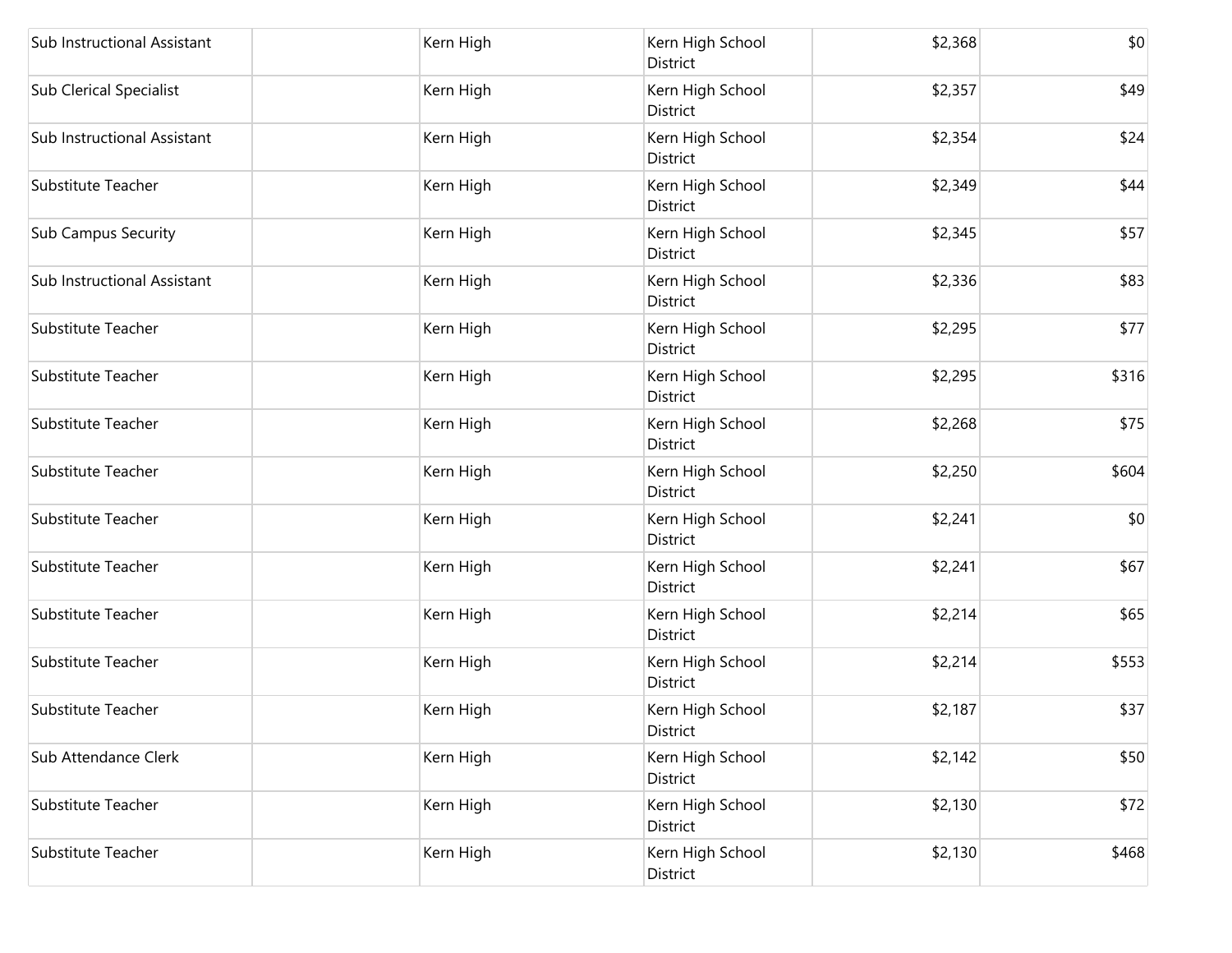| | | | | | |
|---|---|---|---|---|---|
| Sub Instructional Assistant | | Kern High | Kern High School District | $2,368 | $0 |
| Sub Clerical Specialist | | Kern High | Kern High School District | $2,357 | $49 |
| Sub Instructional Assistant | | Kern High | Kern High School District | $2,354 | $24 |
| Substitute Teacher | | Kern High | Kern High School District | $2,349 | $44 |
| Sub Campus Security | | Kern High | Kern High School District | $2,345 | $57 |
| Sub Instructional Assistant | | Kern High | Kern High School District | $2,336 | $83 |
| Substitute Teacher | | Kern High | Kern High School District | $2,295 | $77 |
| Substitute Teacher | | Kern High | Kern High School District | $2,295 | $316 |
| Substitute Teacher | | Kern High | Kern High School District | $2,268 | $75 |
| Substitute Teacher | | Kern High | Kern High School District | $2,250 | $604 |
| Substitute Teacher | | Kern High | Kern High School District | $2,241 | $0 |
| Substitute Teacher | | Kern High | Kern High School District | $2,241 | $67 |
| Substitute Teacher | | Kern High | Kern High School District | $2,214 | $65 |
| Substitute Teacher | | Kern High | Kern High School District | $2,214 | $553 |
| Substitute Teacher | | Kern High | Kern High School District | $2,187 | $37 |
| Sub Attendance Clerk | | Kern High | Kern High School District | $2,142 | $50 |
| Substitute Teacher | | Kern High | Kern High School District | $2,130 | $72 |
| Substitute Teacher | | Kern High | Kern High School District | $2,130 | $468 |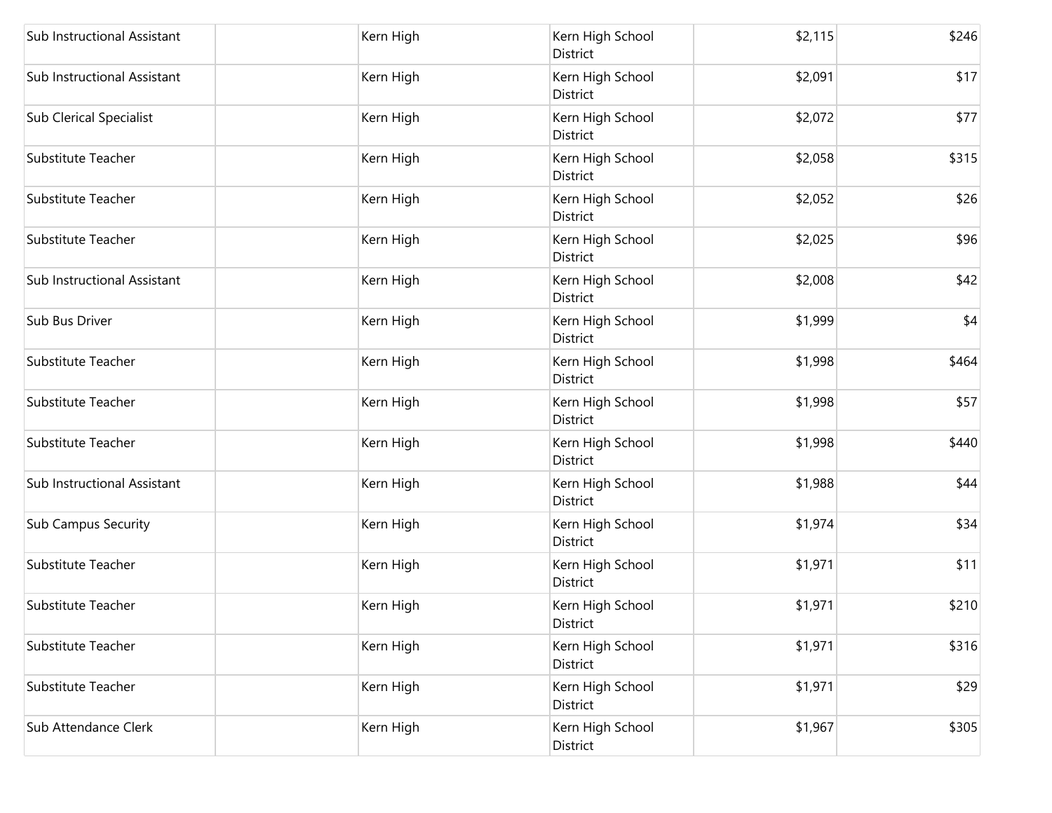| | | | | | |
|---|---|---|---|---|---|
| Sub Instructional Assistant | | Kern High | Kern High School District | $2,115 | $246 |
| Sub Instructional Assistant | | Kern High | Kern High School District | $2,091 | $17 |
| Sub Clerical Specialist | | Kern High | Kern High School District | $2,072 | $77 |
| Substitute Teacher | | Kern High | Kern High School District | $2,058 | $315 |
| Substitute Teacher | | Kern High | Kern High School District | $2,052 | $26 |
| Substitute Teacher | | Kern High | Kern High School District | $2,025 | $96 |
| Sub Instructional Assistant | | Kern High | Kern High School District | $2,008 | $42 |
| Sub Bus Driver | | Kern High | Kern High School District | $1,999 | $4 |
| Substitute Teacher | | Kern High | Kern High School District | $1,998 | $464 |
| Substitute Teacher | | Kern High | Kern High School District | $1,998 | $57 |
| Substitute Teacher | | Kern High | Kern High School District | $1,998 | $440 |
| Sub Instructional Assistant | | Kern High | Kern High School District | $1,988 | $44 |
| Sub Campus Security | | Kern High | Kern High School District | $1,974 | $34 |
| Substitute Teacher | | Kern High | Kern High School District | $1,971 | $11 |
| Substitute Teacher | | Kern High | Kern High School District | $1,971 | $210 |
| Substitute Teacher | | Kern High | Kern High School District | $1,971 | $316 |
| Substitute Teacher | | Kern High | Kern High School District | $1,971 | $29 |
| Sub Attendance Clerk | | Kern High | Kern High School District | $1,967 | $305 |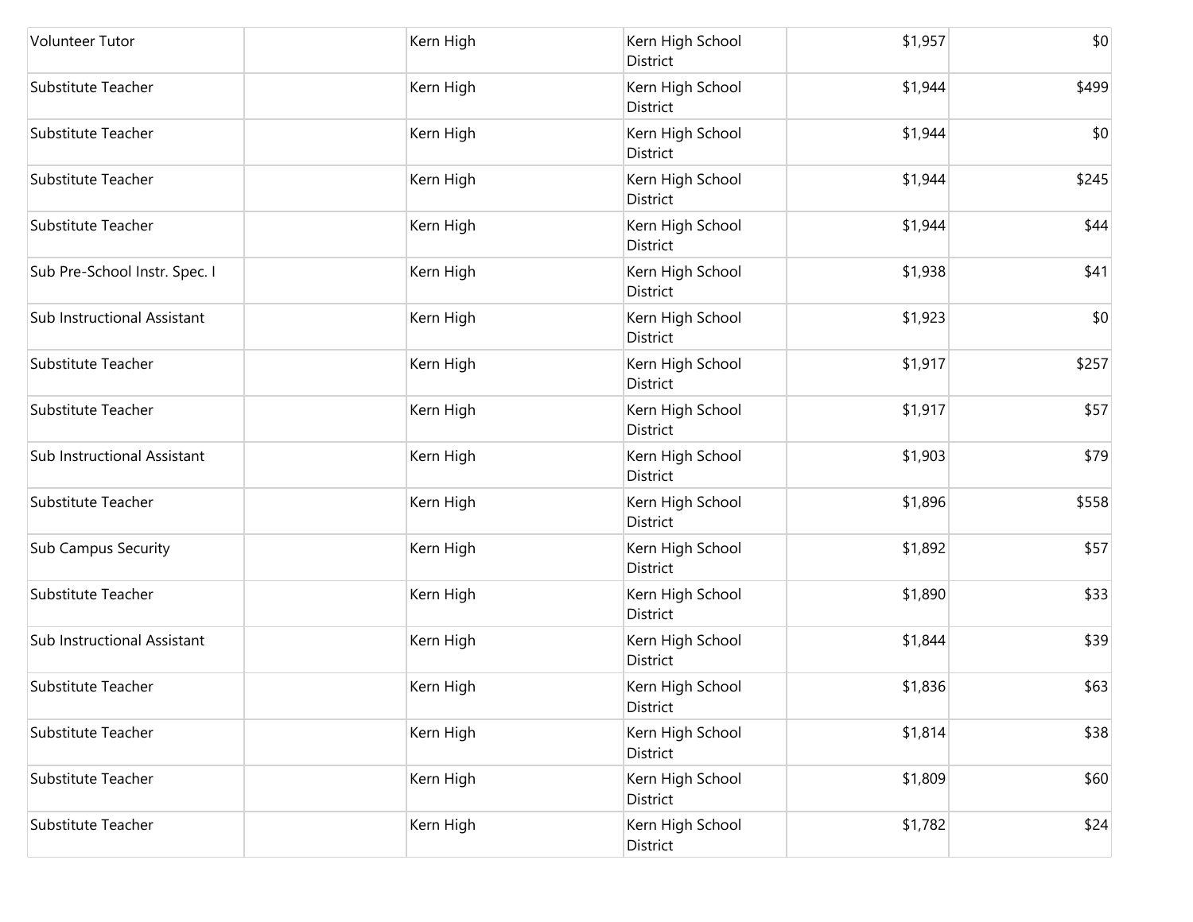| | | | | | |
|---|---|---|---|---|---|
| Volunteer Tutor | | Kern High | Kern High School District | $1,957 | $0 |
| Substitute Teacher | | Kern High | Kern High School District | $1,944 | $499 |
| Substitute Teacher | | Kern High | Kern High School District | $1,944 | $0 |
| Substitute Teacher | | Kern High | Kern High School District | $1,944 | $245 |
| Substitute Teacher | | Kern High | Kern High School District | $1,944 | $44 |
| Sub Pre-School Instr. Spec. I | | Kern High | Kern High School District | $1,938 | $41 |
| Sub Instructional Assistant | | Kern High | Kern High School District | $1,923 | $0 |
| Substitute Teacher | | Kern High | Kern High School District | $1,917 | $257 |
| Substitute Teacher | | Kern High | Kern High School District | $1,917 | $57 |
| Sub Instructional Assistant | | Kern High | Kern High School District | $1,903 | $79 |
| Substitute Teacher | | Kern High | Kern High School District | $1,896 | $558 |
| Sub Campus Security | | Kern High | Kern High School District | $1,892 | $57 |
| Substitute Teacher | | Kern High | Kern High School District | $1,890 | $33 |
| Sub Instructional Assistant | | Kern High | Kern High School District | $1,844 | $39 |
| Substitute Teacher | | Kern High | Kern High School District | $1,836 | $63 |
| Substitute Teacher | | Kern High | Kern High School District | $1,814 | $38 |
| Substitute Teacher | | Kern High | Kern High School District | $1,809 | $60 |
| Substitute Teacher | | Kern High | Kern High School District | $1,782 | $24 |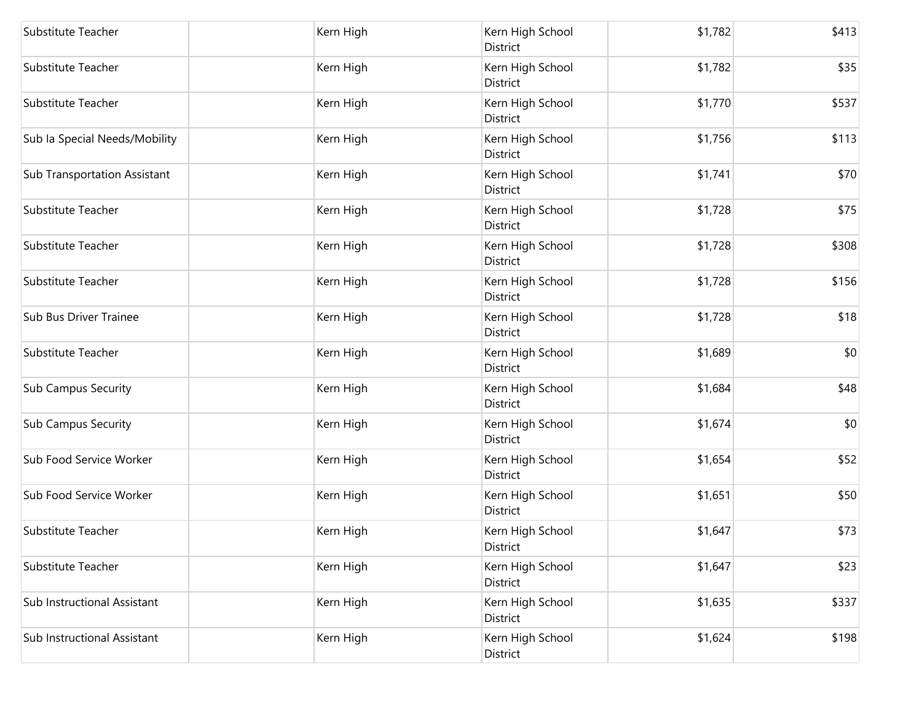| | | | | | |
|---|---|---|---|---|---|
| Substitute Teacher | | Kern High | Kern High School District | $1,782 | $413 |
| Substitute Teacher | | Kern High | Kern High School District | $1,782 | $35 |
| Substitute Teacher | | Kern High | Kern High School District | $1,770 | $537 |
| Sub Ia Special Needs/Mobility | | Kern High | Kern High School District | $1,756 | $113 |
| Sub Transportation Assistant | | Kern High | Kern High School District | $1,741 | $70 |
| Substitute Teacher | | Kern High | Kern High School District | $1,728 | $75 |
| Substitute Teacher | | Kern High | Kern High School District | $1,728 | $308 |
| Substitute Teacher | | Kern High | Kern High School District | $1,728 | $156 |
| Sub Bus Driver Trainee | | Kern High | Kern High School District | $1,728 | $18 |
| Substitute Teacher | | Kern High | Kern High School District | $1,689 | $0 |
| Sub Campus Security | | Kern High | Kern High School District | $1,684 | $48 |
| Sub Campus Security | | Kern High | Kern High School District | $1,674 | $0 |
| Sub Food Service Worker | | Kern High | Kern High School District | $1,654 | $52 |
| Sub Food Service Worker | | Kern High | Kern High School District | $1,651 | $50 |
| Substitute Teacher | | Kern High | Kern High School District | $1,647 | $73 |
| Substitute Teacher | | Kern High | Kern High School District | $1,647 | $23 |
| Sub Instructional Assistant | | Kern High | Kern High School District | $1,635 | $337 |
| Sub Instructional Assistant | | Kern High | Kern High School District | $1,624 | $198 |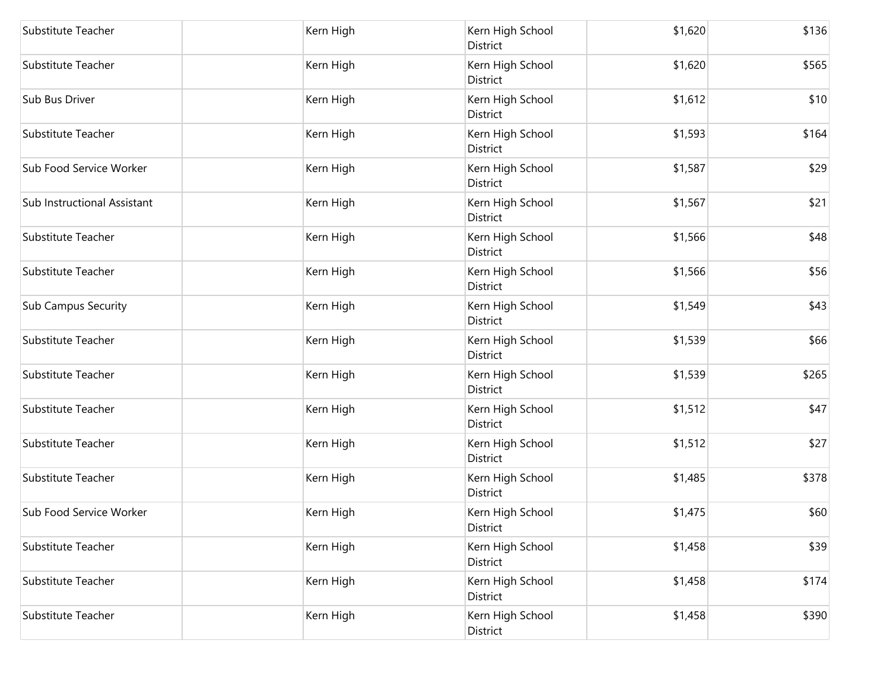| | | | | | |
|---|---|---|---|---|---|
| Substitute Teacher | | Kern High | Kern High School District | $1,620 | $136 |
| Substitute Teacher | | Kern High | Kern High School District | $1,620 | $565 |
| Sub Bus Driver | | Kern High | Kern High School District | $1,612 | $10 |
| Substitute Teacher | | Kern High | Kern High School District | $1,593 | $164 |
| Sub Food Service Worker | | Kern High | Kern High School District | $1,587 | $29 |
| Sub Instructional Assistant | | Kern High | Kern High School District | $1,567 | $21 |
| Substitute Teacher | | Kern High | Kern High School District | $1,566 | $48 |
| Substitute Teacher | | Kern High | Kern High School District | $1,566 | $56 |
| Sub Campus Security | | Kern High | Kern High School District | $1,549 | $43 |
| Substitute Teacher | | Kern High | Kern High School District | $1,539 | $66 |
| Substitute Teacher | | Kern High | Kern High School District | $1,539 | $265 |
| Substitute Teacher | | Kern High | Kern High School District | $1,512 | $47 |
| Substitute Teacher | | Kern High | Kern High School District | $1,512 | $27 |
| Substitute Teacher | | Kern High | Kern High School District | $1,485 | $378 |
| Sub Food Service Worker | | Kern High | Kern High School District | $1,475 | $60 |
| Substitute Teacher | | Kern High | Kern High School District | $1,458 | $39 |
| Substitute Teacher | | Kern High | Kern High School District | $1,458 | $174 |
| Substitute Teacher | | Kern High | Kern High School District | $1,458 | $390 |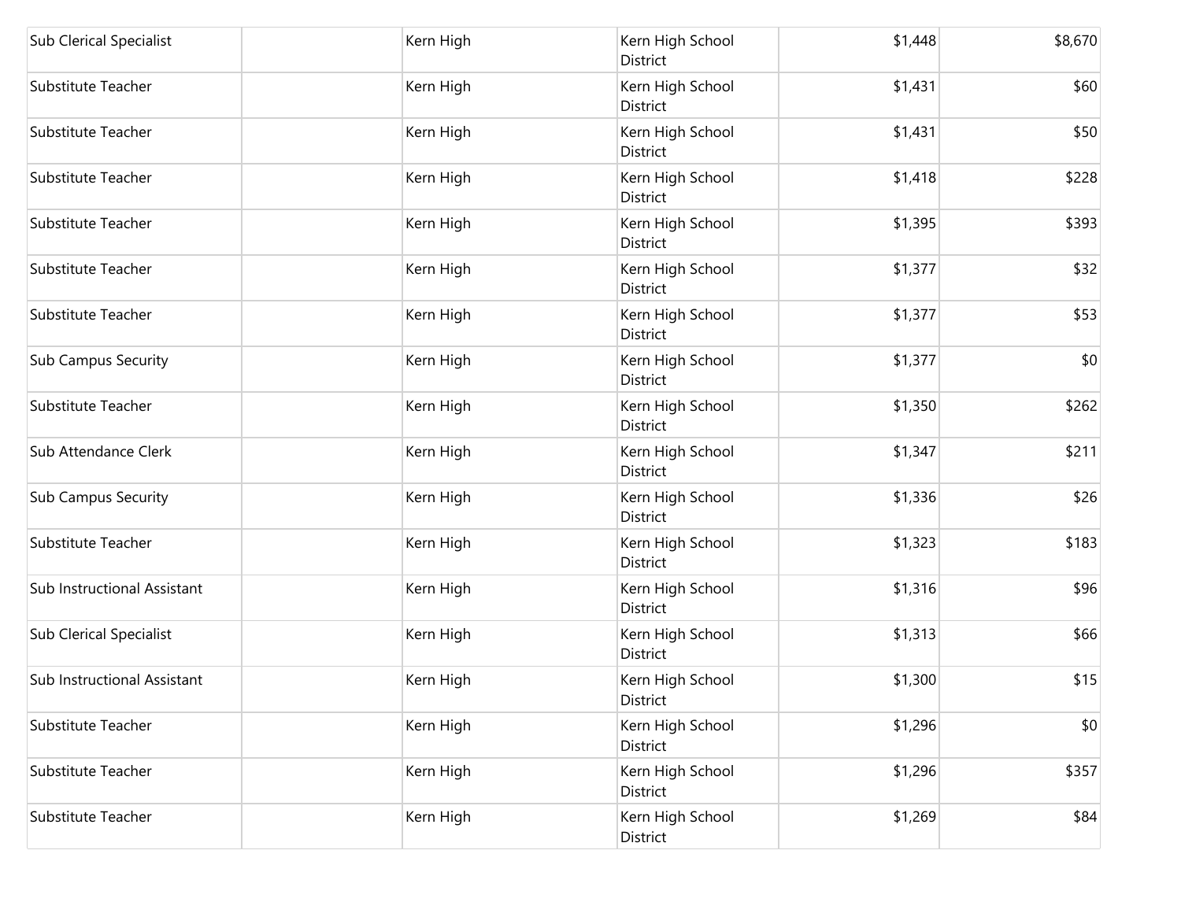| | | | | | |
|---|---|---|---|---|---|
| Sub Clerical Specialist | | Kern High | Kern High School District | $1,448 | $8,670 |
| Substitute Teacher | | Kern High | Kern High School District | $1,431 | $60 |
| Substitute Teacher | | Kern High | Kern High School District | $1,431 | $50 |
| Substitute Teacher | | Kern High | Kern High School District | $1,418 | $228 |
| Substitute Teacher | | Kern High | Kern High School District | $1,395 | $393 |
| Substitute Teacher | | Kern High | Kern High School District | $1,377 | $32 |
| Substitute Teacher | | Kern High | Kern High School District | $1,377 | $53 |
| Sub Campus Security | | Kern High | Kern High School District | $1,377 | $0 |
| Substitute Teacher | | Kern High | Kern High School District | $1,350 | $262 |
| Sub Attendance Clerk | | Kern High | Kern High School District | $1,347 | $211 |
| Sub Campus Security | | Kern High | Kern High School District | $1,336 | $26 |
| Substitute Teacher | | Kern High | Kern High School District | $1,323 | $183 |
| Sub Instructional Assistant | | Kern High | Kern High School District | $1,316 | $96 |
| Sub Clerical Specialist | | Kern High | Kern High School District | $1,313 | $66 |
| Sub Instructional Assistant | | Kern High | Kern High School District | $1,300 | $15 |
| Substitute Teacher | | Kern High | Kern High School District | $1,296 | $0 |
| Substitute Teacher | | Kern High | Kern High School District | $1,296 | $357 |
| Substitute Teacher | | Kern High | Kern High School District | $1,269 | $84 |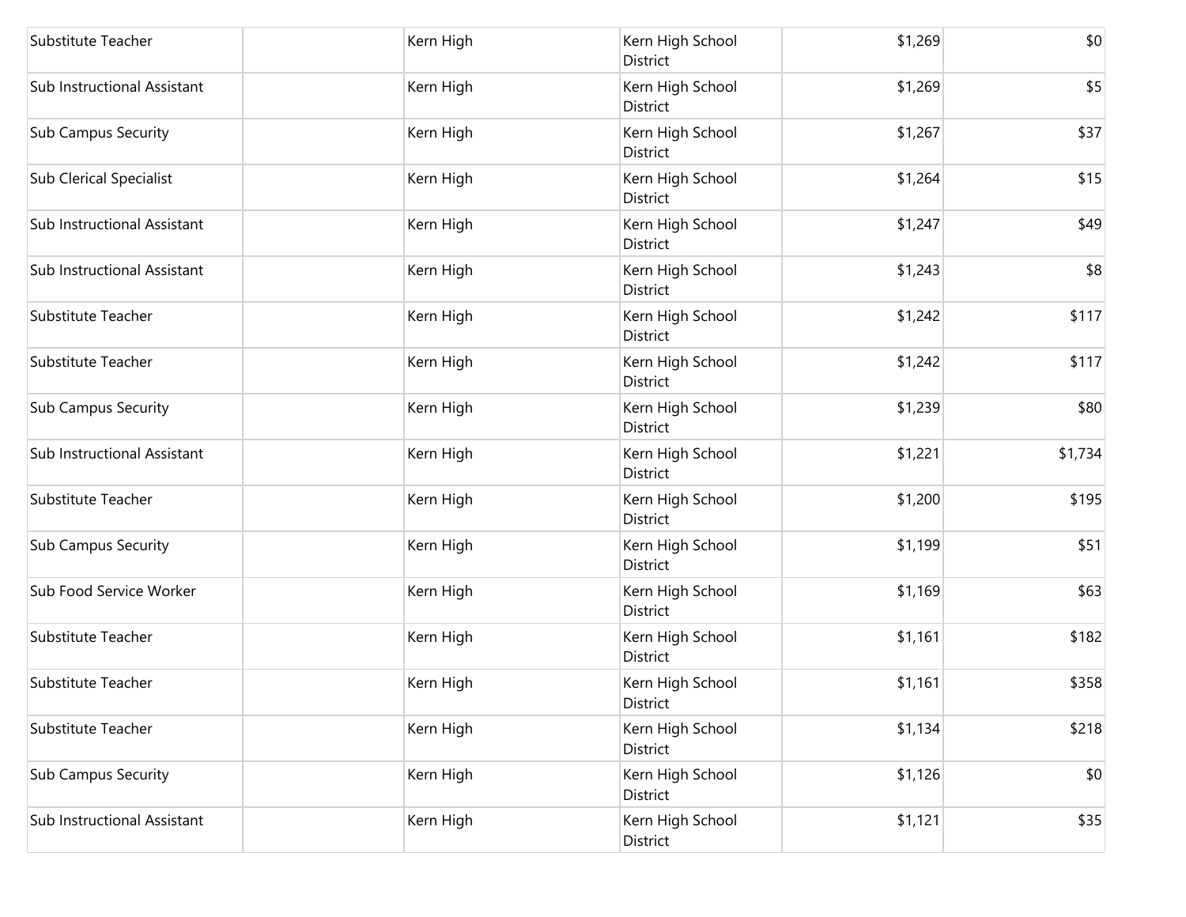| | | | | | |
|---|---|---|---|---|---|
| Substitute Teacher | | Kern High | Kern High School District | $1,269 | $0 |
| Sub Instructional Assistant | | Kern High | Kern High School District | $1,269 | $5 |
| Sub Campus Security | | Kern High | Kern High School District | $1,267 | $37 |
| Sub Clerical Specialist | | Kern High | Kern High School District | $1,264 | $15 |
| Sub Instructional Assistant | | Kern High | Kern High School District | $1,247 | $49 |
| Sub Instructional Assistant | | Kern High | Kern High School District | $1,243 | $8 |
| Substitute Teacher | | Kern High | Kern High School District | $1,242 | $117 |
| Substitute Teacher | | Kern High | Kern High School District | $1,242 | $117 |
| Sub Campus Security | | Kern High | Kern High School District | $1,239 | $80 |
| Sub Instructional Assistant | | Kern High | Kern High School District | $1,221 | $1,734 |
| Substitute Teacher | | Kern High | Kern High School District | $1,200 | $195 |
| Sub Campus Security | | Kern High | Kern High School District | $1,199 | $51 |
| Sub Food Service Worker | | Kern High | Kern High School District | $1,169 | $63 |
| Substitute Teacher | | Kern High | Kern High School District | $1,161 | $182 |
| Substitute Teacher | | Kern High | Kern High School District | $1,161 | $358 |
| Substitute Teacher | | Kern High | Kern High School District | $1,134 | $218 |
| Sub Campus Security | | Kern High | Kern High School District | $1,126 | $0 |
| Sub Instructional Assistant | | Kern High | Kern High School District | $1,121 | $35 |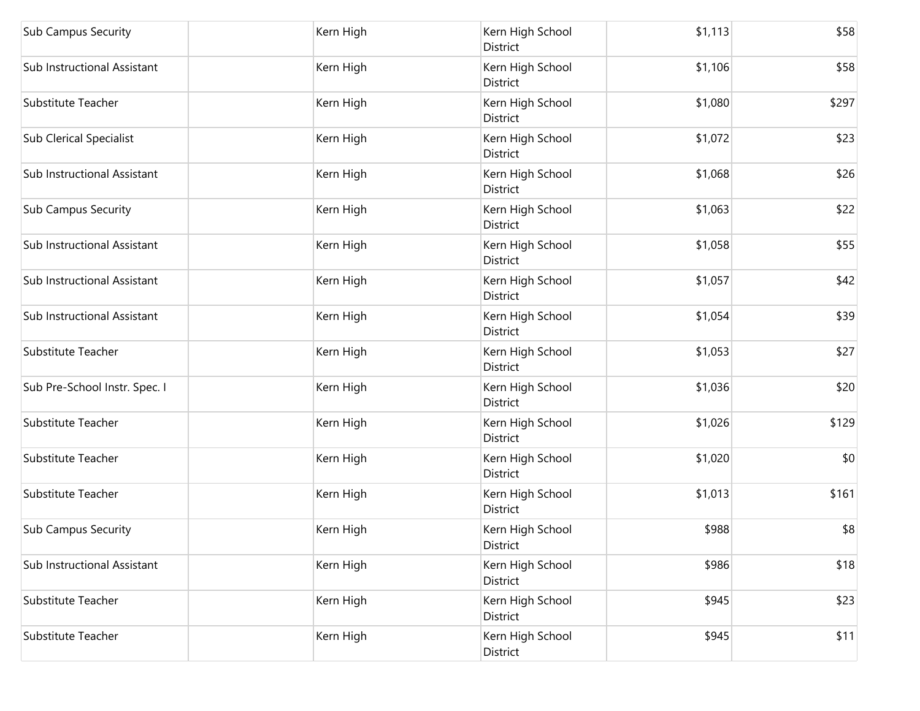| | | | | | |
|---|---|---|---|---|---|
| Sub Campus Security | | Kern High | Kern High School District | $1,113 | $58 |
| Sub Instructional Assistant | | Kern High | Kern High School District | $1,106 | $58 |
| Substitute Teacher | | Kern High | Kern High School District | $1,080 | $297 |
| Sub Clerical Specialist | | Kern High | Kern High School District | $1,072 | $23 |
| Sub Instructional Assistant | | Kern High | Kern High School District | $1,068 | $26 |
| Sub Campus Security | | Kern High | Kern High School District | $1,063 | $22 |
| Sub Instructional Assistant | | Kern High | Kern High School District | $1,058 | $55 |
| Sub Instructional Assistant | | Kern High | Kern High School District | $1,057 | $42 |
| Sub Instructional Assistant | | Kern High | Kern High School District | $1,054 | $39 |
| Substitute Teacher | | Kern High | Kern High School District | $1,053 | $27 |
| Sub Pre-School Instr. Spec. I | | Kern High | Kern High School District | $1,036 | $20 |
| Substitute Teacher | | Kern High | Kern High School District | $1,026 | $129 |
| Substitute Teacher | | Kern High | Kern High School District | $1,020 | $0 |
| Substitute Teacher | | Kern High | Kern High School District | $1,013 | $161 |
| Sub Campus Security | | Kern High | Kern High School District | $988 | $8 |
| Sub Instructional Assistant | | Kern High | Kern High School District | $986 | $18 |
| Substitute Teacher | | Kern High | Kern High School District | $945 | $23 |
| Substitute Teacher | | Kern High | Kern High School District | $945 | $11 |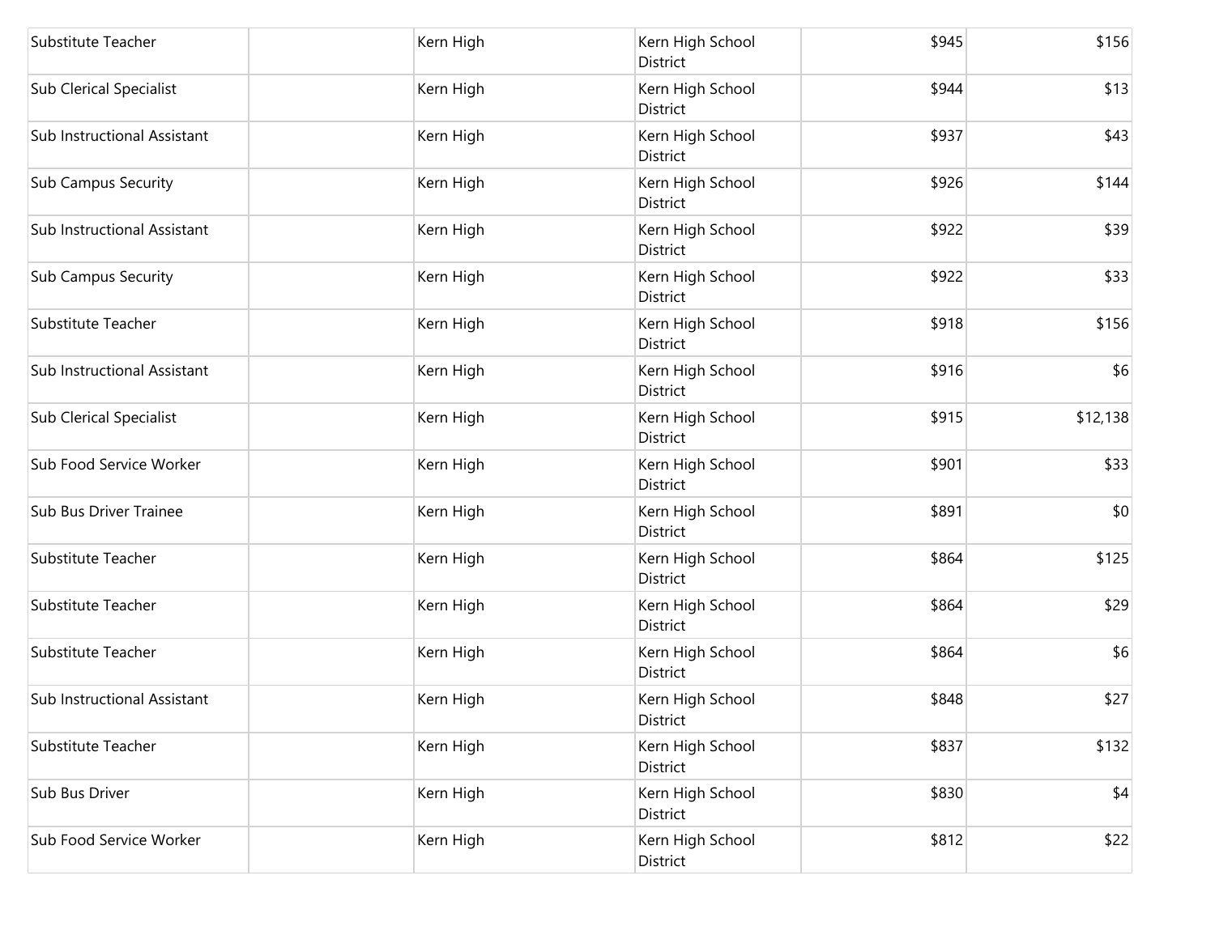| | | | | | |
|---|---|---|---|---|---|
| Substitute Teacher | | Kern High | Kern High School District | $945 | $156 |
| Sub Clerical Specialist | | Kern High | Kern High School District | $944 | $13 |
| Sub Instructional Assistant | | Kern High | Kern High School District | $937 | $43 |
| Sub Campus Security | | Kern High | Kern High School District | $926 | $144 |
| Sub Instructional Assistant | | Kern High | Kern High School District | $922 | $39 |
| Sub Campus Security | | Kern High | Kern High School District | $922 | $33 |
| Substitute Teacher | | Kern High | Kern High School District | $918 | $156 |
| Sub Instructional Assistant | | Kern High | Kern High School District | $916 | $6 |
| Sub Clerical Specialist | | Kern High | Kern High School District | $915 | $12,138 |
| Sub Food Service Worker | | Kern High | Kern High School District | $901 | $33 |
| Sub Bus Driver Trainee | | Kern High | Kern High School District | $891 | $0 |
| Substitute Teacher | | Kern High | Kern High School District | $864 | $125 |
| Substitute Teacher | | Kern High | Kern High School District | $864 | $29 |
| Substitute Teacher | | Kern High | Kern High School District | $864 | $6 |
| Sub Instructional Assistant | | Kern High | Kern High School District | $848 | $27 |
| Substitute Teacher | | Kern High | Kern High School District | $837 | $132 |
| Sub Bus Driver | | Kern High | Kern High School District | $830 | $4 |
| Sub Food Service Worker | | Kern High | Kern High School District | $812 | $22 |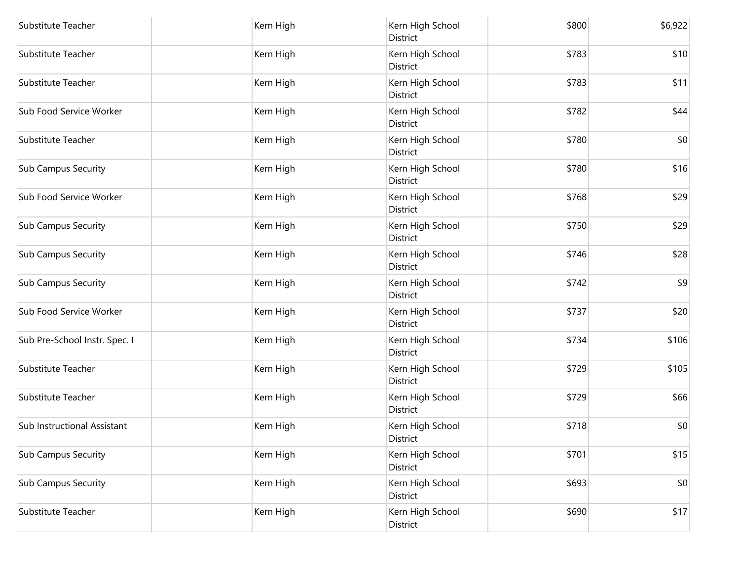| | | | | | |
|---|---|---|---|---|---|
| Substitute Teacher | | Kern High | Kern High School District | $800 | $6,922 |
| Substitute Teacher | | Kern High | Kern High School District | $783 | $10 |
| Substitute Teacher | | Kern High | Kern High School District | $783 | $11 |
| Sub Food Service Worker | | Kern High | Kern High School District | $782 | $44 |
| Substitute Teacher | | Kern High | Kern High School District | $780 | $0 |
| Sub Campus Security | | Kern High | Kern High School District | $780 | $16 |
| Sub Food Service Worker | | Kern High | Kern High School District | $768 | $29 |
| Sub Campus Security | | Kern High | Kern High School District | $750 | $29 |
| Sub Campus Security | | Kern High | Kern High School District | $746 | $28 |
| Sub Campus Security | | Kern High | Kern High School District | $742 | $9 |
| Sub Food Service Worker | | Kern High | Kern High School District | $737 | $20 |
| Sub Pre-School Instr. Spec. I | | Kern High | Kern High School District | $734 | $106 |
| Substitute Teacher | | Kern High | Kern High School District | $729 | $105 |
| Substitute Teacher | | Kern High | Kern High School District | $729 | $66 |
| Sub Instructional Assistant | | Kern High | Kern High School District | $718 | $0 |
| Sub Campus Security | | Kern High | Kern High School District | $701 | $15 |
| Sub Campus Security | | Kern High | Kern High School District | $693 | $0 |
| Substitute Teacher | | Kern High | Kern High School District | $690 | $17 |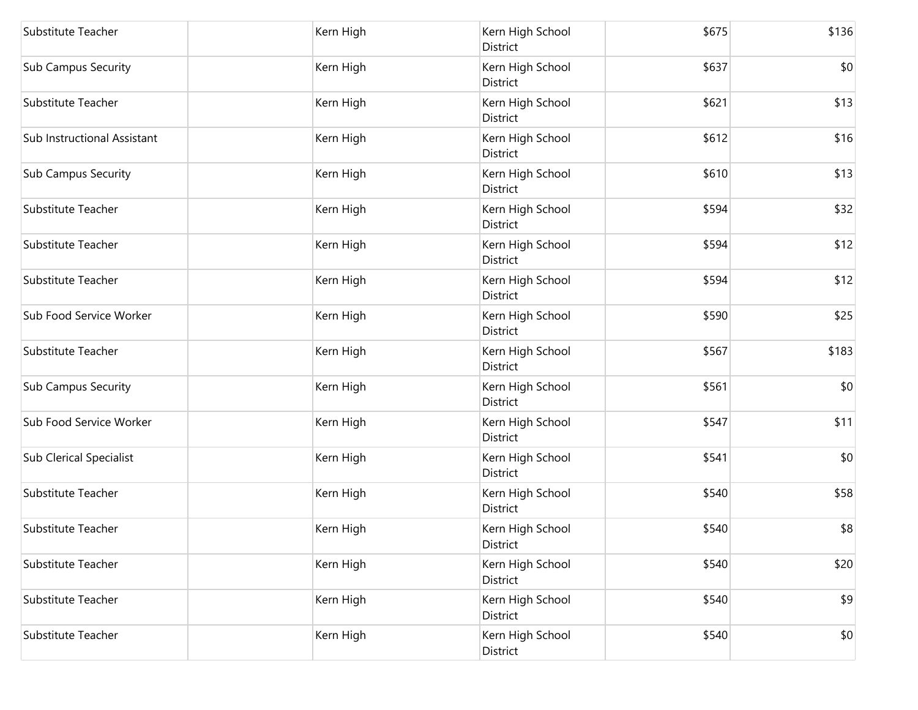| | | | | | |
|---|---|---|---|---|---|
| Substitute Teacher | | Kern High | Kern High School District | $675 | $136 |
| Sub Campus Security | | Kern High | Kern High School District | $637 | $0 |
| Substitute Teacher | | Kern High | Kern High School District | $621 | $13 |
| Sub Instructional Assistant | | Kern High | Kern High School District | $612 | $16 |
| Sub Campus Security | | Kern High | Kern High School District | $610 | $13 |
| Substitute Teacher | | Kern High | Kern High School District | $594 | $32 |
| Substitute Teacher | | Kern High | Kern High School District | $594 | $12 |
| Substitute Teacher | | Kern High | Kern High School District | $594 | $12 |
| Sub Food Service Worker | | Kern High | Kern High School District | $590 | $25 |
| Substitute Teacher | | Kern High | Kern High School District | $567 | $183 |
| Sub Campus Security | | Kern High | Kern High School District | $561 | $0 |
| Sub Food Service Worker | | Kern High | Kern High School District | $547 | $11 |
| Sub Clerical Specialist | | Kern High | Kern High School District | $541 | $0 |
| Substitute Teacher | | Kern High | Kern High School District | $540 | $58 |
| Substitute Teacher | | Kern High | Kern High School District | $540 | $8 |
| Substitute Teacher | | Kern High | Kern High School District | $540 | $20 |
| Substitute Teacher | | Kern High | Kern High School District | $540 | $9 |
| Substitute Teacher | | Kern High | Kern High School District | $540 | $0 |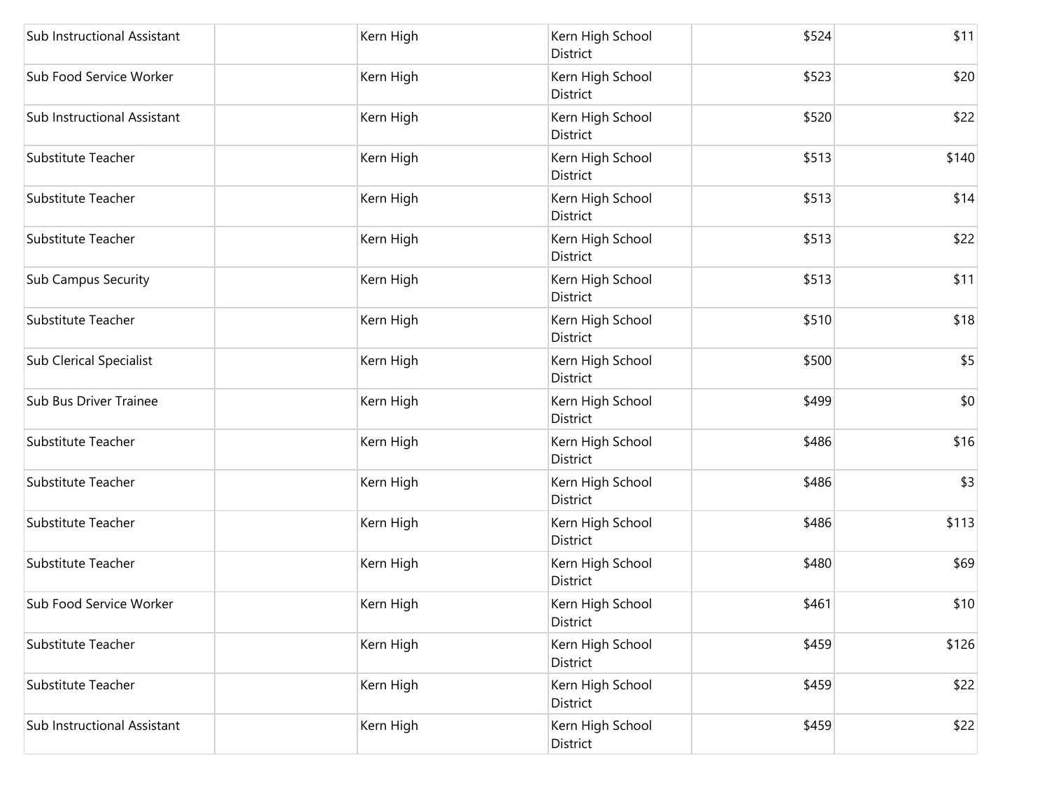| | | | | | |
|---|---|---|---|---|---|
| Sub Instructional Assistant | | Kern High | Kern High School District | $524 | $11 |
| Sub Food Service Worker | | Kern High | Kern High School District | $523 | $20 |
| Sub Instructional Assistant | | Kern High | Kern High School District | $520 | $22 |
| Substitute Teacher | | Kern High | Kern High School District | $513 | $140 |
| Substitute Teacher | | Kern High | Kern High School District | $513 | $14 |
| Substitute Teacher | | Kern High | Kern High School District | $513 | $22 |
| Sub Campus Security | | Kern High | Kern High School District | $513 | $11 |
| Substitute Teacher | | Kern High | Kern High School District | $510 | $18 |
| Sub Clerical Specialist | | Kern High | Kern High School District | $500 | $5 |
| Sub Bus Driver Trainee | | Kern High | Kern High School District | $499 | $0 |
| Substitute Teacher | | Kern High | Kern High School District | $486 | $16 |
| Substitute Teacher | | Kern High | Kern High School District | $486 | $3 |
| Substitute Teacher | | Kern High | Kern High School District | $486 | $113 |
| Substitute Teacher | | Kern High | Kern High School District | $480 | $69 |
| Sub Food Service Worker | | Kern High | Kern High School District | $461 | $10 |
| Substitute Teacher | | Kern High | Kern High School District | $459 | $126 |
| Substitute Teacher | | Kern High | Kern High School District | $459 | $22 |
| Sub Instructional Assistant | | Kern High | Kern High School District | $459 | $22 |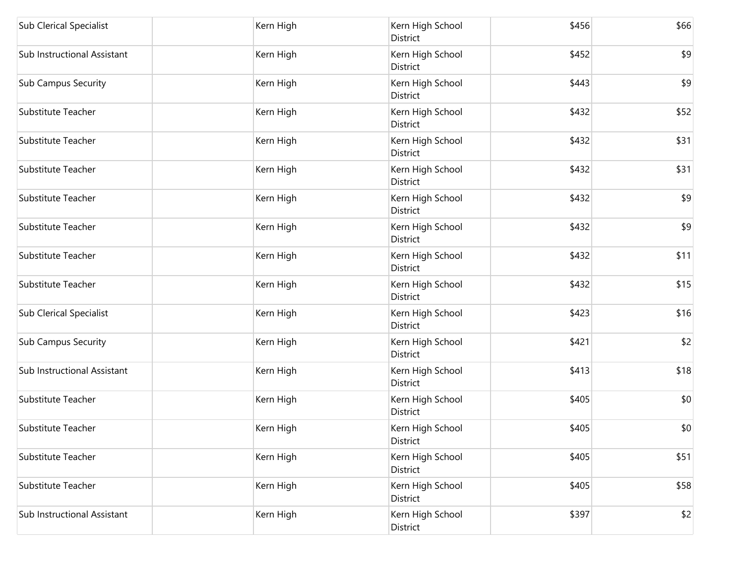| | | | | | |
|---|---|---|---|---|---|
| Sub Clerical Specialist | | Kern High | Kern High School District | $456 | $66 |
| Sub Instructional Assistant | | Kern High | Kern High School District | $452 | $9 |
| Sub Campus Security | | Kern High | Kern High School District | $443 | $9 |
| Substitute Teacher | | Kern High | Kern High School District | $432 | $52 |
| Substitute Teacher | | Kern High | Kern High School District | $432 | $31 |
| Substitute Teacher | | Kern High | Kern High School District | $432 | $31 |
| Substitute Teacher | | Kern High | Kern High School District | $432 | $9 |
| Substitute Teacher | | Kern High | Kern High School District | $432 | $9 |
| Substitute Teacher | | Kern High | Kern High School District | $432 | $11 |
| Substitute Teacher | | Kern High | Kern High School District | $432 | $15 |
| Sub Clerical Specialist | | Kern High | Kern High School District | $423 | $16 |
| Sub Campus Security | | Kern High | Kern High School District | $421 | $2 |
| Sub Instructional Assistant | | Kern High | Kern High School District | $413 | $18 |
| Substitute Teacher | | Kern High | Kern High School District | $405 | $0 |
| Substitute Teacher | | Kern High | Kern High School District | $405 | $0 |
| Substitute Teacher | | Kern High | Kern High School District | $405 | $51 |
| Substitute Teacher | | Kern High | Kern High School District | $405 | $58 |
| Sub Instructional Assistant | | Kern High | Kern High School District | $397 | $2 |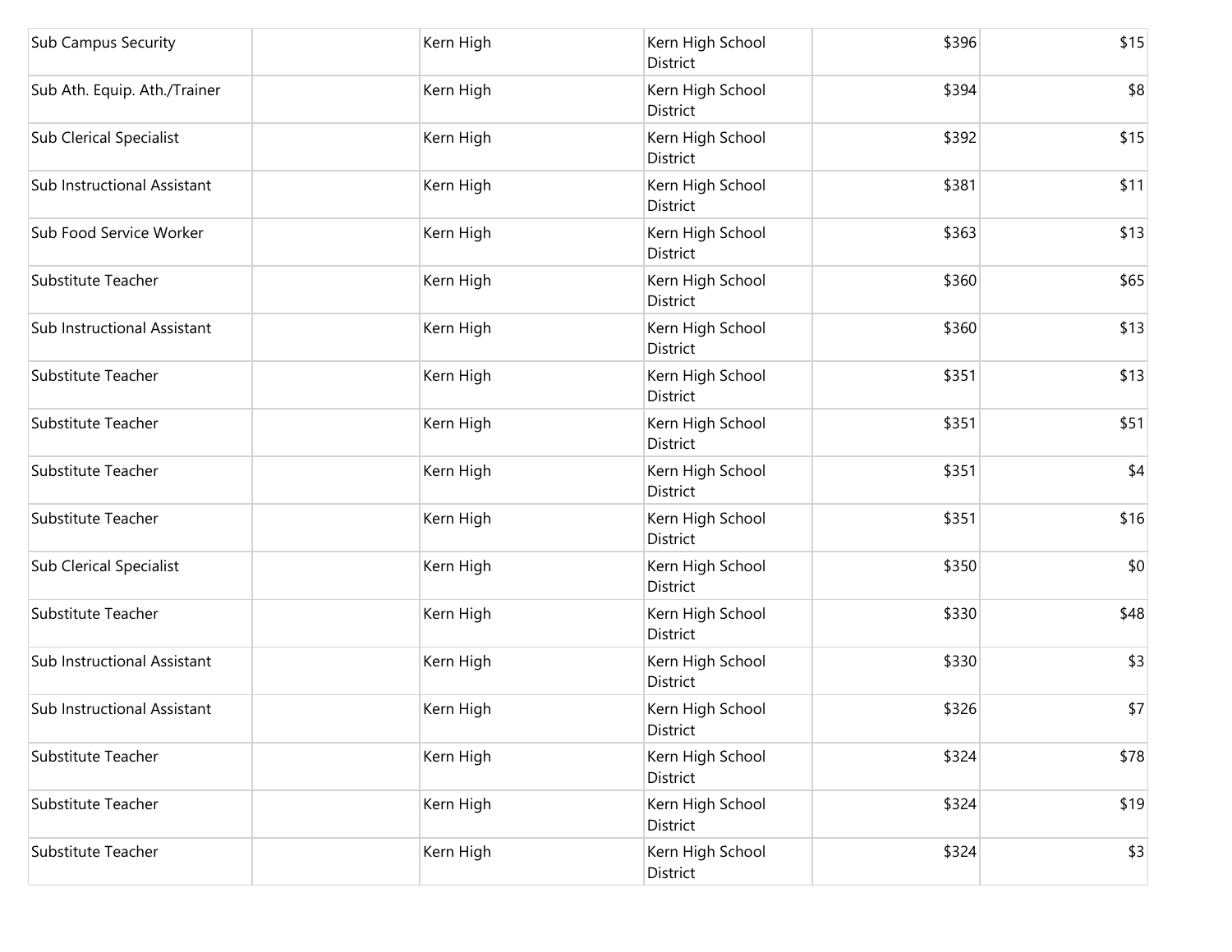| | | | | | |
|---|---|---|---|---|---|
| Sub Campus Security | | Kern High | Kern High School District | $396 | $15 |
| Sub Ath. Equip. Ath./Trainer | | Kern High | Kern High School District | $394 | $8 |
| Sub Clerical Specialist | | Kern High | Kern High School District | $392 | $15 |
| Sub Instructional Assistant | | Kern High | Kern High School District | $381 | $11 |
| Sub Food Service Worker | | Kern High | Kern High School District | $363 | $13 |
| Substitute Teacher | | Kern High | Kern High School District | $360 | $65 |
| Sub Instructional Assistant | | Kern High | Kern High School District | $360 | $13 |
| Substitute Teacher | | Kern High | Kern High School District | $351 | $13 |
| Substitute Teacher | | Kern High | Kern High School District | $351 | $51 |
| Substitute Teacher | | Kern High | Kern High School District | $351 | $4 |
| Substitute Teacher | | Kern High | Kern High School District | $351 | $16 |
| Sub Clerical Specialist | | Kern High | Kern High School District | $350 | $0 |
| Substitute Teacher | | Kern High | Kern High School District | $330 | $48 |
| Sub Instructional Assistant | | Kern High | Kern High School District | $330 | $3 |
| Sub Instructional Assistant | | Kern High | Kern High School District | $326 | $7 |
| Substitute Teacher | | Kern High | Kern High School District | $324 | $78 |
| Substitute Teacher | | Kern High | Kern High School District | $324 | $19 |
| Substitute Teacher | | Kern High | Kern High School District | $324 | $3 |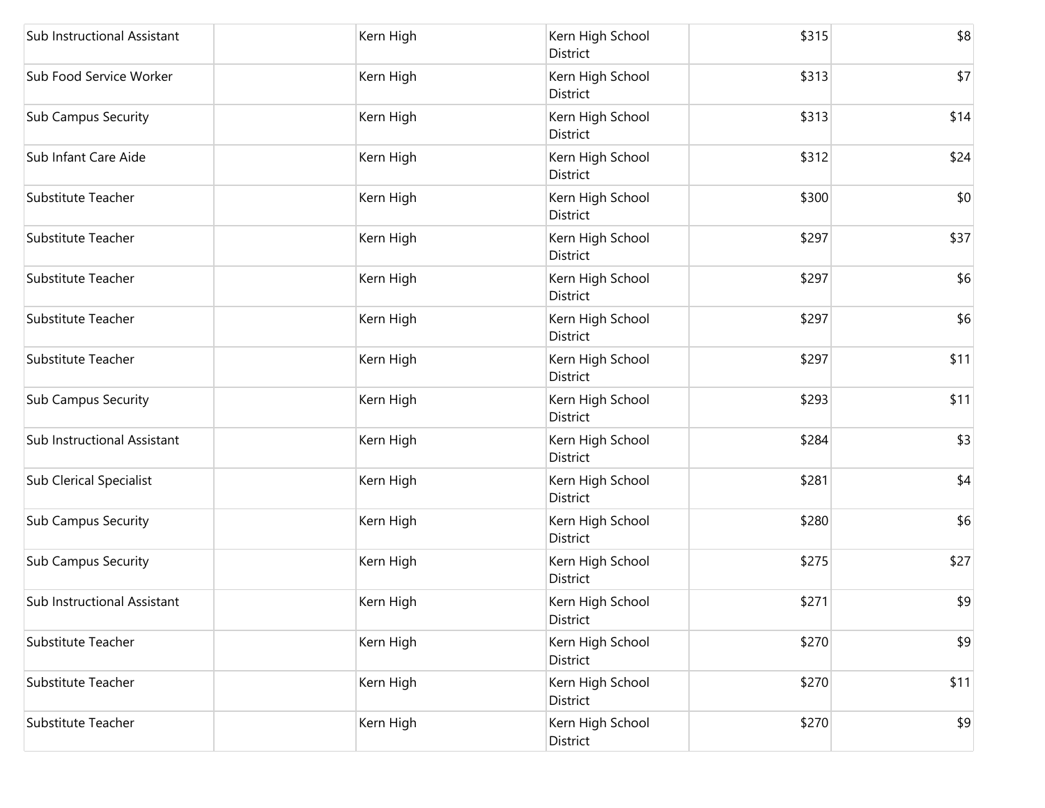| | | | | | |
|---|---|---|---|---|---|
| Sub Instructional Assistant | | Kern High | Kern High School District | $315 | $8 |
| Sub Food Service Worker | | Kern High | Kern High School District | $313 | $7 |
| Sub Campus Security | | Kern High | Kern High School District | $313 | $14 |
| Sub Infant Care Aide | | Kern High | Kern High School District | $312 | $24 |
| Substitute Teacher | | Kern High | Kern High School District | $300 | $0 |
| Substitute Teacher | | Kern High | Kern High School District | $297 | $37 |
| Substitute Teacher | | Kern High | Kern High School District | $297 | $6 |
| Substitute Teacher | | Kern High | Kern High School District | $297 | $6 |
| Substitute Teacher | | Kern High | Kern High School District | $297 | $11 |
| Sub Campus Security | | Kern High | Kern High School District | $293 | $11 |
| Sub Instructional Assistant | | Kern High | Kern High School District | $284 | $3 |
| Sub Clerical Specialist | | Kern High | Kern High School District | $281 | $4 |
| Sub Campus Security | | Kern High | Kern High School District | $280 | $6 |
| Sub Campus Security | | Kern High | Kern High School District | $275 | $27 |
| Sub Instructional Assistant | | Kern High | Kern High School District | $271 | $9 |
| Substitute Teacher | | Kern High | Kern High School District | $270 | $9 |
| Substitute Teacher | | Kern High | Kern High School District | $270 | $11 |
| Substitute Teacher | | Kern High | Kern High School District | $270 | $9 |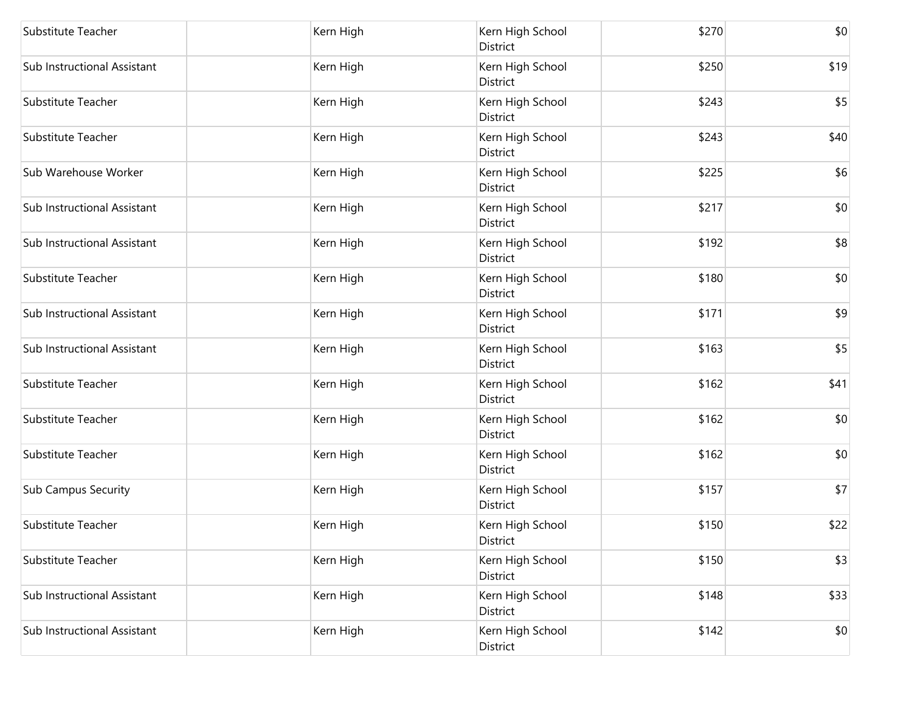| | | | | | |
|---|---|---|---|---|---|
| Substitute Teacher | | Kern High | Kern High School District | $270 | $0 |
| Sub Instructional Assistant | | Kern High | Kern High School District | $250 | $19 |
| Substitute Teacher | | Kern High | Kern High School District | $243 | $5 |
| Substitute Teacher | | Kern High | Kern High School District | $243 | $40 |
| Sub Warehouse Worker | | Kern High | Kern High School District | $225 | $6 |
| Sub Instructional Assistant | | Kern High | Kern High School District | $217 | $0 |
| Sub Instructional Assistant | | Kern High | Kern High School District | $192 | $8 |
| Substitute Teacher | | Kern High | Kern High School District | $180 | $0 |
| Sub Instructional Assistant | | Kern High | Kern High School District | $171 | $9 |
| Sub Instructional Assistant | | Kern High | Kern High School District | $163 | $5 |
| Substitute Teacher | | Kern High | Kern High School District | $162 | $41 |
| Substitute Teacher | | Kern High | Kern High School District | $162 | $0 |
| Substitute Teacher | | Kern High | Kern High School District | $162 | $0 |
| Sub Campus Security | | Kern High | Kern High School District | $157 | $7 |
| Substitute Teacher | | Kern High | Kern High School District | $150 | $22 |
| Substitute Teacher | | Kern High | Kern High School District | $150 | $3 |
| Sub Instructional Assistant | | Kern High | Kern High School District | $148 | $33 |
| Sub Instructional Assistant | | Kern High | Kern High School District | $142 | $0 |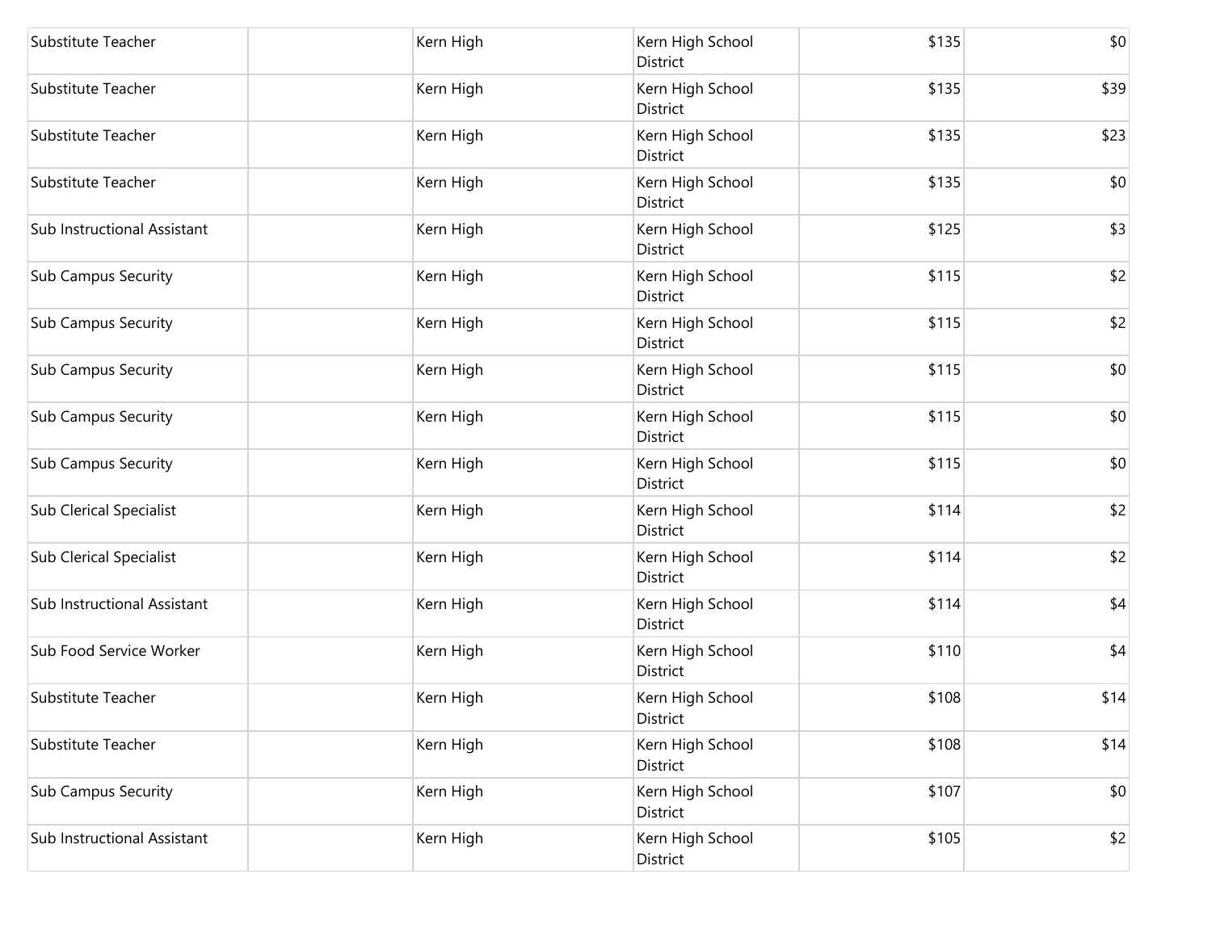| | | | | | |
|---|---|---|---|---|---|
| Substitute Teacher | | Kern High | Kern High School District | $135 | $0 |
| Substitute Teacher | | Kern High | Kern High School District | $135 | $39 |
| Substitute Teacher | | Kern High | Kern High School District | $135 | $23 |
| Substitute Teacher | | Kern High | Kern High School District | $135 | $0 |
| Sub Instructional Assistant | | Kern High | Kern High School District | $125 | $3 |
| Sub Campus Security | | Kern High | Kern High School District | $115 | $2 |
| Sub Campus Security | | Kern High | Kern High School District | $115 | $2 |
| Sub Campus Security | | Kern High | Kern High School District | $115 | $0 |
| Sub Campus Security | | Kern High | Kern High School District | $115 | $0 |
| Sub Campus Security | | Kern High | Kern High School District | $115 | $0 |
| Sub Clerical Specialist | | Kern High | Kern High School District | $114 | $2 |
| Sub Clerical Specialist | | Kern High | Kern High School District | $114 | $2 |
| Sub Instructional Assistant | | Kern High | Kern High School District | $114 | $4 |
| Sub Food Service Worker | | Kern High | Kern High School District | $110 | $4 |
| Substitute Teacher | | Kern High | Kern High School District | $108 | $14 |
| Substitute Teacher | | Kern High | Kern High School District | $108 | $14 |
| Sub Campus Security | | Kern High | Kern High School District | $107 | $0 |
| Sub Instructional Assistant | | Kern High | Kern High School District | $105 | $2 |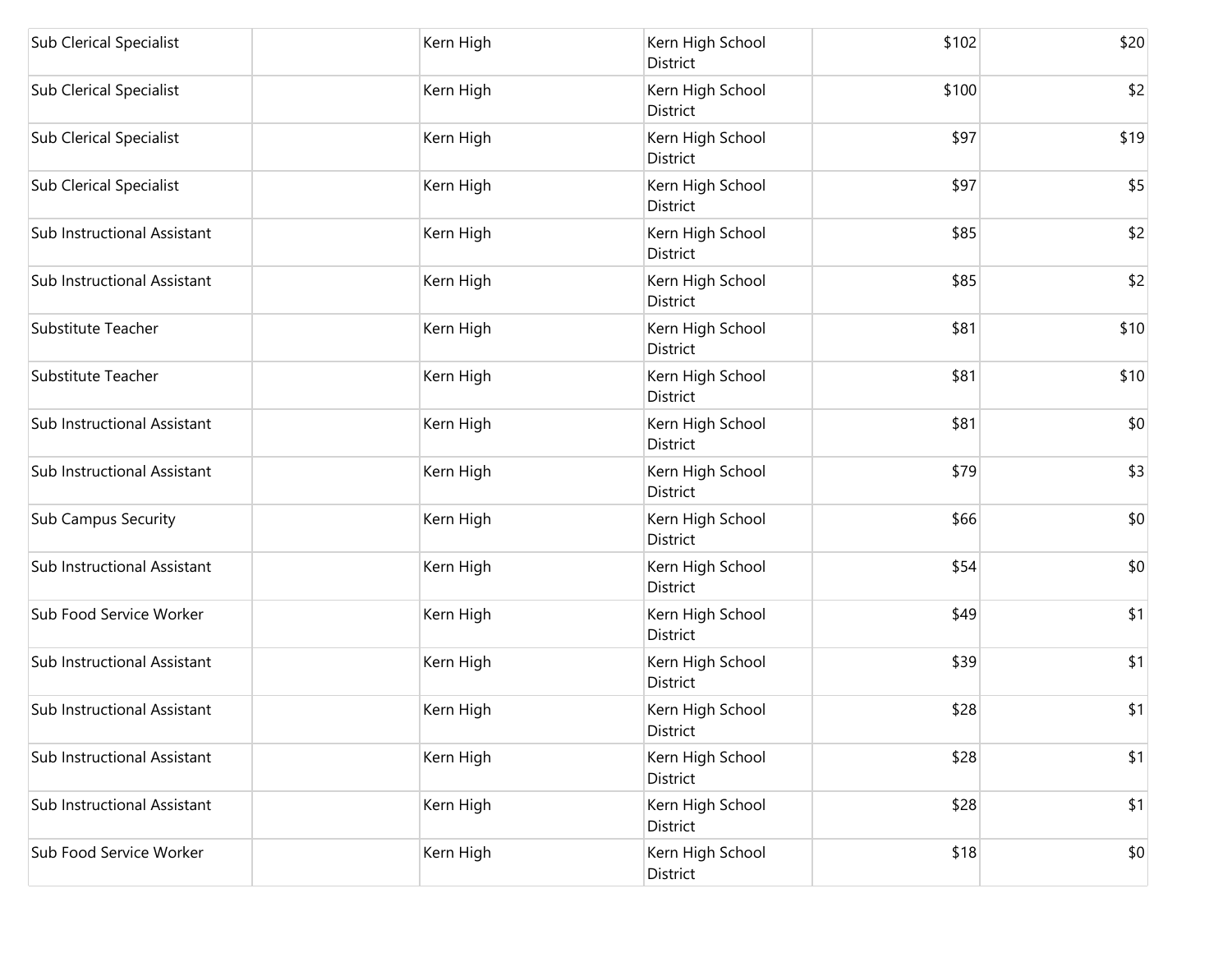| | | | | | |
|---|---|---|---|---|---|
| Sub Clerical Specialist | | Kern High | Kern High School District | $102 | $20 |
| Sub Clerical Specialist | | Kern High | Kern High School District | $100 | $2 |
| Sub Clerical Specialist | | Kern High | Kern High School District | $97 | $19 |
| Sub Clerical Specialist | | Kern High | Kern High School District | $97 | $5 |
| Sub Instructional Assistant | | Kern High | Kern High School District | $85 | $2 |
| Sub Instructional Assistant | | Kern High | Kern High School District | $85 | $2 |
| Substitute Teacher | | Kern High | Kern High School District | $81 | $10 |
| Substitute Teacher | | Kern High | Kern High School District | $81 | $10 |
| Sub Instructional Assistant | | Kern High | Kern High School District | $81 | $0 |
| Sub Instructional Assistant | | Kern High | Kern High School District | $79 | $3 |
| Sub Campus Security | | Kern High | Kern High School District | $66 | $0 |
| Sub Instructional Assistant | | Kern High | Kern High School District | $54 | $0 |
| Sub Food Service Worker | | Kern High | Kern High School District | $49 | $1 |
| Sub Instructional Assistant | | Kern High | Kern High School District | $39 | $1 |
| Sub Instructional Assistant | | Kern High | Kern High School District | $28 | $1 |
| Sub Instructional Assistant | | Kern High | Kern High School District | $28 | $1 |
| Sub Instructional Assistant | | Kern High | Kern High School District | $28 | $1 |
| Sub Food Service Worker | | Kern High | Kern High School District | $18 | $0 |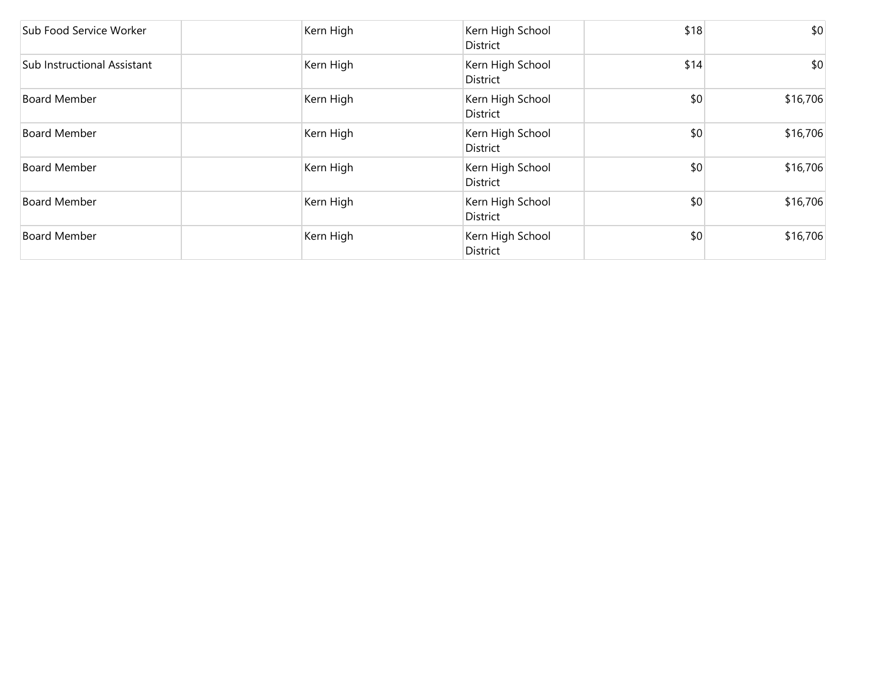| | | | | | |
|---|---|---|---|---|---|
| Sub Food Service Worker | | Kern High | Kern High School District | $18 | $0 |
| Sub Instructional Assistant | | Kern High | Kern High School District | $14 | $0 |
| Board Member | | Kern High | Kern High School District | $0 | $16,706 |
| Board Member | | Kern High | Kern High School District | $0 | $16,706 |
| Board Member | | Kern High | Kern High School District | $0 | $16,706 |
| Board Member | | Kern High | Kern High School District | $0 | $16,706 |
| Board Member | | Kern High | Kern High School District | $0 | $16,706 |